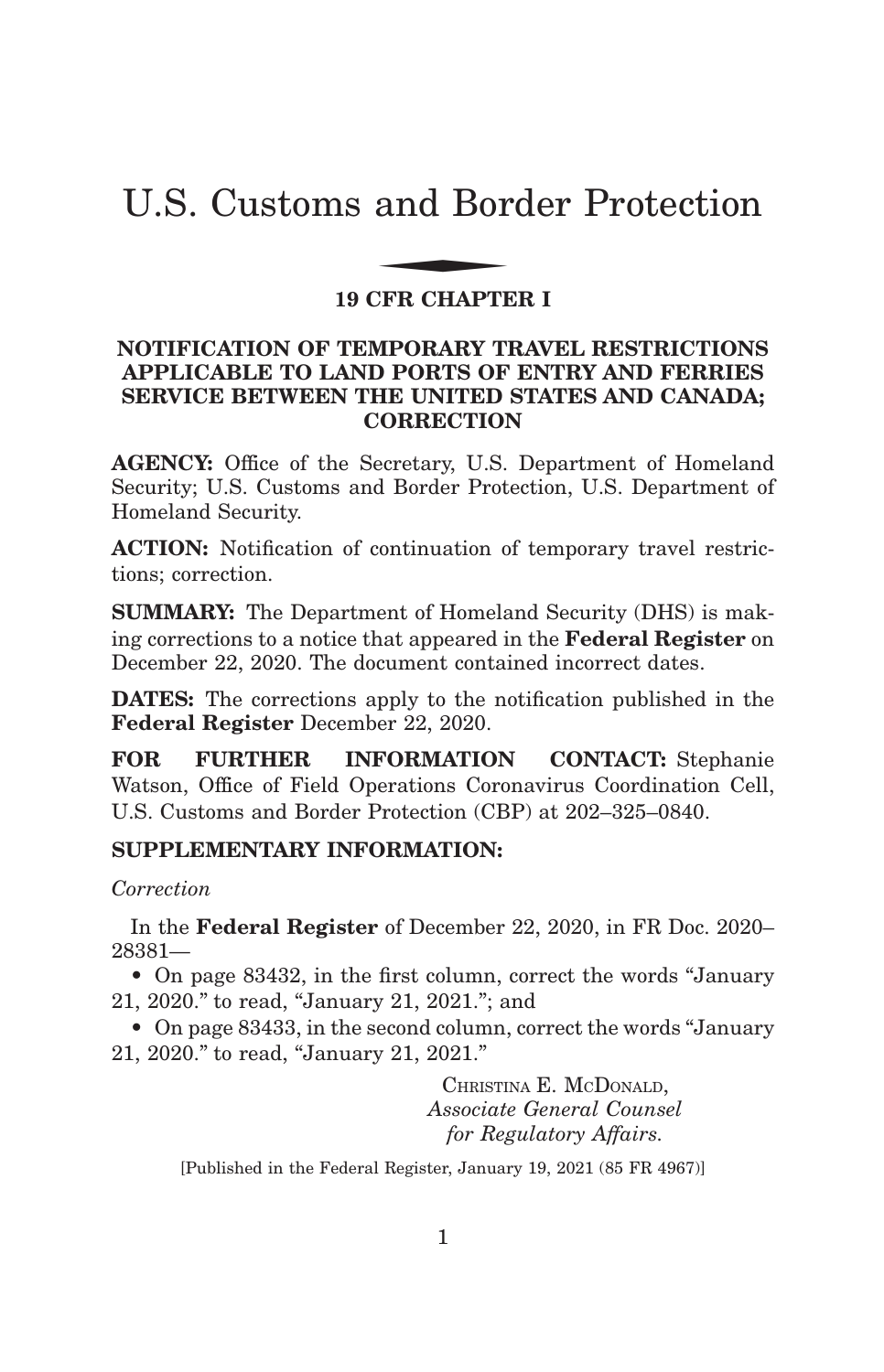# U.S. Customs and Border Protection

## 19 CFR CHAPTER I

### NOTIFICATION OF TEMPORARY TRAVEL RESTRICTIONS APPLICABLE TO LAND PORTS OF ENTRY AND FERRIES SERVICE BETWEEN THE UNITED STATES AND CANADA; CORRECTION

**AGENCY:** Office of the Secretary, U.S. Department of Homeland Security; U.S. Customs and Border Protection, U.S. Department of Homeland Security.

**ACTION:** Notification of continuation of temporary travel restrictions; correction.

**SUMMARY:** The Department of Homeland Security (DHS) is making corrections to a notice that appeared in the **Federal Register** on December 22, 2020. The document contained incorrect dates.

**DATES:** The corrections apply to the notification published in the **Federal Register** December 22, 2020.

**FOR FURTHER INFORMATION CONTACT:** Stephanie Watson, Office of Field Operations Coronavirus Coordination Cell, U.S. Customs and Border Protection (CBP) at 202–325–0840.

**SUPPLEMENTARY INFORMATION:**

*Correction*

In the **Federal Register** of December 22, 2020, in FR Doc. 2020–28381—

- On page 83432, in the first column, correct the words "January 21, 2020." to read, "January 21, 2021."; and
- On page 83433, in the second column, correct the words "January 21, 2020." to read, "January 21, 2021."

CHRISTINA E. MCDONALD,
*Associate General Counsel for Regulatory Affairs.*

[Published in the Federal Register, January 19, 2021 (85 FR 4967)]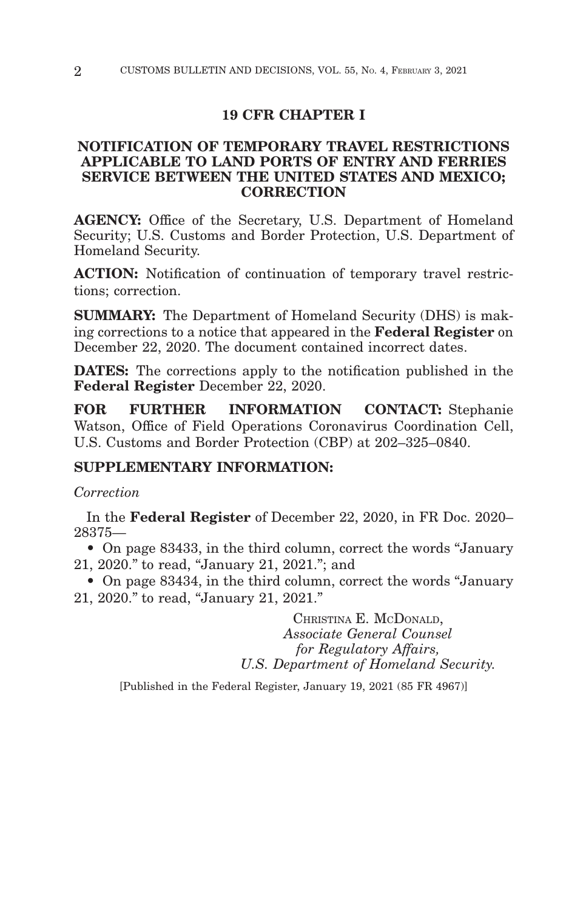## 19 CFR CHAPTER I

## NOTIFICATION OF TEMPORARY TRAVEL RESTRICTIONS APPLICABLE TO LAND PORTS OF ENTRY AND FERRIES SERVICE BETWEEN THE UNITED STATES AND MEXICO; CORRECTION

**AGENCY:** Office of the Secretary, U.S. Department of Homeland Security; U.S. Customs and Border Protection, U.S. Department of Homeland Security.

**ACTION:** Notification of continuation of temporary travel restrictions; correction.

**SUMMARY:** The Department of Homeland Security (DHS) is making corrections to a notice that appeared in the **Federal Register** on December 22, 2020. The document contained incorrect dates.

**DATES:** The corrections apply to the notification published in the **Federal Register** December 22, 2020.

**FOR FURTHER INFORMATION CONTACT:** Stephanie Watson, Office of Field Operations Coronavirus Coordination Cell, U.S. Customs and Border Protection (CBP) at 202–325–0840.

**SUPPLEMENTARY INFORMATION:**

*Correction*

In the **Federal Register** of December 22, 2020, in FR Doc. 2020–28375—

- On page 83433, in the third column, correct the words "January 21, 2020." to read, "January 21, 2021."; and
- On page 83434, in the third column, correct the words "January 21, 2020." to read, "January 21, 2021."

CHRISTINA E. MCDONALD,
*Associate General Counsel for Regulatory Affairs,*
*U.S. Department of Homeland Security.*

[Published in the Federal Register, January 19, 2021 (85 FR 4967)]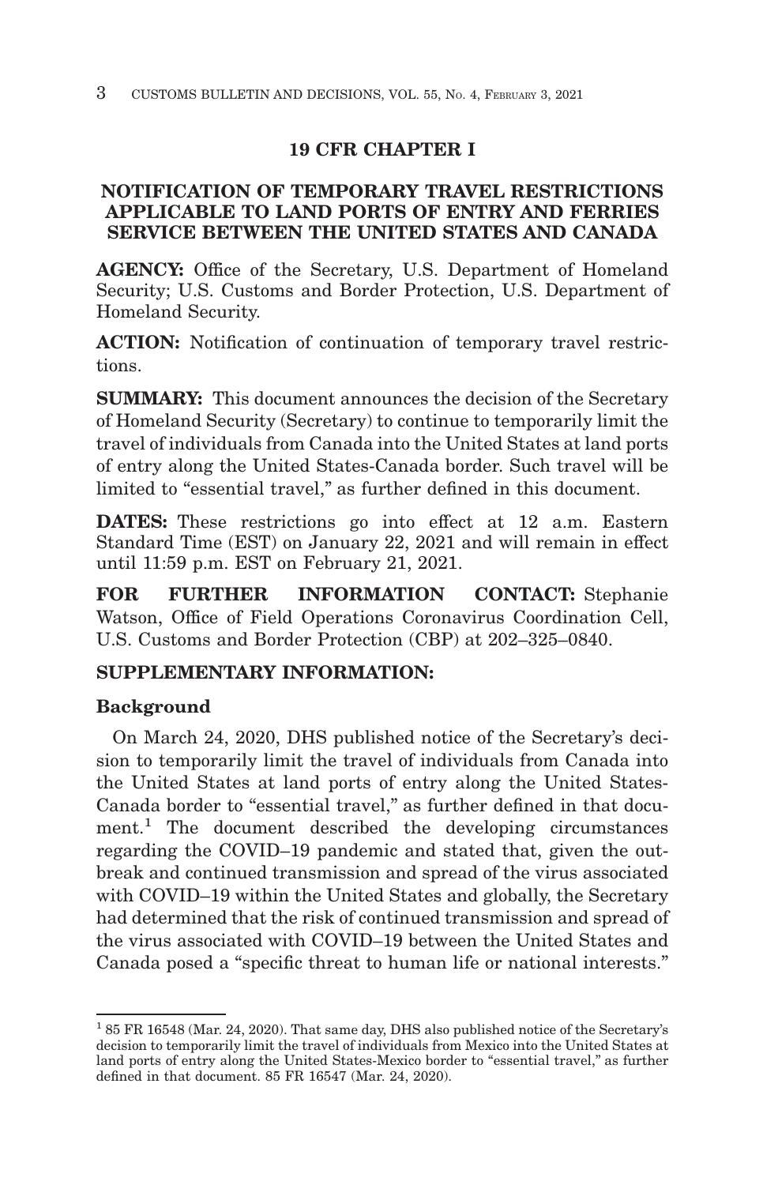## 19 CFR CHAPTER I

## NOTIFICATION OF TEMPORARY TRAVEL RESTRICTIONS APPLICABLE TO LAND PORTS OF ENTRY AND FERRIES SERVICE BETWEEN THE UNITED STATES AND CANADA

**AGENCY:** Office of the Secretary, U.S. Department of Homeland Security; U.S. Customs and Border Protection, U.S. Department of Homeland Security.

**ACTION:** Notification of continuation of temporary travel restrictions.

**SUMMARY:** This document announces the decision of the Secretary of Homeland Security (Secretary) to continue to temporarily limit the travel of individuals from Canada into the United States at land ports of entry along the United States-Canada border. Such travel will be limited to "essential travel," as further defined in this document.

**DATES:** These restrictions go into effect at 12 a.m. Eastern Standard Time (EST) on January 22, 2021 and will remain in effect until 11:59 p.m. EST on February 21, 2021.

**FOR FURTHER INFORMATION CONTACT:** Stephanie Watson, Office of Field Operations Coronavirus Coordination Cell, U.S. Customs and Border Protection (CBP) at 202–325–0840.

**SUPPLEMENTARY INFORMATION:**

**Background**

On March 24, 2020, DHS published notice of the Secretary's decision to temporarily limit the travel of individuals from Canada into the United States at land ports of entry along the United States-Canada border to "essential travel," as further defined in that document.[1] The document described the developing circumstances regarding the COVID–19 pandemic and stated that, given the outbreak and continued transmission and spread of the virus associated with COVID–19 within the United States and globally, the Secretary had determined that the risk of continued transmission and spread of the virus associated with COVID–19 between the United States and Canada posed a "specific threat to human life or national interests."

---

[1] 85 FR 16548 (Mar. 24, 2020). That same day, DHS also published notice of the Secretary's decision to temporarily limit the travel of individuals from Mexico into the United States at land ports of entry along the United States-Mexico border to "essential travel," as further defined in that document. 85 FR 16547 (Mar. 24, 2020).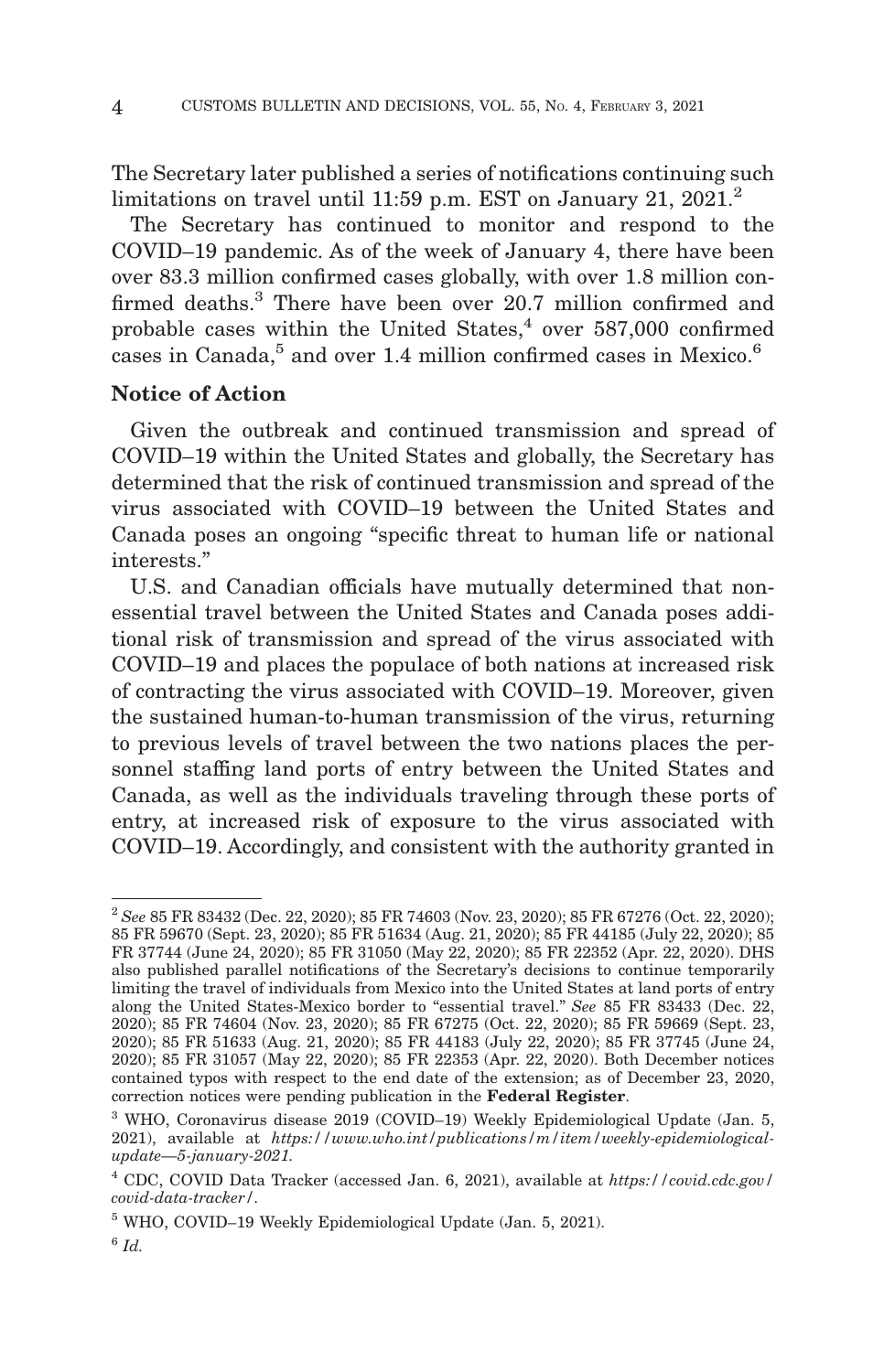The Secretary later published a series of notifications continuing such limitations on travel until 11:59 p.m. EST on January 21, 2021.[2]

The Secretary has continued to monitor and respond to the COVID–19 pandemic. As of the week of January 4, there have been over 83.3 million confirmed cases globally, with over 1.8 million confirmed deaths.[3] There have been over 20.7 million confirmed and probable cases within the United States,[4] over 587,000 confirmed cases in Canada,[5] and over 1.4 million confirmed cases in Mexico.[6]

**Notice of Action**

Given the outbreak and continued transmission and spread of COVID–19 within the United States and globally, the Secretary has determined that the risk of continued transmission and spread of the virus associated with COVID–19 between the United States and Canada poses an ongoing "specific threat to human life or national interests."

U.S. and Canadian officials have mutually determined that non-essential travel between the United States and Canada poses additional risk of transmission and spread of the virus associated with COVID–19 and places the populace of both nations at increased risk of contracting the virus associated with COVID–19. Moreover, given the sustained human-to-human transmission of the virus, returning to previous levels of travel between the two nations places the personnel staffing land ports of entry between the United States and Canada, as well as the individuals traveling through these ports of entry, at increased risk of exposure to the virus associated with COVID–19. Accordingly, and consistent with the authority granted in

---

[2] *See* 85 FR 83432 (Dec. 22, 2020); 85 FR 74603 (Nov. 23, 2020); 85 FR 67276 (Oct. 22, 2020); 85 FR 59670 (Sept. 23, 2020); 85 FR 51634 (Aug. 21, 2020); 85 FR 44185 (July 22, 2020); 85 FR 37744 (June 24, 2020); 85 FR 31050 (May 22, 2020); 85 FR 22352 (Apr. 22, 2020). DHS also published parallel notifications of the Secretary's decisions to continue temporarily limiting the travel of individuals from Mexico into the United States at land ports of entry along the United States-Mexico border to "essential travel." *See* 85 FR 83433 (Dec. 22, 2020); 85 FR 74604 (Nov. 23, 2020); 85 FR 67275 (Oct. 22, 2020); 85 FR 59669 (Sept. 23, 2020); 85 FR 51633 (Aug. 21, 2020); 85 FR 44183 (July 22, 2020); 85 FR 37745 (June 24, 2020); 85 FR 31057 (May 22, 2020); 85 FR 22353 (Apr. 22, 2020). Both December notices contained typos with respect to the end date of the extension; as of December 23, 2020, correction notices were pending publication in the **Federal Register**.

[3] WHO, Coronavirus disease 2019 (COVID–19) Weekly Epidemiological Update (Jan. 5, 2021), available at *https://www.who.int/publications/m/item/weekly-epidemiological-update—5-january-2021.*

[4] CDC, COVID Data Tracker (accessed Jan. 6, 2021), available at *https://covid.cdc.gov/covid-data-tracker/*.

[5] WHO, COVID–19 Weekly Epidemiological Update (Jan. 5, 2021).

[6] *Id.*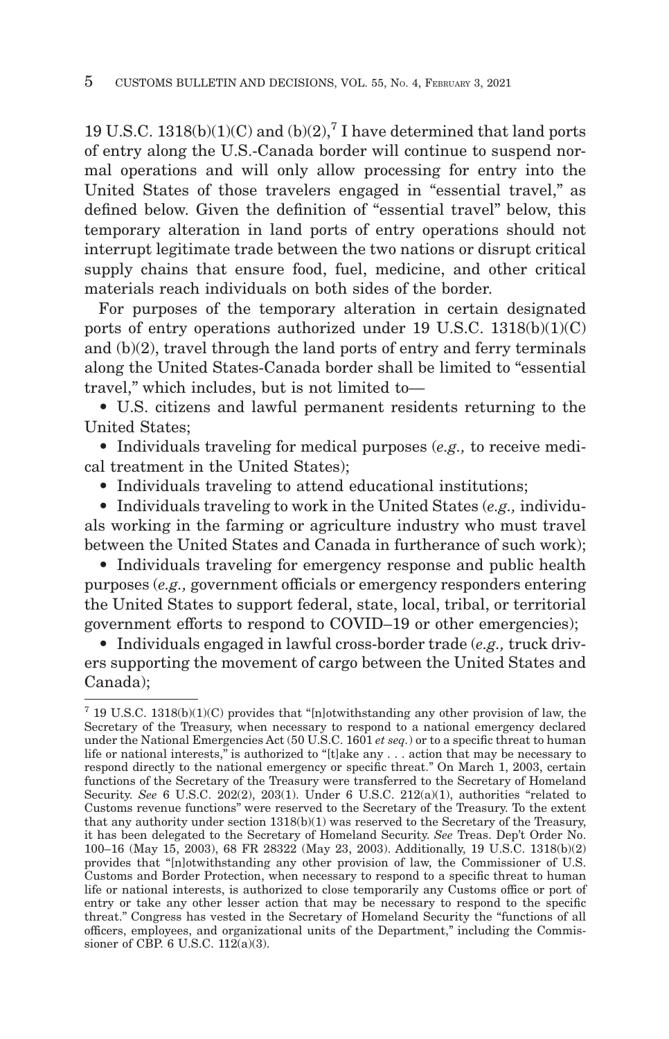19 U.S.C. 1318(b)(1)(C) and (b)(2),[7] I have determined that land ports of entry along the U.S.-Canada border will continue to suspend normal operations and will only allow processing for entry into the United States of those travelers engaged in "essential travel," as defined below. Given the definition of "essential travel" below, this temporary alteration in land ports of entry operations should not interrupt legitimate trade between the two nations or disrupt critical supply chains that ensure food, fuel, medicine, and other critical materials reach individuals on both sides of the border.

For purposes of the temporary alteration in certain designated ports of entry operations authorized under 19 U.S.C. 1318(b)(1)(C) and (b)(2), travel through the land ports of entry and ferry terminals along the United States-Canada border shall be limited to "essential travel," which includes, but is not limited to—

- U.S. citizens and lawful permanent residents returning to the United States;
- Individuals traveling for medical purposes (*e.g.,* to receive medical treatment in the United States);
- Individuals traveling to attend educational institutions;
- Individuals traveling to work in the United States (*e.g.,* individuals working in the farming or agriculture industry who must travel between the United States and Canada in furtherance of such work);
- Individuals traveling for emergency response and public health purposes (*e.g.,* government officials or emergency responders entering the United States to support federal, state, local, tribal, or territorial government efforts to respond to COVID–19 or other emergencies);
- Individuals engaged in lawful cross-border trade (*e.g.,* truck drivers supporting the movement of cargo between the United States and Canada);

---

[7] 19 U.S.C. 1318(b)(1)(C) provides that "[n]otwithstanding any other provision of law, the Secretary of the Treasury, when necessary to respond to a national emergency declared under the National Emergencies Act (50 U.S.C. 1601 *et seq.*) or to a specific threat to human life or national interests," is authorized to "[t]ake any . . . action that may be necessary to respond directly to the national emergency or specific threat." On March 1, 2003, certain functions of the Secretary of the Treasury were transferred to the Secretary of Homeland Security. *See* 6 U.S.C. 202(2), 203(1). Under 6 U.S.C. 212(a)(1), authorities "related to Customs revenue functions" were reserved to the Secretary of the Treasury. To the extent that any authority under section 1318(b)(1) was reserved to the Secretary of the Treasury, it has been delegated to the Secretary of Homeland Security. *See* Treas. Dep't Order No. 100–16 (May 15, 2003), 68 FR 28322 (May 23, 2003). Additionally, 19 U.S.C. 1318(b)(2) provides that "[n]otwithstanding any other provision of law, the Commissioner of U.S. Customs and Border Protection, when necessary to respond to a specific threat to human life or national interests, is authorized to close temporarily any Customs office or port of entry or take any other lesser action that may be necessary to respond to the specific threat." Congress has vested in the Secretary of Homeland Security the "functions of all officers, employees, and organizational units of the Department," including the Commissioner of CBP. 6 U.S.C. 112(a)(3).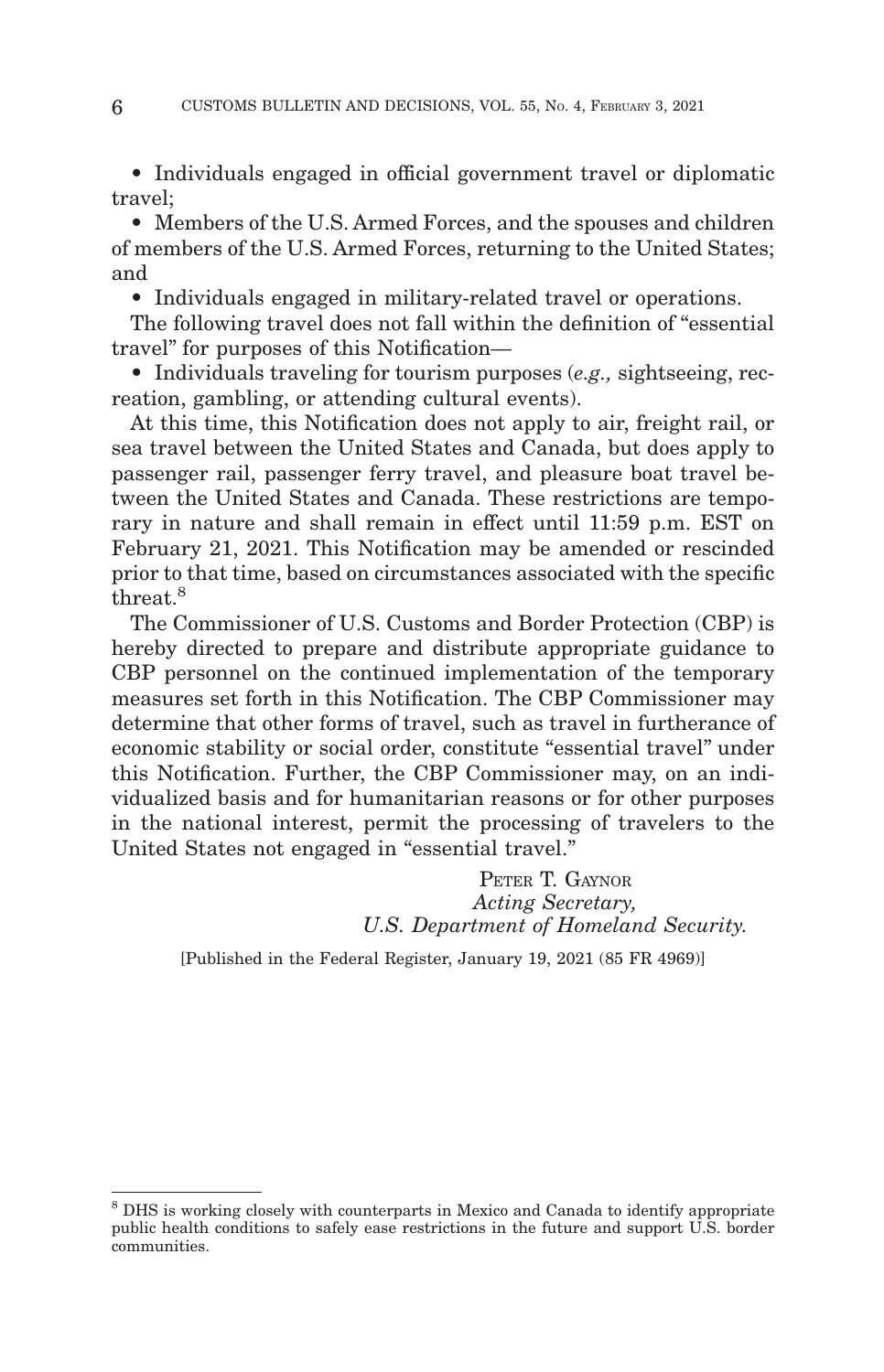- Individuals engaged in official government travel or diplomatic travel;
- Members of the U.S. Armed Forces, and the spouses and children of members of the U.S. Armed Forces, returning to the United States; and
- Individuals engaged in military-related travel or operations.

The following travel does not fall within the definition of "essential travel" for purposes of this Notification—

- Individuals traveling for tourism purposes (*e.g.,* sightseeing, recreation, gambling, or attending cultural events).

At this time, this Notification does not apply to air, freight rail, or sea travel between the United States and Canada, but does apply to passenger rail, passenger ferry travel, and pleasure boat travel between the United States and Canada. These restrictions are temporary in nature and shall remain in effect until 11:59 p.m. EST on February 21, 2021. This Notification may be amended or rescinded prior to that time, based on circumstances associated with the specific threat.[8]

The Commissioner of U.S. Customs and Border Protection (CBP) is hereby directed to prepare and distribute appropriate guidance to CBP personnel on the continued implementation of the temporary measures set forth in this Notification. The CBP Commissioner may determine that other forms of travel, such as travel in furtherance of economic stability or social order, constitute "essential travel" under this Notification. Further, the CBP Commissioner may, on an individualized basis and for humanitarian reasons or for other purposes in the national interest, permit the processing of travelers to the United States not engaged in "essential travel."

PETER T. GAYNOR
*Acting Secretary,*
*U.S. Department of Homeland Security.*

[Published in the Federal Register, January 19, 2021 (85 FR 4969)]

---

[8] DHS is working closely with counterparts in Mexico and Canada to identify appropriate public health conditions to safely ease restrictions in the future and support U.S. border communities.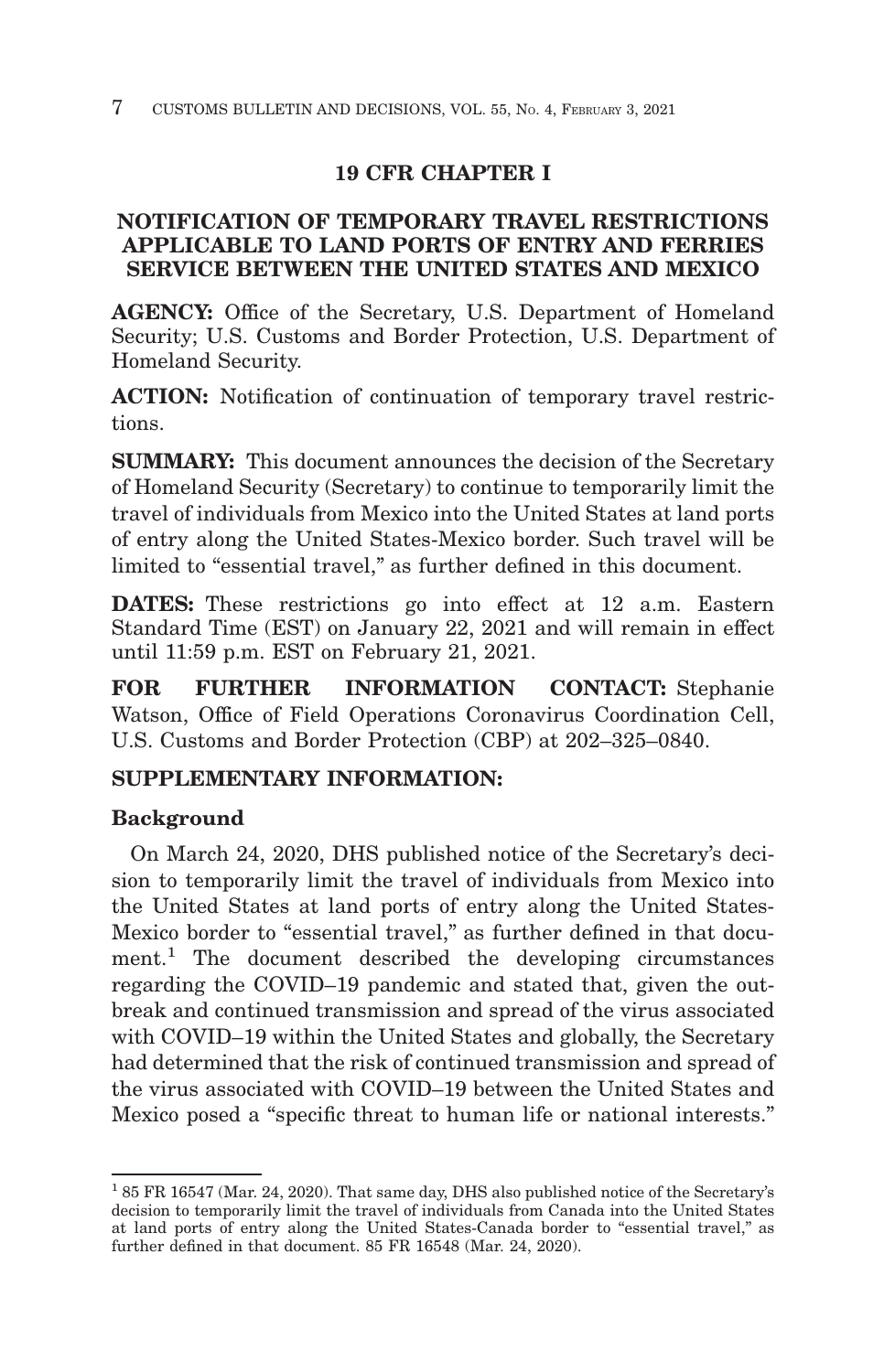## 19 CFR CHAPTER I

## NOTIFICATION OF TEMPORARY TRAVEL RESTRICTIONS APPLICABLE TO LAND PORTS OF ENTRY AND FERRIES SERVICE BETWEEN THE UNITED STATES AND MEXICO

**AGENCY:** Office of the Secretary, U.S. Department of Homeland Security; U.S. Customs and Border Protection, U.S. Department of Homeland Security.

**ACTION:** Notification of continuation of temporary travel restrictions.

**SUMMARY:** This document announces the decision of the Secretary of Homeland Security (Secretary) to continue to temporarily limit the travel of individuals from Mexico into the United States at land ports of entry along the United States-Mexico border. Such travel will be limited to "essential travel," as further defined in this document.

**DATES:** These restrictions go into effect at 12 a.m. Eastern Standard Time (EST) on January 22, 2021 and will remain in effect until 11:59 p.m. EST on February 21, 2021.

**FOR FURTHER INFORMATION CONTACT:** Stephanie Watson, Office of Field Operations Coronavirus Coordination Cell, U.S. Customs and Border Protection (CBP) at 202–325–0840.

**SUPPLEMENTARY INFORMATION:**

**Background**

On March 24, 2020, DHS published notice of the Secretary's decision to temporarily limit the travel of individuals from Mexico into the United States at land ports of entry along the United States-Mexico border to "essential travel," as further defined in that document.[1] The document described the developing circumstances regarding the COVID–19 pandemic and stated that, given the outbreak and continued transmission and spread of the virus associated with COVID–19 within the United States and globally, the Secretary had determined that the risk of continued transmission and spread of the virus associated with COVID–19 between the United States and Mexico posed a "specific threat to human life or national interests."

[1] 85 FR 16547 (Mar. 24, 2020). That same day, DHS also published notice of the Secretary's decision to temporarily limit the travel of individuals from Canada into the United States at land ports of entry along the United States-Canada border to "essential travel," as further defined in that document. 85 FR 16548 (Mar. 24, 2020).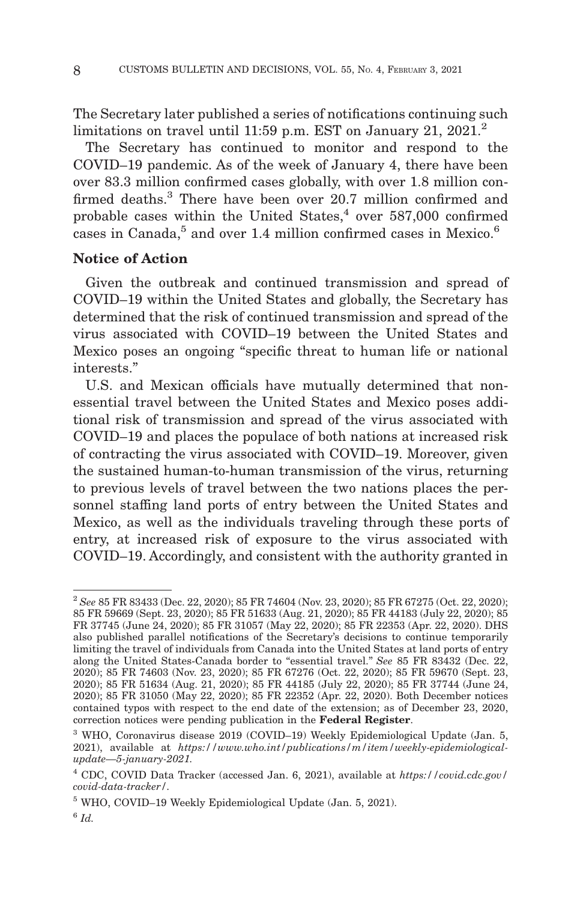The Secretary later published a series of notifications continuing such limitations on travel until 11:59 p.m. EST on January 21, 2021.[2]

The Secretary has continued to monitor and respond to the COVID–19 pandemic. As of the week of January 4, there have been over 83.3 million confirmed cases globally, with over 1.8 million confirmed deaths.[3] There have been over 20.7 million confirmed and probable cases within the United States,[4] over 587,000 confirmed cases in Canada,[5] and over 1.4 million confirmed cases in Mexico.[6]

**Notice of Action**

Given the outbreak and continued transmission and spread of COVID–19 within the United States and globally, the Secretary has determined that the risk of continued transmission and spread of the virus associated with COVID–19 between the United States and Mexico poses an ongoing "specific threat to human life or national interests."

U.S. and Mexican officials have mutually determined that non-essential travel between the United States and Mexico poses additional risk of transmission and spread of the virus associated with COVID–19 and places the populace of both nations at increased risk of contracting the virus associated with COVID–19. Moreover, given the sustained human-to-human transmission of the virus, returning to previous levels of travel between the two nations places the personnel staffing land ports of entry between the United States and Mexico, as well as the individuals traveling through these ports of entry, at increased risk of exposure to the virus associated with COVID–19. Accordingly, and consistent with the authority granted in

---

[2] *See* 85 FR 83433 (Dec. 22, 2020); 85 FR 74604 (Nov. 23, 2020); 85 FR 67275 (Oct. 22, 2020); 85 FR 59669 (Sept. 23, 2020); 85 FR 51633 (Aug. 21, 2020); 85 FR 44183 (July 22, 2020); 85 FR 37745 (June 24, 2020); 85 FR 31057 (May 22, 2020); 85 FR 22353 (Apr. 22, 2020). DHS also published parallel notifications of the Secretary's decisions to continue temporarily limiting the travel of individuals from Canada into the United States at land ports of entry along the United States-Canada border to "essential travel." *See* 85 FR 83432 (Dec. 22, 2020); 85 FR 74603 (Nov. 23, 2020); 85 FR 67276 (Oct. 22, 2020); 85 FR 59670 (Sept. 23, 2020); 85 FR 51634 (Aug. 21, 2020); 85 FR 44185 (July 22, 2020); 85 FR 37744 (June 24, 2020); 85 FR 31050 (May 22, 2020); 85 FR 22352 (Apr. 22, 2020). Both December notices contained typos with respect to the end date of the extension; as of December 23, 2020, correction notices were pending publication in the **Federal Register**.

[3] WHO, Coronavirus disease 2019 (COVID–19) Weekly Epidemiological Update (Jan. 5, 2021), available at *https://www.who.int/publications/m/item/weekly-epidemiological-update—5-january-2021.*

[4] CDC, COVID Data Tracker (accessed Jan. 6, 2021), available at *https://covid.cdc.gov/covid-data-tracker/*.

[5] WHO, COVID–19 Weekly Epidemiological Update (Jan. 5, 2021).

[6] *Id.*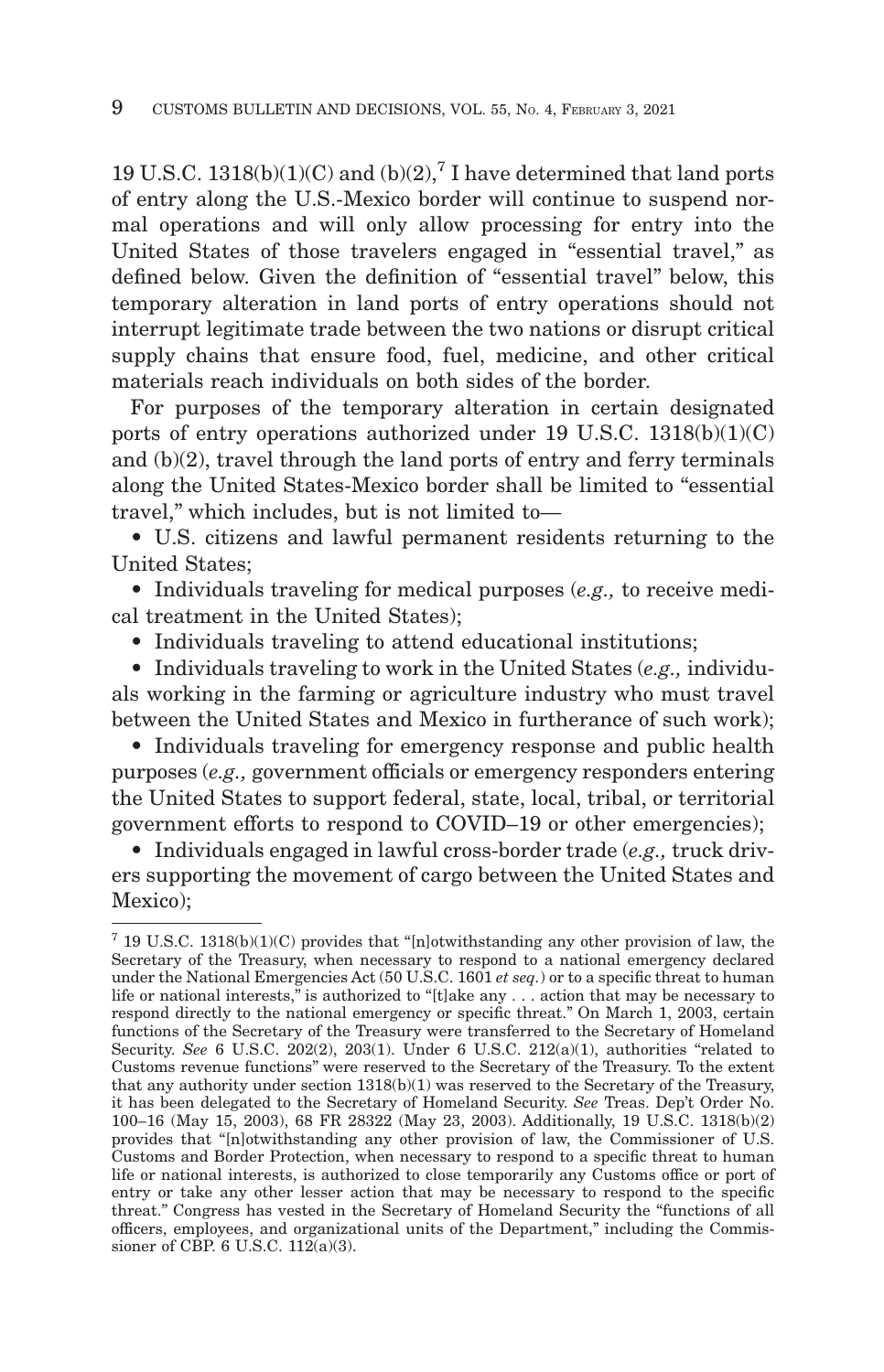19 U.S.C. 1318(b)(1)(C) and (b)(2),[7] I have determined that land ports of entry along the U.S.-Mexico border will continue to suspend normal operations and will only allow processing for entry into the United States of those travelers engaged in "essential travel," as defined below. Given the definition of "essential travel" below, this temporary alteration in land ports of entry operations should not interrupt legitimate trade between the two nations or disrupt critical supply chains that ensure food, fuel, medicine, and other critical materials reach individuals on both sides of the border.

For purposes of the temporary alteration in certain designated ports of entry operations authorized under 19 U.S.C. 1318(b)(1)(C) and (b)(2), travel through the land ports of entry and ferry terminals along the United States-Mexico border shall be limited to "essential travel," which includes, but is not limited to—

- U.S. citizens and lawful permanent residents returning to the United States;
- Individuals traveling for medical purposes (*e.g.,* to receive medical treatment in the United States);
- Individuals traveling to attend educational institutions;
- Individuals traveling to work in the United States (*e.g.,* individuals working in the farming or agriculture industry who must travel between the United States and Mexico in furtherance of such work);
- Individuals traveling for emergency response and public health purposes (*e.g.,* government officials or emergency responders entering the United States to support federal, state, local, tribal, or territorial government efforts to respond to COVID–19 or other emergencies);
- Individuals engaged in lawful cross-border trade (*e.g.,* truck drivers supporting the movement of cargo between the United States and Mexico);

---

[7] 19 U.S.C. 1318(b)(1)(C) provides that "[n]otwithstanding any other provision of law, the Secretary of the Treasury, when necessary to respond to a national emergency declared under the National Emergencies Act (50 U.S.C. 1601 *et seq.*) or to a specific threat to human life or national interests," is authorized to "[t]ake any . . . action that may be necessary to respond directly to the national emergency or specific threat." On March 1, 2003, certain functions of the Secretary of the Treasury were transferred to the Secretary of Homeland Security. *See* 6 U.S.C. 202(2), 203(1). Under 6 U.S.C. 212(a)(1), authorities "related to Customs revenue functions" were reserved to the Secretary of the Treasury. To the extent that any authority under section 1318(b)(1) was reserved to the Secretary of the Treasury, it has been delegated to the Secretary of Homeland Security. *See* Treas. Dep't Order No. 100–16 (May 15, 2003), 68 FR 28322 (May 23, 2003). Additionally, 19 U.S.C. 1318(b)(2) provides that "[n]otwithstanding any other provision of law, the Commissioner of U.S. Customs and Border Protection, when necessary to respond to a specific threat to human life or national interests, is authorized to close temporarily any Customs office or port of entry or take any other lesser action that may be necessary to respond to the specific threat." Congress has vested in the Secretary of Homeland Security the "functions of all officers, employees, and organizational units of the Department," including the Commissioner of CBP. 6 U.S.C. 112(a)(3).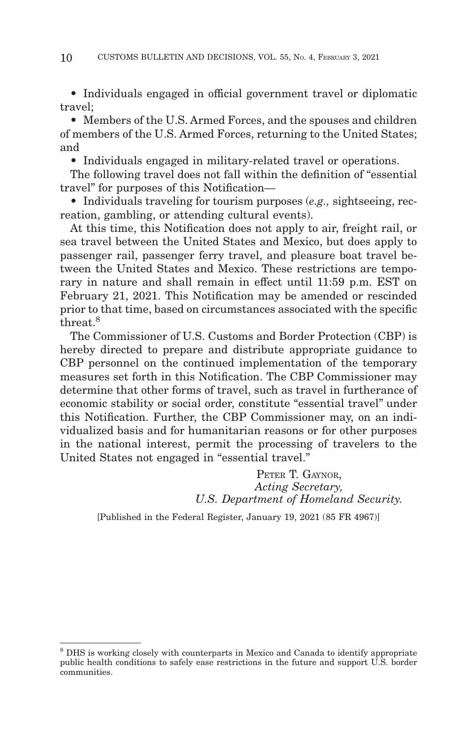- Individuals engaged in official government travel or diplomatic travel;
- Members of the U.S. Armed Forces, and the spouses and children of members of the U.S. Armed Forces, returning to the United States; and
- Individuals engaged in military-related travel or operations.

The following travel does not fall within the definition of "essential travel" for purposes of this Notification—

- Individuals traveling for tourism purposes (*e.g.,* sightseeing, recreation, gambling, or attending cultural events).

At this time, this Notification does not apply to air, freight rail, or sea travel between the United States and Mexico, but does apply to passenger rail, passenger ferry travel, and pleasure boat travel between the United States and Mexico. These restrictions are temporary in nature and shall remain in effect until 11:59 p.m. EST on February 21, 2021. This Notification may be amended or rescinded prior to that time, based on circumstances associated with the specific threat.[8]

The Commissioner of U.S. Customs and Border Protection (CBP) is hereby directed to prepare and distribute appropriate guidance to CBP personnel on the continued implementation of the temporary measures set forth in this Notification. The CBP Commissioner may determine that other forms of travel, such as travel in furtherance of economic stability or social order, constitute "essential travel" under this Notification. Further, the CBP Commissioner may, on an individualized basis and for humanitarian reasons or for other purposes in the national interest, permit the processing of travelers to the United States not engaged in "essential travel."

PETER T. GAYNOR,
*Acting Secretary,*
*U.S. Department of Homeland Security.*

[Published in the Federal Register, January 19, 2021 (85 FR 4967)]

---

[8] DHS is working closely with counterparts in Mexico and Canada to identify appropriate public health conditions to safely ease restrictions in the future and support U.S. border communities.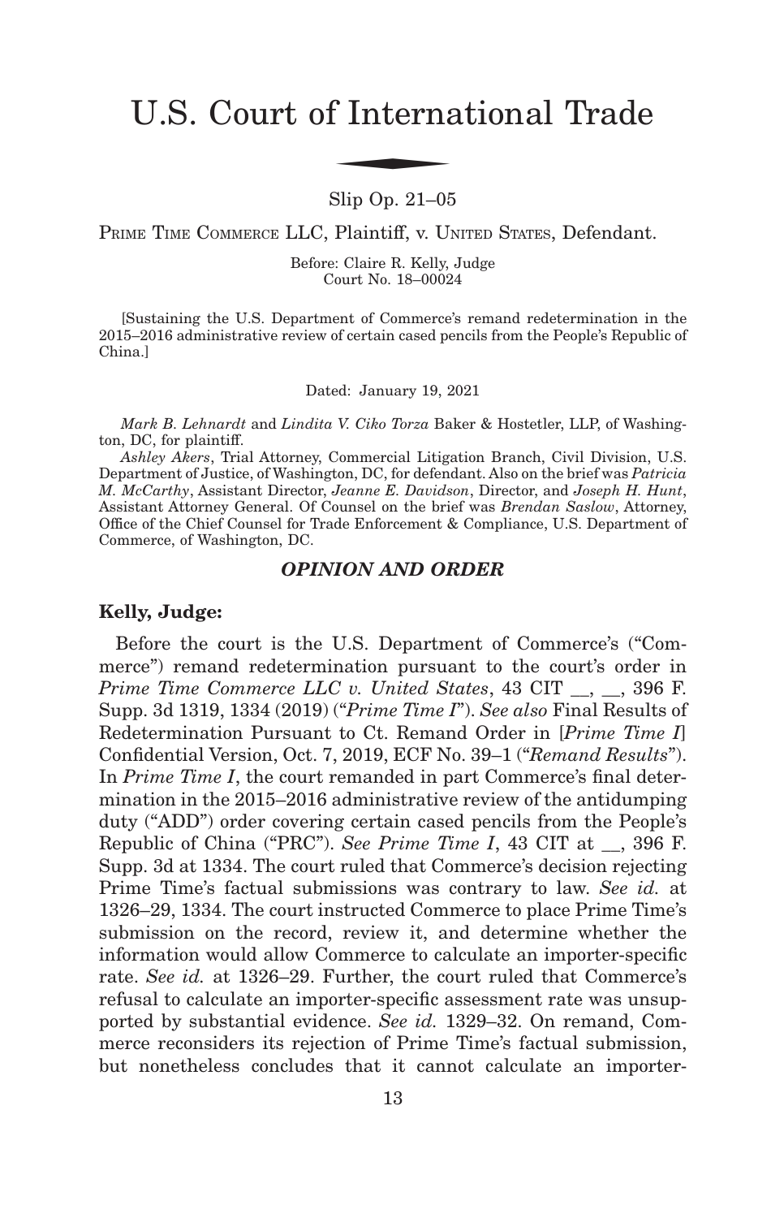# U.S. Court of International Trade

Slip Op. 21–05

PRIME TIME COMMERCE LLC, Plaintiff, v. UNITED STATES, Defendant.

Before: Claire R. Kelly, Judge
Court No. 18–00024

[Sustaining the U.S. Department of Commerce's remand redetermination in the 2015–2016 administrative review of certain cased pencils from the People's Republic of China.]

Dated: January 19, 2021

*Mark B. Lehnardt* and *Lindita V. Ciko Torza* Baker & Hostetler, LLP, of Washington, DC, for plaintiff.

*Ashley Akers*, Trial Attorney, Commercial Litigation Branch, Civil Division, U.S. Department of Justice, of Washington, DC, for defendant. Also on the brief was *Patricia M. McCarthy*, Assistant Director, *Jeanne E. Davidson*, Director, and *Joseph H. Hunt*, Assistant Attorney General. Of Counsel on the brief was *Brendan Saslow*, Attorney, Office of the Chief Counsel for Trade Enforcement & Compliance, U.S. Department of Commerce, of Washington, DC.

## *OPINION AND ORDER*

**Kelly, Judge:**

Before the court is the U.S. Department of Commerce's ("Commerce") remand redetermination pursuant to the court's order in *Prime Time Commerce LLC v. United States*, 43 CIT __, __, 396 F. Supp. 3d 1319, 1334 (2019) ("*Prime Time I*"). *See also* Final Results of Redetermination Pursuant to Ct. Remand Order in [*Prime Time I*] Confidential Version, Oct. 7, 2019, ECF No. 39–1 ("*Remand Results*"). In *Prime Time I*, the court remanded in part Commerce's final determination in the 2015–2016 administrative review of the antidumping duty ("ADD") order covering certain cased pencils from the People's Republic of China ("PRC"). *See Prime Time I*, 43 CIT at __, 396 F. Supp. 3d at 1334. The court ruled that Commerce's decision rejecting Prime Time's factual submissions was contrary to law. *See id.* at 1326–29, 1334. The court instructed Commerce to place Prime Time's submission on the record, review it, and determine whether the information would allow Commerce to calculate an importer-specific rate. *See id.* at 1326–29. Further, the court ruled that Commerce's refusal to calculate an importer-specific assessment rate was unsupported by substantial evidence. *See id.* 1329–32. On remand, Commerce reconsiders its rejection of Prime Time's factual submission, but nonetheless concludes that it cannot calculate an importer-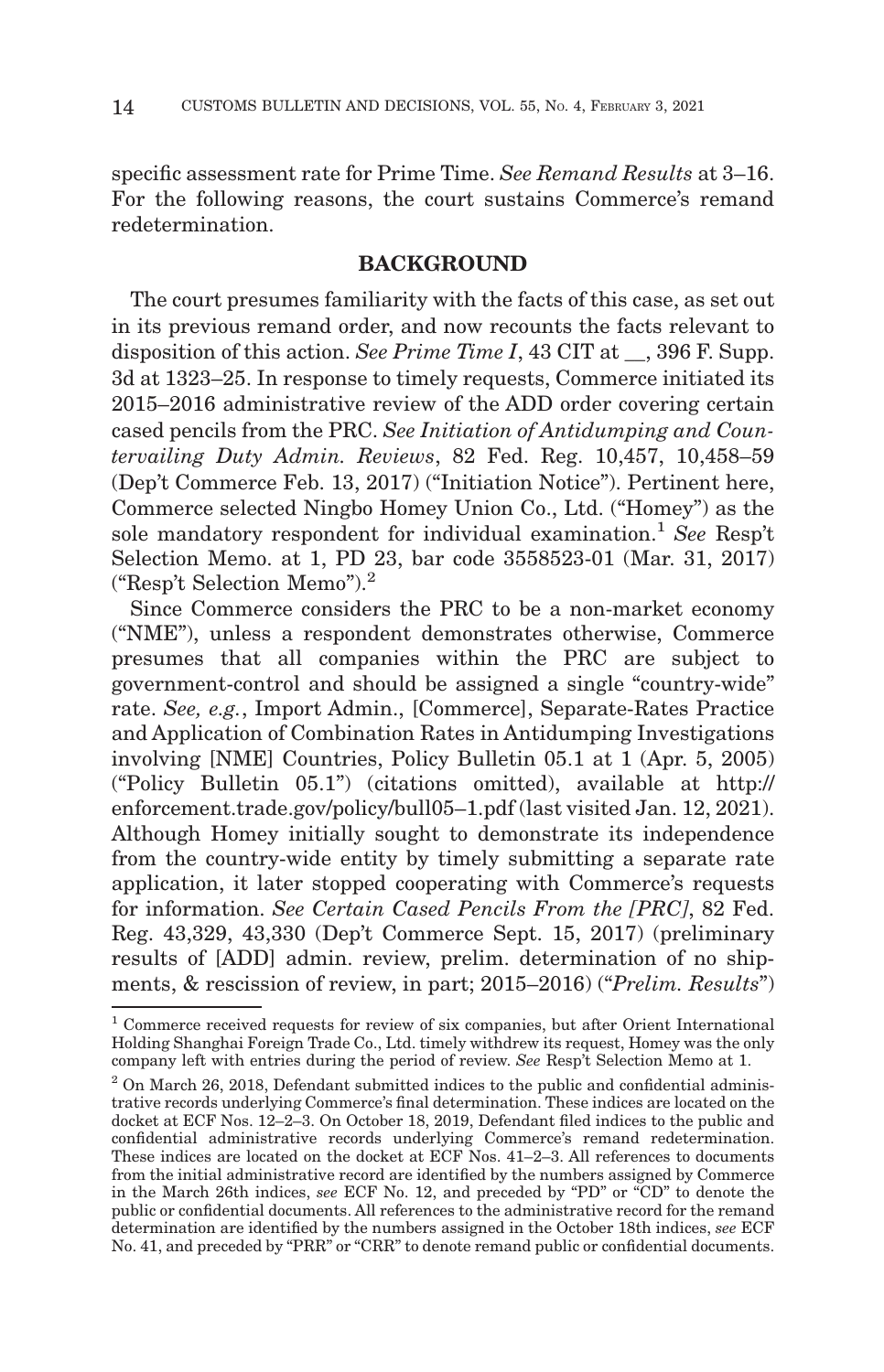specific assessment rate for Prime Time. *See Remand Results* at 3–16. For the following reasons, the court sustains Commerce's remand redetermination.

## BACKGROUND

The court presumes familiarity with the facts of this case, as set out in its previous remand order, and now recounts the facts relevant to disposition of this action. *See Prime Time I*, 43 CIT at __, 396 F. Supp. 3d at 1323–25. In response to timely requests, Commerce initiated its 2015–2016 administrative review of the ADD order covering certain cased pencils from the PRC. *See Initiation of Antidumping and Countervailing Duty Admin. Reviews*, 82 Fed. Reg. 10,457, 10,458–59 (Dep't Commerce Feb. 13, 2017) ("Initiation Notice"). Pertinent here, Commerce selected Ningbo Homey Union Co., Ltd. ("Homey") as the sole mandatory respondent for individual examination.[1] *See* Resp't Selection Memo. at 1, PD 23, bar code 3558523-01 (Mar. 31, 2017) ("Resp't Selection Memo").[2]

Since Commerce considers the PRC to be a non-market economy ("NME"), unless a respondent demonstrates otherwise, Commerce presumes that all companies within the PRC are subject to government-control and should be assigned a single "country-wide" rate. *See, e.g.*, Import Admin., [Commerce], Separate-Rates Practice and Application of Combination Rates in Antidumping Investigations involving [NME] Countries, Policy Bulletin 05.1 at 1 (Apr. 5, 2005) ("Policy Bulletin 05.1") (citations omitted), available at http://enforcement.trade.gov/policy/bull05–1.pdf (last visited Jan. 12, 2021). Although Homey initially sought to demonstrate its independence from the country-wide entity by timely submitting a separate rate application, it later stopped cooperating with Commerce's requests for information. *See Certain Cased Pencils From the [PRC]*, 82 Fed. Reg. 43,329, 43,330 (Dep't Commerce Sept. 15, 2017) (preliminary results of [ADD] admin. review, prelim. determination of no shipments, & rescission of review, in part; 2015–2016) ("*Prelim. Results*")

[1] Commerce received requests for review of six companies, but after Orient International Holding Shanghai Foreign Trade Co., Ltd. timely withdrew its request, Homey was the only company left with entries during the period of review. *See* Resp't Selection Memo at 1.

[2] On March 26, 2018, Defendant submitted indices to the public and confidential administrative records underlying Commerce's final determination. These indices are located on the docket at ECF Nos. 12–2–3. On October 18, 2019, Defendant filed indices to the public and confidential administrative records underlying Commerce's remand redetermination. These indices are located on the docket at ECF Nos. 41–2–3. All references to documents from the initial administrative record are identified by the numbers assigned by Commerce in the March 26th indices, *see* ECF No. 12, and preceded by "PD" or "CD" to denote the public or confidential documents. All references to the administrative record for the remand determination are identified by the numbers assigned in the October 18th indices, *see* ECF No. 41, and preceded by "PRR" or "CRR" to denote remand public or confidential documents.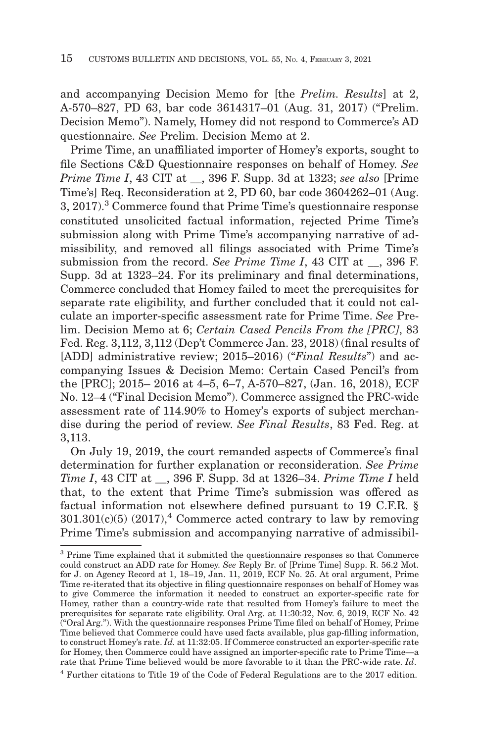and accompanying Decision Memo for [the *Prelim. Results*] at 2, A-570–827, PD 63, bar code 3614317–01 (Aug. 31, 2017) ("Prelim. Decision Memo"). Namely, Homey did not respond to Commerce's AD questionnaire. *See* Prelim. Decision Memo at 2.

Prime Time, an unaffiliated importer of Homey's exports, sought to file Sections C&D Questionnaire responses on behalf of Homey. *See Prime Time I*, 43 CIT at __, 396 F. Supp. 3d at 1323; *see also* [Prime Time's] Req. Reconsideration at 2, PD 60, bar code 3604262–01 (Aug. 3, 2017).[3] Commerce found that Prime Time's questionnaire response constituted unsolicited factual information, rejected Prime Time's submission along with Prime Time's accompanying narrative of admissibility, and removed all filings associated with Prime Time's submission from the record. *See Prime Time I*, 43 CIT at __, 396 F. Supp. 3d at 1323–24. For its preliminary and final determinations, Commerce concluded that Homey failed to meet the prerequisites for separate rate eligibility, and further concluded that it could not calculate an importer-specific assessment rate for Prime Time. *See* Prelim. Decision Memo at 6; *Certain Cased Pencils From the [PRC]*, 83 Fed. Reg. 3,112, 3,112 (Dep't Commerce Jan. 23, 2018) (final results of [ADD] administrative review; 2015–2016) ("*Final Results*") and accompanying Issues & Decision Memo: Certain Cased Pencil's from the [PRC]; 2015– 2016 at 4–5, 6–7, A-570–827, (Jan. 16, 2018), ECF No. 12–4 ("Final Decision Memo"). Commerce assigned the PRC-wide assessment rate of 114.90% to Homey's exports of subject merchandise during the period of review. *See Final Results*, 83 Fed. Reg. at 3,113.

On July 19, 2019, the court remanded aspects of Commerce's final determination for further explanation or reconsideration. *See Prime Time I*, 43 CIT at __, 396 F. Supp. 3d at 1326–34. *Prime Time I* held that, to the extent that Prime Time's submission was offered as factual information not elsewhere defined pursuant to 19 C.F.R. § 301.301(c)(5) (2017),[4] Commerce acted contrary to law by removing Prime Time's submission and accompanying narrative of admissibil-

---

[3] Prime Time explained that it submitted the questionnaire responses so that Commerce could construct an ADD rate for Homey. *See* Reply Br. of [Prime Time] Supp. R. 56.2 Mot. for J. on Agency Record at 1, 18–19, Jan. 11, 2019, ECF No. 25. At oral argument, Prime Time re-iterated that its objective in filing questionnaire responses on behalf of Homey was to give Commerce the information it needed to construct an exporter-specific rate for Homey, rather than a country-wide rate that resulted from Homey's failure to meet the prerequisites for separate rate eligibility. Oral Arg. at 11:30:32, Nov. 6, 2019, ECF No. 42 ("Oral Arg."). With the questionnaire responses Prime Time filed on behalf of Homey, Prime Time believed that Commerce could have used facts available, plus gap-filling information, to construct Homey's rate. *Id.* at 11:32:05. If Commerce constructed an exporter-specific rate for Homey, then Commerce could have assigned an importer-specific rate to Prime Time—a rate that Prime Time believed would be more favorable to it than the PRC-wide rate. *Id*.

[4] Further citations to Title 19 of the Code of Federal Regulations are to the 2017 edition.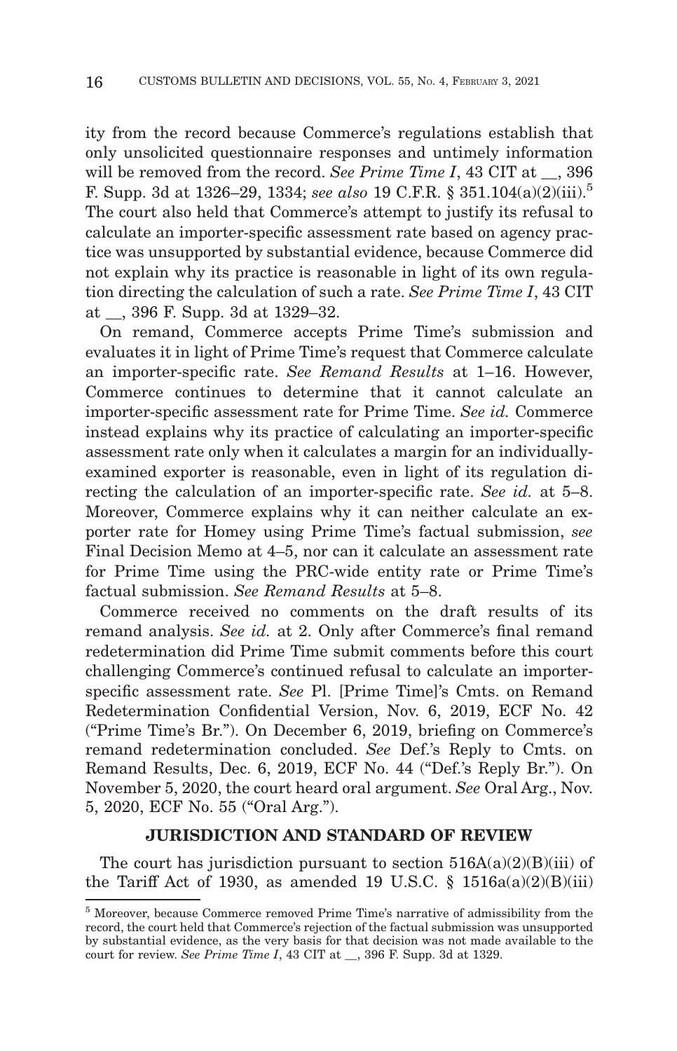ity from the record because Commerce's regulations establish that only unsolicited questionnaire responses and untimely information will be removed from the record. *See Prime Time I*, 43 CIT at __, 396 F. Supp. 3d at 1326–29, 1334; *see also* 19 C.F.R. § 351.104(a)(2)(iii).[5] The court also held that Commerce's attempt to justify its refusal to calculate an importer-specific assessment rate based on agency practice was unsupported by substantial evidence, because Commerce did not explain why its practice is reasonable in light of its own regulation directing the calculation of such a rate. *See Prime Time I*, 43 CIT at __, 396 F. Supp. 3d at 1329–32.

On remand, Commerce accepts Prime Time's submission and evaluates it in light of Prime Time's request that Commerce calculate an importer-specific rate. *See Remand Results* at 1–16. However, Commerce continues to determine that it cannot calculate an importer-specific assessment rate for Prime Time. *See id.* Commerce instead explains why its practice of calculating an importer-specific assessment rate only when it calculates a margin for an individually-examined exporter is reasonable, even in light of its regulation directing the calculation of an importer-specific rate. *See id.* at 5–8. Moreover, Commerce explains why it can neither calculate an exporter rate for Homey using Prime Time's factual submission, *see* Final Decision Memo at 4–5, nor can it calculate an assessment rate for Prime Time using the PRC-wide entity rate or Prime Time's factual submission. *See Remand Results* at 5–8.

Commerce received no comments on the draft results of its remand analysis. *See id.* at 2. Only after Commerce's final remand redetermination did Prime Time submit comments before this court challenging Commerce's continued refusal to calculate an importer-specific assessment rate. *See* Pl. [Prime Time]'s Cmts. on Remand Redetermination Confidential Version, Nov. 6, 2019, ECF No. 42 ("Prime Time's Br."). On December 6, 2019, briefing on Commerce's remand redetermination concluded. *See* Def.'s Reply to Cmts. on Remand Results, Dec. 6, 2019, ECF No. 44 ("Def.'s Reply Br."). On November 5, 2020, the court heard oral argument. *See* Oral Arg., Nov. 5, 2020, ECF No. 55 ("Oral Arg.").

## JURISDICTION AND STANDARD OF REVIEW

The court has jurisdiction pursuant to section 516A(a)(2)(B)(iii) of the Tariff Act of 1930, as amended 19 U.S.C. § 1516a(a)(2)(B)(iii)

---

[5] Moreover, because Commerce removed Prime Time's narrative of admissibility from the record, the court held that Commerce's rejection of the factual submission was unsupported by substantial evidence, as the very basis for that decision was not made available to the court for review. *See Prime Time I*, 43 CIT at __, 396 F. Supp. 3d at 1329.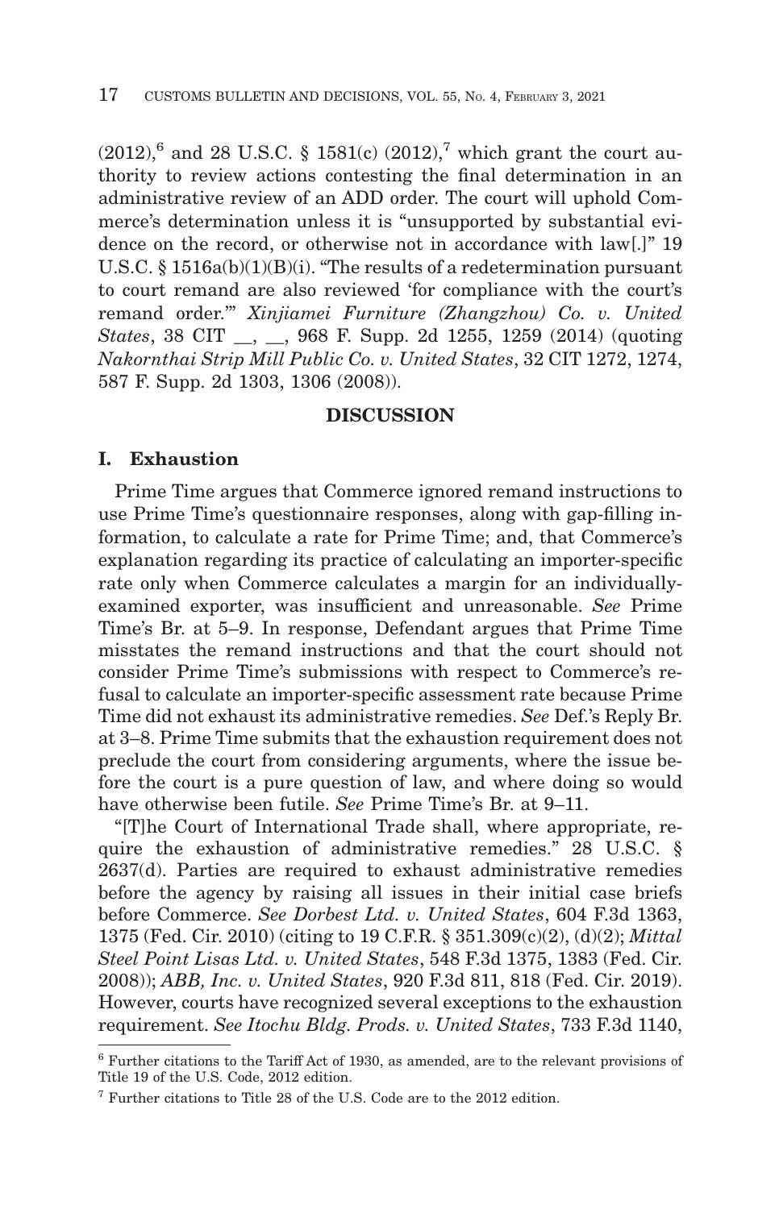(2012),[6] and 28 U.S.C. § 1581(c) (2012),[7] which grant the court authority to review actions contesting the final determination in an administrative review of an ADD order. The court will uphold Commerce's determination unless it is "unsupported by substantial evidence on the record, or otherwise not in accordance with law[.]" 19 U.S.C. § 1516a(b)(1)(B)(i). "The results of a redetermination pursuant to court remand are also reviewed 'for compliance with the court's remand order.'" *Xinjiamei Furniture (Zhangzhou) Co. v. United States*, 38 CIT __, __, 968 F. Supp. 2d 1255, 1259 (2014) (quoting *Nakornthai Strip Mill Public Co. v. United States*, 32 CIT 1272, 1274, 587 F. Supp. 2d 1303, 1306 (2008)).

## DISCUSSION

### I. Exhaustion

Prime Time argues that Commerce ignored remand instructions to use Prime Time's questionnaire responses, along with gap-filling information, to calculate a rate for Prime Time; and, that Commerce's explanation regarding its practice of calculating an importer-specific rate only when Commerce calculates a margin for an individually-examined exporter, was insufficient and unreasonable. *See* Prime Time's Br. at 5–9. In response, Defendant argues that Prime Time misstates the remand instructions and that the court should not consider Prime Time's submissions with respect to Commerce's refusal to calculate an importer-specific assessment rate because Prime Time did not exhaust its administrative remedies. *See* Def.'s Reply Br. at 3–8. Prime Time submits that the exhaustion requirement does not preclude the court from considering arguments, where the issue before the court is a pure question of law, and where doing so would have otherwise been futile. *See* Prime Time's Br. at 9–11.

"[T]he Court of International Trade shall, where appropriate, require the exhaustion of administrative remedies." 28 U.S.C. § 2637(d). Parties are required to exhaust administrative remedies before the agency by raising all issues in their initial case briefs before Commerce. *See Dorbest Ltd. v. United States*, 604 F.3d 1363, 1375 (Fed. Cir. 2010) (citing to 19 C.F.R. § 351.309(c)(2), (d)(2); *Mittal Steel Point Lisas Ltd. v. United States*, 548 F.3d 1375, 1383 (Fed. Cir. 2008)); *ABB, Inc. v. United States*, 920 F.3d 811, 818 (Fed. Cir. 2019). However, courts have recognized several exceptions to the exhaustion requirement. *See Itochu Bldg. Prods. v. United States*, 733 F.3d 1140,

[6] Further citations to the Tariff Act of 1930, as amended, are to the relevant provisions of Title 19 of the U.S. Code, 2012 edition.

[7] Further citations to Title 28 of the U.S. Code are to the 2012 edition.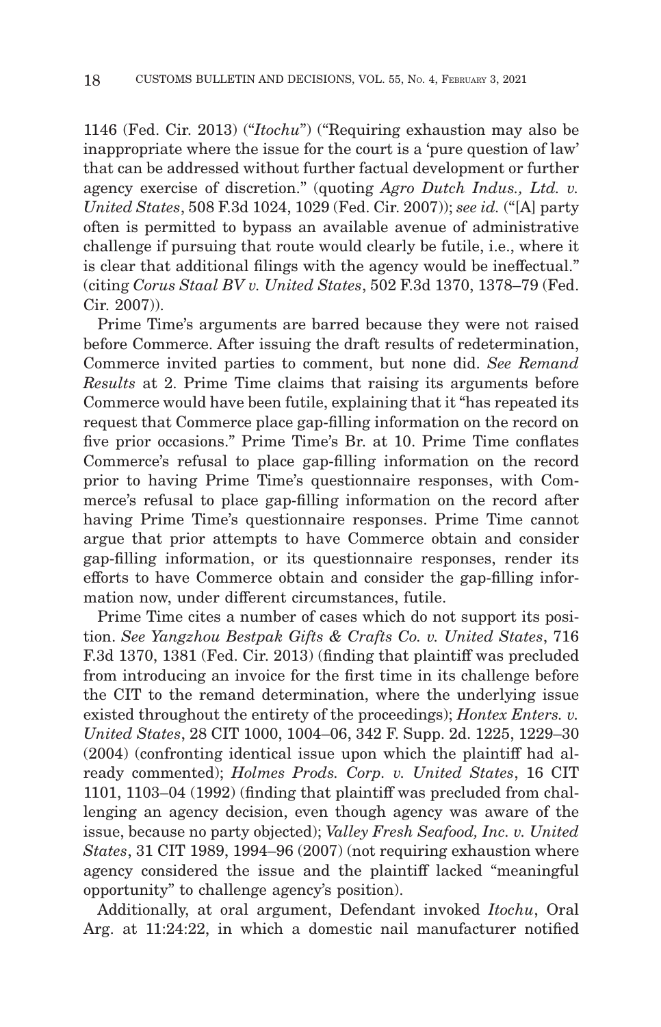1146 (Fed. Cir. 2013) ("*Itochu*") ("Requiring exhaustion may also be inappropriate where the issue for the court is a 'pure question of law' that can be addressed without further factual development or further agency exercise of discretion." (quoting *Agro Dutch Indus., Ltd. v. United States*, 508 F.3d 1024, 1029 (Fed. Cir. 2007)); *see id.* ("[A] party often is permitted to bypass an available avenue of administrative challenge if pursuing that route would clearly be futile, i.e., where it is clear that additional filings with the agency would be ineffectual." (citing *Corus Staal BV v. United States*, 502 F.3d 1370, 1378–79 (Fed. Cir. 2007)).

Prime Time's arguments are barred because they were not raised before Commerce. After issuing the draft results of redetermination, Commerce invited parties to comment, but none did. *See Remand Results* at 2. Prime Time claims that raising its arguments before Commerce would have been futile, explaining that it "has repeated its request that Commerce place gap-filling information on the record on five prior occasions." Prime Time's Br. at 10. Prime Time conflates Commerce's refusal to place gap-filling information on the record prior to having Prime Time's questionnaire responses, with Commerce's refusal to place gap-filling information on the record after having Prime Time's questionnaire responses. Prime Time cannot argue that prior attempts to have Commerce obtain and consider gap-filling information, or its questionnaire responses, render its efforts to have Commerce obtain and consider the gap-filling information now, under different circumstances, futile.

Prime Time cites a number of cases which do not support its position. *See Yangzhou Bestpak Gifts & Crafts Co. v. United States*, 716 F.3d 1370, 1381 (Fed. Cir. 2013) (finding that plaintiff was precluded from introducing an invoice for the first time in its challenge before the CIT to the remand determination, where the underlying issue existed throughout the entirety of the proceedings); *Hontex Enters. v. United States*, 28 CIT 1000, 1004–06, 342 F. Supp. 2d. 1225, 1229–30 (2004) (confronting identical issue upon which the plaintiff had already commented); *Holmes Prods. Corp. v. United States*, 16 CIT 1101, 1103–04 (1992) (finding that plaintiff was precluded from challenging an agency decision, even though agency was aware of the issue, because no party objected); *Valley Fresh Seafood, Inc. v. United States*, 31 CIT 1989, 1994–96 (2007) (not requiring exhaustion where agency considered the issue and the plaintiff lacked "meaningful opportunity" to challenge agency's position).

Additionally, at oral argument, Defendant invoked *Itochu*, Oral Arg. at 11:24:22, in which a domestic nail manufacturer notified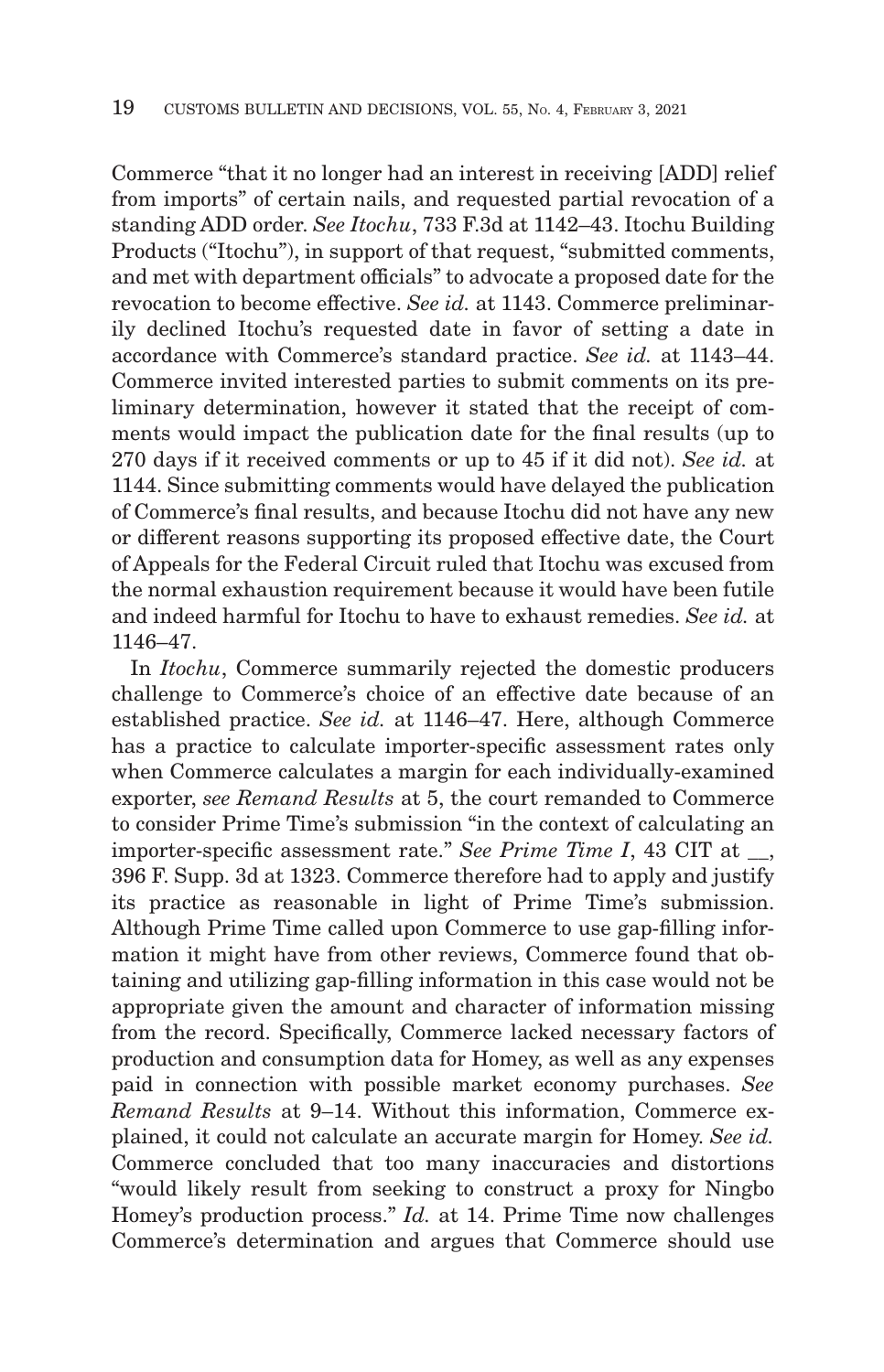Commerce "that it no longer had an interest in receiving [ADD] relief from imports" of certain nails, and requested partial revocation of a standing ADD order. *See Itochu*, 733 F.3d at 1142–43. Itochu Building Products ("Itochu"), in support of that request, "submitted comments, and met with department officials" to advocate a proposed date for the revocation to become effective. *See id.* at 1143. Commerce preliminarily declined Itochu's requested date in favor of setting a date in accordance with Commerce's standard practice. *See id.* at 1143–44. Commerce invited interested parties to submit comments on its preliminary determination, however it stated that the receipt of comments would impact the publication date for the final results (up to 270 days if it received comments or up to 45 if it did not). *See id.* at 1144. Since submitting comments would have delayed the publication of Commerce's final results, and because Itochu did not have any new or different reasons supporting its proposed effective date, the Court of Appeals for the Federal Circuit ruled that Itochu was excused from the normal exhaustion requirement because it would have been futile and indeed harmful for Itochu to have to exhaust remedies. *See id.* at 1146–47.

In *Itochu*, Commerce summarily rejected the domestic producers challenge to Commerce's choice of an effective date because of an established practice. *See id.* at 1146–47. Here, although Commerce has a practice to calculate importer-specific assessment rates only when Commerce calculates a margin for each individually-examined exporter, *see Remand Results* at 5, the court remanded to Commerce to consider Prime Time's submission "in the context of calculating an importer-specific assessment rate." *See Prime Time I*, 43 CIT at __, 396 F. Supp. 3d at 1323. Commerce therefore had to apply and justify its practice as reasonable in light of Prime Time's submission. Although Prime Time called upon Commerce to use gap-filling information it might have from other reviews, Commerce found that obtaining and utilizing gap-filling information in this case would not be appropriate given the amount and character of information missing from the record. Specifically, Commerce lacked necessary factors of production and consumption data for Homey, as well as any expenses paid in connection with possible market economy purchases. *See Remand Results* at 9–14. Without this information, Commerce explained, it could not calculate an accurate margin for Homey. *See id.* Commerce concluded that too many inaccuracies and distortions "would likely result from seeking to construct a proxy for Ningbo Homey's production process." *Id.* at 14. Prime Time now challenges Commerce's determination and argues that Commerce should use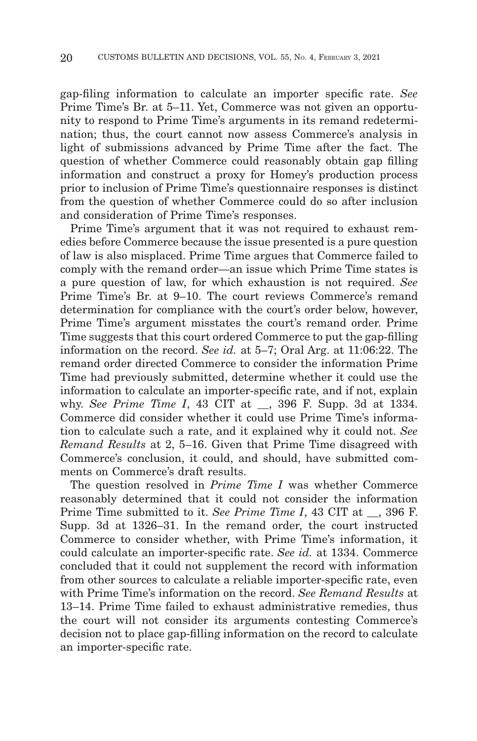gap-filing information to calculate an importer specific rate. *See* Prime Time's Br. at 5–11. Yet, Commerce was not given an opportunity to respond to Prime Time's arguments in its remand redetermination; thus, the court cannot now assess Commerce's analysis in light of submissions advanced by Prime Time after the fact. The question of whether Commerce could reasonably obtain gap filling information and construct a proxy for Homey's production process prior to inclusion of Prime Time's questionnaire responses is distinct from the question of whether Commerce could do so after inclusion and consideration of Prime Time's responses.

Prime Time's argument that it was not required to exhaust remedies before Commerce because the issue presented is a pure question of law is also misplaced. Prime Time argues that Commerce failed to comply with the remand order—an issue which Prime Time states is a pure question of law, for which exhaustion is not required. *See* Prime Time's Br. at 9–10. The court reviews Commerce's remand determination for compliance with the court's order below, however, Prime Time's argument misstates the court's remand order. Prime Time suggests that this court ordered Commerce to put the gap-filling information on the record. *See id.* at 5–7; Oral Arg. at 11:06:22. The remand order directed Commerce to consider the information Prime Time had previously submitted, determine whether it could use the information to calculate an importer-specific rate, and if not, explain why. *See Prime Time I*, 43 CIT at __, 396 F. Supp. 3d at 1334. Commerce did consider whether it could use Prime Time's information to calculate such a rate, and it explained why it could not. *See Remand Results* at 2, 5–16. Given that Prime Time disagreed with Commerce's conclusion, it could, and should, have submitted comments on Commerce's draft results.

The question resolved in *Prime Time I* was whether Commerce reasonably determined that it could not consider the information Prime Time submitted to it. *See Prime Time I*, 43 CIT at __, 396 F. Supp. 3d at 1326–31. In the remand order, the court instructed Commerce to consider whether, with Prime Time's information, it could calculate an importer-specific rate. *See id.* at 1334. Commerce concluded that it could not supplement the record with information from other sources to calculate a reliable importer-specific rate, even with Prime Time's information on the record. *See Remand Results* at 13–14. Prime Time failed to exhaust administrative remedies, thus the court will not consider its arguments contesting Commerce's decision not to place gap-filling information on the record to calculate an importer-specific rate.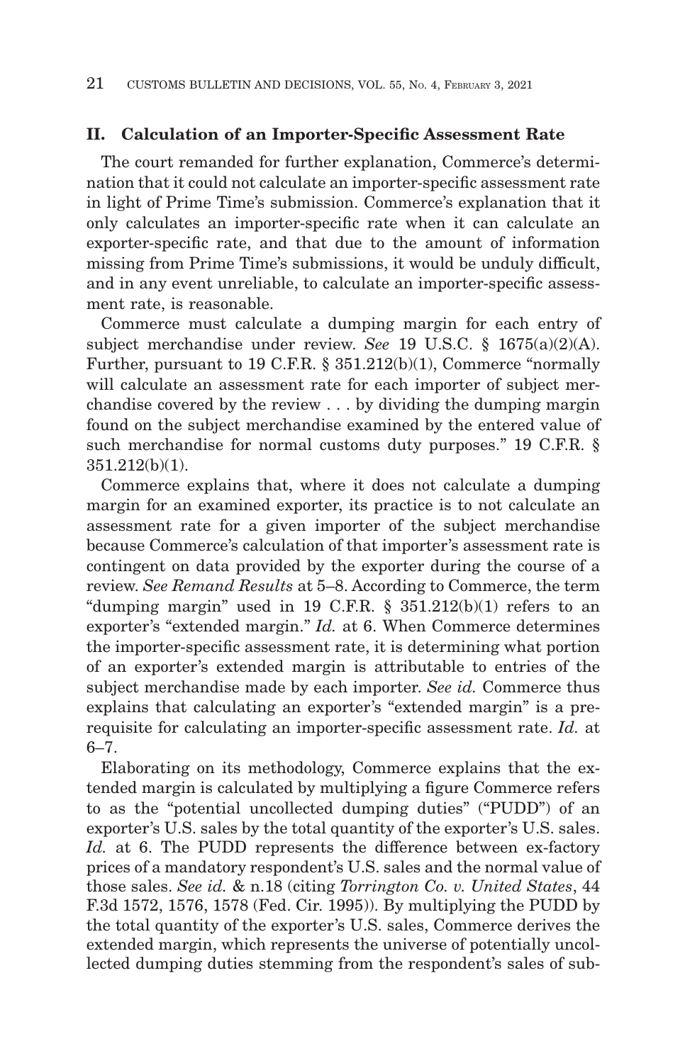## II. Calculation of an Importer-Specific Assessment Rate

The court remanded for further explanation, Commerce's determination that it could not calculate an importer-specific assessment rate in light of Prime Time's submission. Commerce's explanation that it only calculates an importer-specific rate when it can calculate an exporter-specific rate, and that due to the amount of information missing from Prime Time's submissions, it would be unduly difficult, and in any event unreliable, to calculate an importer-specific assessment rate, is reasonable.

Commerce must calculate a dumping margin for each entry of subject merchandise under review. *See* 19 U.S.C. § 1675(a)(2)(A). Further, pursuant to 19 C.F.R. § 351.212(b)(1), Commerce "normally will calculate an assessment rate for each importer of subject merchandise covered by the review . . . by dividing the dumping margin found on the subject merchandise examined by the entered value of such merchandise for normal customs duty purposes." 19 C.F.R. § 351.212(b)(1).

Commerce explains that, where it does not calculate a dumping margin for an examined exporter, its practice is to not calculate an assessment rate for a given importer of the subject merchandise because Commerce's calculation of that importer's assessment rate is contingent on data provided by the exporter during the course of a review. *See Remand Results* at 5–8. According to Commerce, the term "dumping margin" used in 19 C.F.R. § 351.212(b)(1) refers to an exporter's "extended margin." *Id.* at 6. When Commerce determines the importer-specific assessment rate, it is determining what portion of an exporter's extended margin is attributable to entries of the subject merchandise made by each importer. *See id.* Commerce thus explains that calculating an exporter's "extended margin" is a prerequisite for calculating an importer-specific assessment rate. *Id.* at 6–7.

Elaborating on its methodology, Commerce explains that the extended margin is calculated by multiplying a figure Commerce refers to as the "potential uncollected dumping duties" ("PUDD") of an exporter's U.S. sales by the total quantity of the exporter's U.S. sales. *Id.* at 6. The PUDD represents the difference between ex-factory prices of a mandatory respondent's U.S. sales and the normal value of those sales. *See id.* & n.18 (citing *Torrington Co. v. United States*, 44 F.3d 1572, 1576, 1578 (Fed. Cir. 1995)). By multiplying the PUDD by the total quantity of the exporter's U.S. sales, Commerce derives the extended margin, which represents the universe of potentially uncollected dumping duties stemming from the respondent's sales of sub-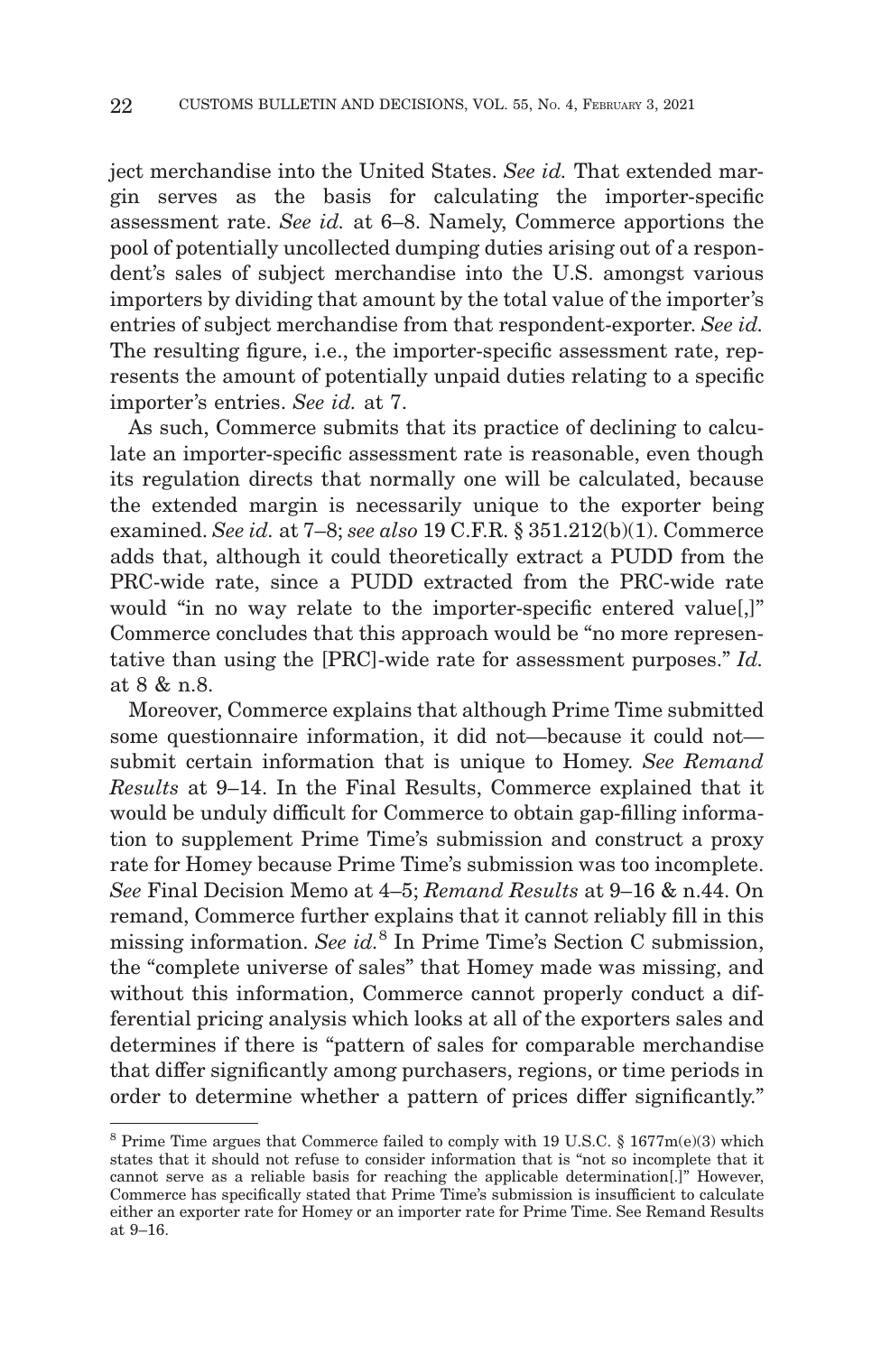ject merchandise into the United States. *See id.* That extended margin serves as the basis for calculating the importer-specific assessment rate. *See id.* at 6–8. Namely, Commerce apportions the pool of potentially uncollected dumping duties arising out of a respondent's sales of subject merchandise into the U.S. amongst various importers by dividing that amount by the total value of the importer's entries of subject merchandise from that respondent-exporter. *See id.* The resulting figure, i.e., the importer-specific assessment rate, represents the amount of potentially unpaid duties relating to a specific importer's entries. *See id.* at 7.

As such, Commerce submits that its practice of declining to calculate an importer-specific assessment rate is reasonable, even though its regulation directs that normally one will be calculated, because the extended margin is necessarily unique to the exporter being examined. *See id.* at 7–8; *see also* 19 C.F.R. § 351.212(b)(1). Commerce adds that, although it could theoretically extract a PUDD from the PRC-wide rate, since a PUDD extracted from the PRC-wide rate would "in no way relate to the importer-specific entered value[,]" Commerce concludes that this approach would be "no more representative than using the [PRC]-wide rate for assessment purposes." *Id.* at 8 & n.8.

Moreover, Commerce explains that although Prime Time submitted some questionnaire information, it did not—because it could not—submit certain information that is unique to Homey. *See Remand Results* at 9–14. In the Final Results, Commerce explained that it would be unduly difficult for Commerce to obtain gap-filling information to supplement Prime Time's submission and construct a proxy rate for Homey because Prime Time's submission was too incomplete. *See* Final Decision Memo at 4–5; *Remand Results* at 9–16 & n.44. On remand, Commerce further explains that it cannot reliably fill in this missing information. *See id.*[8] In Prime Time's Section C submission, the "complete universe of sales" that Homey made was missing, and without this information, Commerce cannot properly conduct a differential pricing analysis which looks at all of the exporters sales and determines if there is "pattern of sales for comparable merchandise that differ significantly among purchasers, regions, or time periods in order to determine whether a pattern of prices differ significantly."

[8] Prime Time argues that Commerce failed to comply with 19 U.S.C. § 1677m(e)(3) which states that it should not refuse to consider information that is "not so incomplete that it cannot serve as a reliable basis for reaching the applicable determination[.]" However, Commerce has specifically stated that Prime Time's submission is insufficient to calculate either an exporter rate for Homey or an importer rate for Prime Time. See Remand Results at 9–16.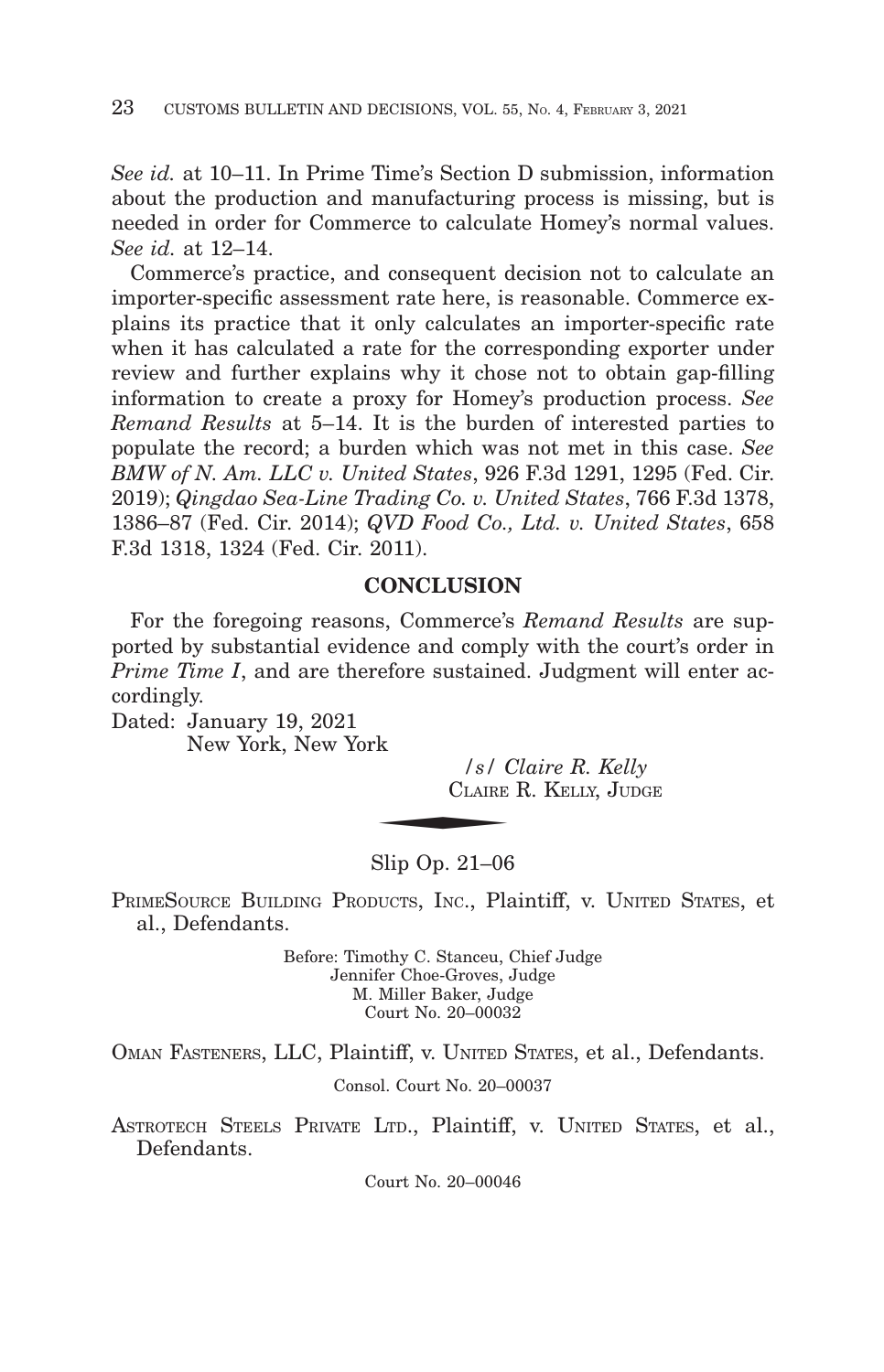*See id.* at 10–11. In Prime Time's Section D submission, information about the production and manufacturing process is missing, but is needed in order for Commerce to calculate Homey's normal values. *See id.* at 12–14.

Commerce's practice, and consequent decision not to calculate an importer-specific assessment rate here, is reasonable. Commerce explains its practice that it only calculates an importer-specific rate when it has calculated a rate for the corresponding exporter under review and further explains why it chose not to obtain gap-filling information to create a proxy for Homey's production process. *See Remand Results* at 5–14. It is the burden of interested parties to populate the record; a burden which was not met in this case. *See BMW of N. Am. LLC v. United States*, 926 F.3d 1291, 1295 (Fed. Cir. 2019); *Qingdao Sea-Line Trading Co. v. United States*, 766 F.3d 1378, 1386–87 (Fed. Cir. 2014); *QVD Food Co., Ltd. v. United States*, 658 F.3d 1318, 1324 (Fed. Cir. 2011).

## CONCLUSION

For the foregoing reasons, Commerce's *Remand Results* are supported by substantial evidence and comply with the court's order in *Prime Time I*, and are therefore sustained. Judgment will enter accordingly.

Dated: January 19, 2021
New York, New York

*/s/ Claire R. Kelly*
CLAIRE R. KELLY, JUDGE

---

Slip Op. 21–06

PRIMESOURCE BUILDING PRODUCTS, INC., Plaintiff, v. UNITED STATES, et al., Defendants.

Before: Timothy C. Stanceu, Chief Judge
Jennifer Choe-Groves, Judge
M. Miller Baker, Judge
Court No. 20–00032

OMAN FASTENERS, LLC, Plaintiff, v. UNITED STATES, et al., Defendants.

Consol. Court No. 20–00037

ASTROTECH STEELS PRIVATE LTD., Plaintiff, v. UNITED STATES, et al., Defendants.

Court No. 20–00046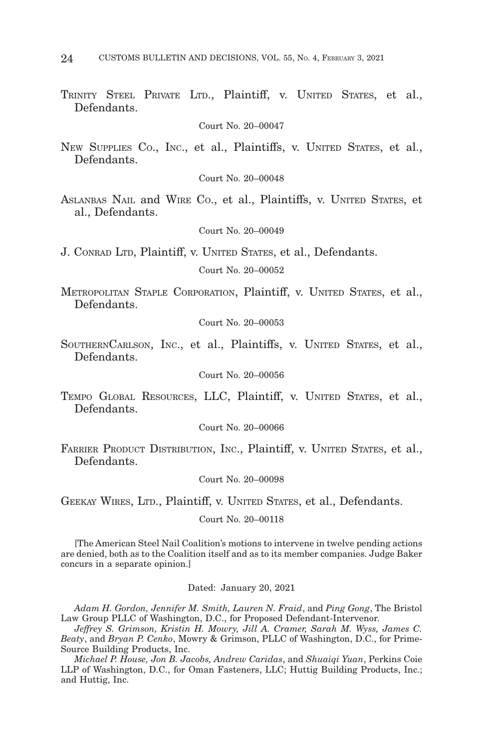TRINITY STEEL PRIVATE LTD., Plaintiff, v. UNITED STATES, et al., Defendants.

Court No. 20–00047

NEW SUPPLIES CO., INC., et al., Plaintiffs, v. UNITED STATES, et al., Defendants.

Court No. 20–00048

ASLANBAS NAIL and WIRE CO., et al., Plaintiffs, v. UNITED STATES, et al., Defendants.

Court No. 20–00049

J. CONRAD LTD, Plaintiff, v. UNITED STATES, et al., Defendants.

Court No. 20–00052

METROPOLITAN STAPLE CORPORATION, Plaintiff, v. UNITED STATES, et al., Defendants.

Court No. 20–00053

SOUTHERNCARLSON, INC., et al., Plaintiffs, v. UNITED STATES, et al., Defendants.

Court No. 20–00056

TEMPO GLOBAL RESOURCES, LLC, Plaintiff, v. UNITED STATES, et al., Defendants.

Court No. 20–00066

FARRIER PRODUCT DISTRIBUTION, INC., Plaintiff, v. UNITED STATES, et al., Defendants.

Court No. 20–00098

GEEKAY WIRES, LTD., Plaintiff, v. UNITED STATES, et al., Defendants.

Court No. 20–00118

[The American Steel Nail Coalition's motions to intervene in twelve pending actions are denied, both as to the Coalition itself and as to its member companies. Judge Baker concurs in a separate opinion.]

Dated: January 20, 2021

*Adam H. Gordon, Jennifer M. Smith, Lauren N. Fraid*, and *Ping Gong*, The Bristol Law Group PLLC of Washington, D.C., for Proposed Defendant-Intervenor.

*Jeffrey S. Grimson, Kristin H. Mowry, Jill A. Cramer, Sarah M. Wyss, James C. Beaty*, and *Bryan P. Cenko*, Mowry & Grimson, PLLC of Washington, D.C., for Prime-Source Building Products, Inc.

*Michael P. House, Jon B. Jacobs, Andrew Caridas*, and *Shuaiqi Yuan*, Perkins Coie LLP of Washington, D.C., for Oman Fasteners, LLC; Huttig Building Products, Inc.; and Huttig, Inc.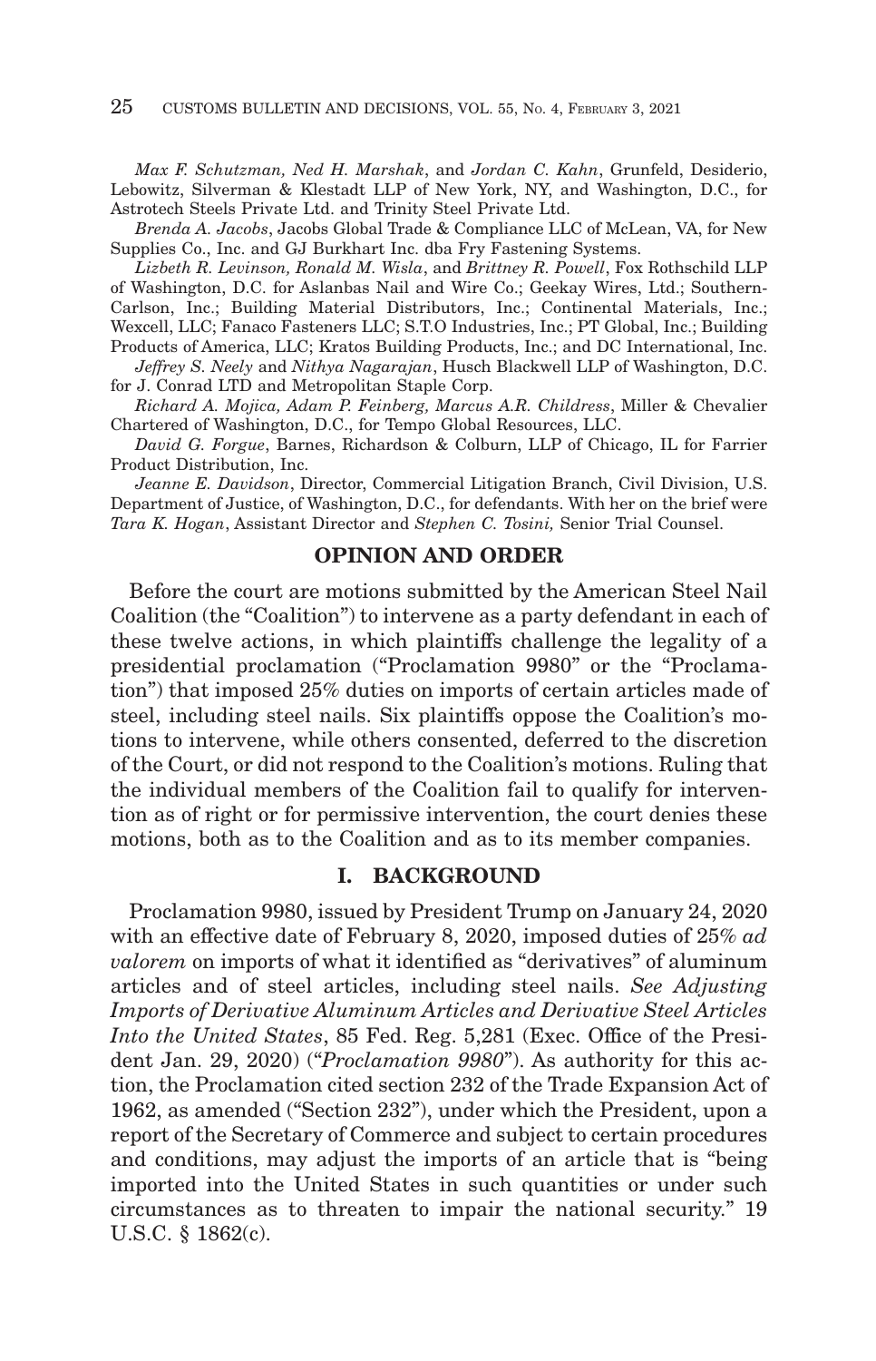*Max F. Schutzman, Ned H. Marshak*, and *Jordan C. Kahn*, Grunfeld, Desiderio, Lebowitz, Silverman & Klestadt LLP of New York, NY, and Washington, D.C., for Astrotech Steels Private Ltd. and Trinity Steel Private Ltd.

*Brenda A. Jacobs*, Jacobs Global Trade & Compliance LLC of McLean, VA, for New Supplies Co., Inc. and GJ Burkhart Inc. dba Fry Fastening Systems.

*Lizbeth R. Levinson, Ronald M. Wisla*, and *Brittney R. Powell*, Fox Rothschild LLP of Washington, D.C. for Aslanbas Nail and Wire Co.; Geekay Wires, Ltd.; Southern-Carlson, Inc.; Building Material Distributors, Inc.; Continental Materials, Inc.; Wexcell, LLC; Fanaco Fasteners LLC; S.T.O Industries, Inc.; PT Global, Inc.; Building Products of America, LLC; Kratos Building Products, Inc.; and DC International, Inc.

*Jeffrey S. Neely* and *Nithya Nagarajan*, Husch Blackwell LLP of Washington, D.C. for J. Conrad LTD and Metropolitan Staple Corp.

*Richard A. Mojica, Adam P. Feinberg, Marcus A.R. Childress*, Miller & Chevalier Chartered of Washington, D.C., for Tempo Global Resources, LLC.

*David G. Forgue*, Barnes, Richardson & Colburn, LLP of Chicago, IL for Farrier Product Distribution, Inc.

*Jeanne E. Davidson*, Director, Commercial Litigation Branch, Civil Division, U.S. Department of Justice, of Washington, D.C., for defendants. With her on the brief were *Tara K. Hogan*, Assistant Director and *Stephen C. Tosini,* Senior Trial Counsel.

## OPINION AND ORDER

Before the court are motions submitted by the American Steel Nail Coalition (the "Coalition") to intervene as a party defendant in each of these twelve actions, in which plaintiffs challenge the legality of a presidential proclamation ("Proclamation 9980" or the "Proclamation") that imposed 25% duties on imports of certain articles made of steel, including steel nails. Six plaintiffs oppose the Coalition's motions to intervene, while others consented, deferred to the discretion of the Court, or did not respond to the Coalition's motions. Ruling that the individual members of the Coalition fail to qualify for intervention as of right or for permissive intervention, the court denies these motions, both as to the Coalition and as to its member companies.

## I. BACKGROUND

Proclamation 9980, issued by President Trump on January 24, 2020 with an effective date of February 8, 2020, imposed duties of 25% *ad valorem* on imports of what it identified as "derivatives" of aluminum articles and of steel articles, including steel nails. *See Adjusting Imports of Derivative Aluminum Articles and Derivative Steel Articles Into the United States*, 85 Fed. Reg. 5,281 (Exec. Office of the President Jan. 29, 2020) ("*Proclamation 9980*"). As authority for this action, the Proclamation cited section 232 of the Trade Expansion Act of 1962, as amended ("Section 232"), under which the President, upon a report of the Secretary of Commerce and subject to certain procedures and conditions, may adjust the imports of an article that is "being imported into the United States in such quantities or under such circumstances as to threaten to impair the national security." 19 U.S.C. § 1862(c).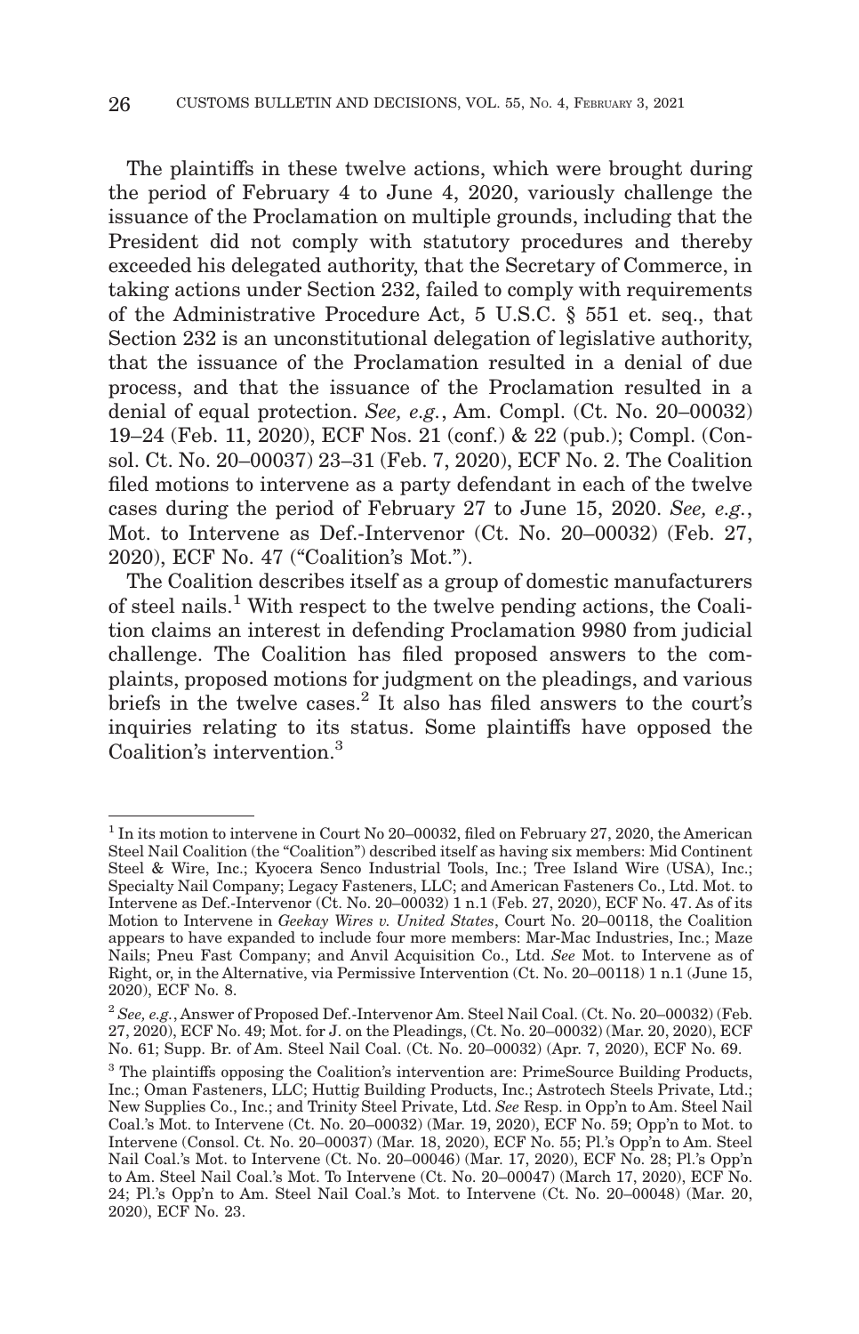The plaintiffs in these twelve actions, which were brought during the period of February 4 to June 4, 2020, variously challenge the issuance of the Proclamation on multiple grounds, including that the President did not comply with statutory procedures and thereby exceeded his delegated authority, that the Secretary of Commerce, in taking actions under Section 232, failed to comply with requirements of the Administrative Procedure Act, 5 U.S.C. § 551 et. seq., that Section 232 is an unconstitutional delegation of legislative authority, that the issuance of the Proclamation resulted in a denial of due process, and that the issuance of the Proclamation resulted in a denial of equal protection. *See, e.g.*, Am. Compl. (Ct. No. 20–00032) 19–24 (Feb. 11, 2020), ECF Nos. 21 (conf.) & 22 (pub.); Compl. (Consol. Ct. No. 20–00037) 23–31 (Feb. 7, 2020), ECF No. 2. The Coalition filed motions to intervene as a party defendant in each of the twelve cases during the period of February 27 to June 15, 2020. *See, e.g.*, Mot. to Intervene as Def.-Intervenor (Ct. No. 20–00032) (Feb. 27, 2020), ECF No. 47 ("Coalition's Mot.").

The Coalition describes itself as a group of domestic manufacturers of steel nails.[1] With respect to the twelve pending actions, the Coalition claims an interest in defending Proclamation 9980 from judicial challenge. The Coalition has filed proposed answers to the complaints, proposed motions for judgment on the pleadings, and various briefs in the twelve cases.[2] It also has filed answers to the court's inquiries relating to its status. Some plaintiffs have opposed the Coalition's intervention.[3]

---

[1] In its motion to intervene in Court No 20–00032, filed on February 27, 2020, the American Steel Nail Coalition (the "Coalition") described itself as having six members: Mid Continent Steel & Wire, Inc.; Kyocera Senco Industrial Tools, Inc.; Tree Island Wire (USA), Inc.; Specialty Nail Company; Legacy Fasteners, LLC; and American Fasteners Co., Ltd. Mot. to Intervene as Def.-Intervenor (Ct. No. 20–00032) 1 n.1 (Feb. 27, 2020), ECF No. 47. As of its Motion to Intervene in *Geekay Wires v. United States*, Court No. 20–00118, the Coalition appears to have expanded to include four more members: Mar-Mac Industries, Inc.; Maze Nails; Pneu Fast Company; and Anvil Acquisition Co., Ltd. *See* Mot. to Intervene as of Right, or, in the Alternative, via Permissive Intervention (Ct. No. 20–00118) 1 n.1 (June 15, 2020), ECF No. 8.

[2] *See, e.g.*, Answer of Proposed Def.-Intervenor Am. Steel Nail Coal. (Ct. No. 20–00032) (Feb. 27, 2020), ECF No. 49; Mot. for J. on the Pleadings, (Ct. No. 20–00032) (Mar. 20, 2020), ECF No. 61; Supp. Br. of Am. Steel Nail Coal. (Ct. No. 20–00032) (Apr. 7, 2020), ECF No. 69.

[3] The plaintiffs opposing the Coalition's intervention are: PrimeSource Building Products, Inc.; Oman Fasteners, LLC; Huttig Building Products, Inc.; Astrotech Steels Private, Ltd.; New Supplies Co., Inc.; and Trinity Steel Private, Ltd. *See* Resp. in Opp'n to Am. Steel Nail Coal.'s Mot. to Intervene (Ct. No. 20–00032) (Mar. 19, 2020), ECF No. 59; Opp'n to Mot. to Intervene (Consol. Ct. No. 20–00037) (Mar. 18, 2020), ECF No. 55; Pl.'s Opp'n to Am. Steel Nail Coal.'s Mot. to Intervene (Ct. No. 20–00046) (Mar. 17, 2020), ECF No. 28; Pl.'s Opp'n to Am. Steel Nail Coal.'s Mot. To Intervene (Ct. No. 20–00047) (March 17, 2020), ECF No. 24; Pl.'s Opp'n to Am. Steel Nail Coal.'s Mot. to Intervene (Ct. No. 20–00048) (Mar. 20, 2020), ECF No. 23.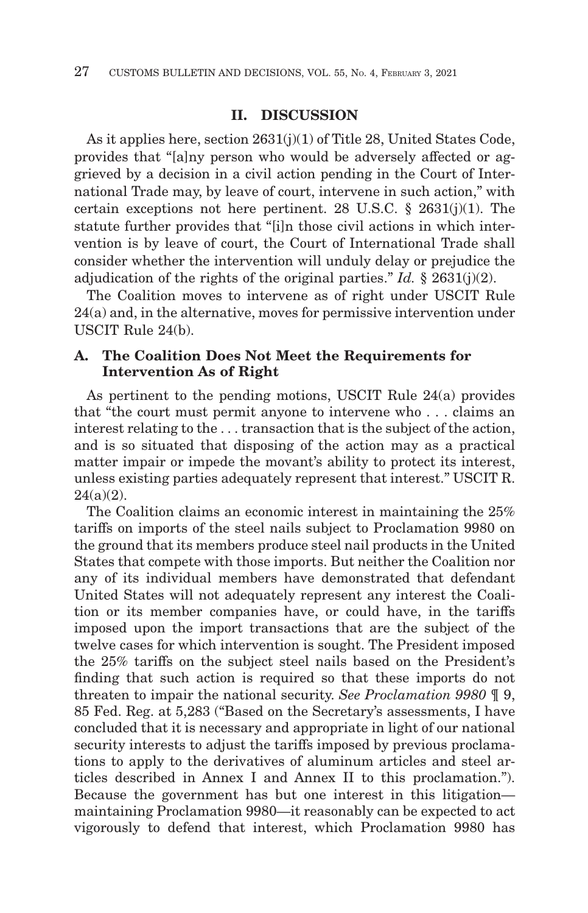## II. DISCUSSION

As it applies here, section 2631(j)(1) of Title 28, United States Code, provides that "[a]ny person who would be adversely affected or aggrieved by a decision in a civil action pending in the Court of International Trade may, by leave of court, intervene in such action," with certain exceptions not here pertinent. 28 U.S.C. § 2631(j)(1). The statute further provides that "[i]n those civil actions in which intervention is by leave of court, the Court of International Trade shall consider whether the intervention will unduly delay or prejudice the adjudication of the rights of the original parties." *Id.* § 2631(j)(2).

The Coalition moves to intervene as of right under USCIT Rule 24(a) and, in the alternative, moves for permissive intervention under USCIT Rule 24(b).

### A. The Coalition Does Not Meet the Requirements for Intervention As of Right

As pertinent to the pending motions, USCIT Rule 24(a) provides that "the court must permit anyone to intervene who . . . claims an interest relating to the . . . transaction that is the subject of the action, and is so situated that disposing of the action may as a practical matter impair or impede the movant's ability to protect its interest, unless existing parties adequately represent that interest." USCIT R. 24(a)(2).

The Coalition claims an economic interest in maintaining the 25% tariffs on imports of the steel nails subject to Proclamation 9980 on the ground that its members produce steel nail products in the United States that compete with those imports. But neither the Coalition nor any of its individual members have demonstrated that defendant United States will not adequately represent any interest the Coalition or its member companies have, or could have, in the tariffs imposed upon the import transactions that are the subject of the twelve cases for which intervention is sought. The President imposed the 25% tariffs on the subject steel nails based on the President's finding that such action is required so that these imports do not threaten to impair the national security. *See Proclamation 9980* ¶ 9, 85 Fed. Reg. at 5,283 ("Based on the Secretary's assessments, I have concluded that it is necessary and appropriate in light of our national security interests to adjust the tariffs imposed by previous proclamations to apply to the derivatives of aluminum articles and steel articles described in Annex I and Annex II to this proclamation."). Because the government has but one interest in this litigation—maintaining Proclamation 9980—it reasonably can be expected to act vigorously to defend that interest, which Proclamation 9980 has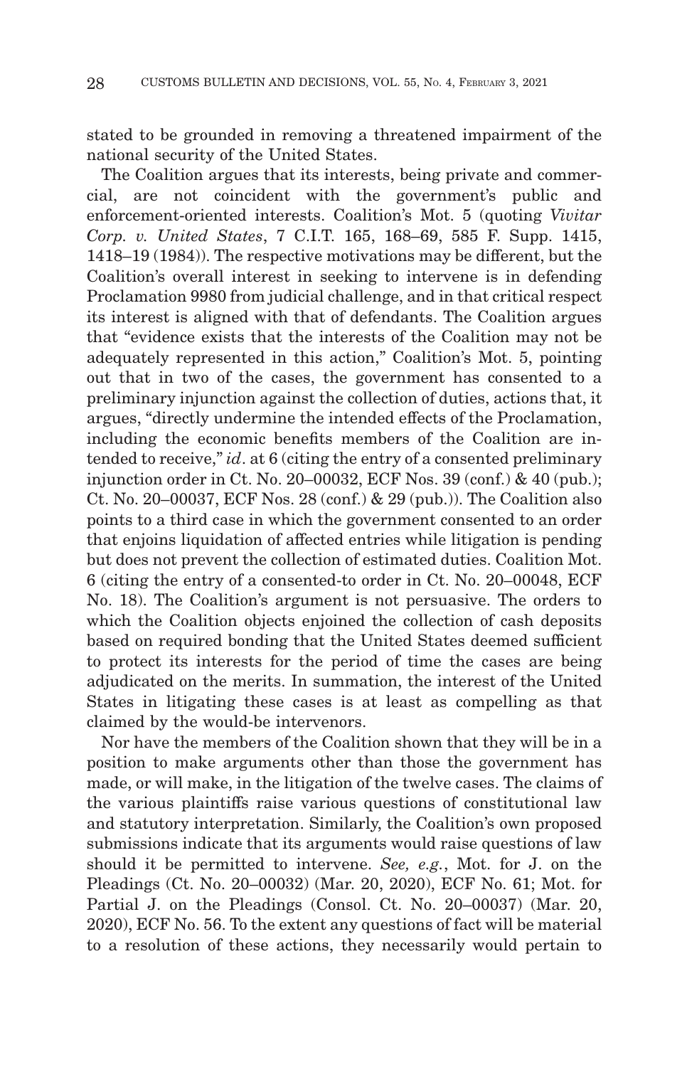stated to be grounded in removing a threatened impairment of the national security of the United States.

The Coalition argues that its interests, being private and commercial, are not coincident with the government's public and enforcement-oriented interests. Coalition's Mot. 5 (quoting *Vivitar Corp. v. United States*, 7 C.I.T. 165, 168–69, 585 F. Supp. 1415, 1418–19 (1984)). The respective motivations may be different, but the Coalition's overall interest in seeking to intervene is in defending Proclamation 9980 from judicial challenge, and in that critical respect its interest is aligned with that of defendants. The Coalition argues that "evidence exists that the interests of the Coalition may not be adequately represented in this action," Coalition's Mot. 5, pointing out that in two of the cases, the government has consented to a preliminary injunction against the collection of duties, actions that, it argues, "directly undermine the intended effects of the Proclamation, including the economic benefits members of the Coalition are intended to receive," *id*. at 6 (citing the entry of a consented preliminary injunction order in Ct. No. 20–00032, ECF Nos. 39 (conf.) & 40 (pub.); Ct. No. 20–00037, ECF Nos. 28 (conf.) & 29 (pub.)). The Coalition also points to a third case in which the government consented to an order that enjoins liquidation of affected entries while litigation is pending but does not prevent the collection of estimated duties. Coalition Mot. 6 (citing the entry of a consented-to order in Ct. No. 20–00048, ECF No. 18). The Coalition's argument is not persuasive. The orders to which the Coalition objects enjoined the collection of cash deposits based on required bonding that the United States deemed sufficient to protect its interests for the period of time the cases are being adjudicated on the merits. In summation, the interest of the United States in litigating these cases is at least as compelling as that claimed by the would-be intervenors.

Nor have the members of the Coalition shown that they will be in a position to make arguments other than those the government has made, or will make, in the litigation of the twelve cases. The claims of the various plaintiffs raise various questions of constitutional law and statutory interpretation. Similarly, the Coalition's own proposed submissions indicate that its arguments would raise questions of law should it be permitted to intervene. *See, e.g.*, Mot. for J. on the Pleadings (Ct. No. 20–00032) (Mar. 20, 2020), ECF No. 61; Mot. for Partial J. on the Pleadings (Consol. Ct. No. 20–00037) (Mar. 20, 2020), ECF No. 56. To the extent any questions of fact will be material to a resolution of these actions, they necessarily would pertain to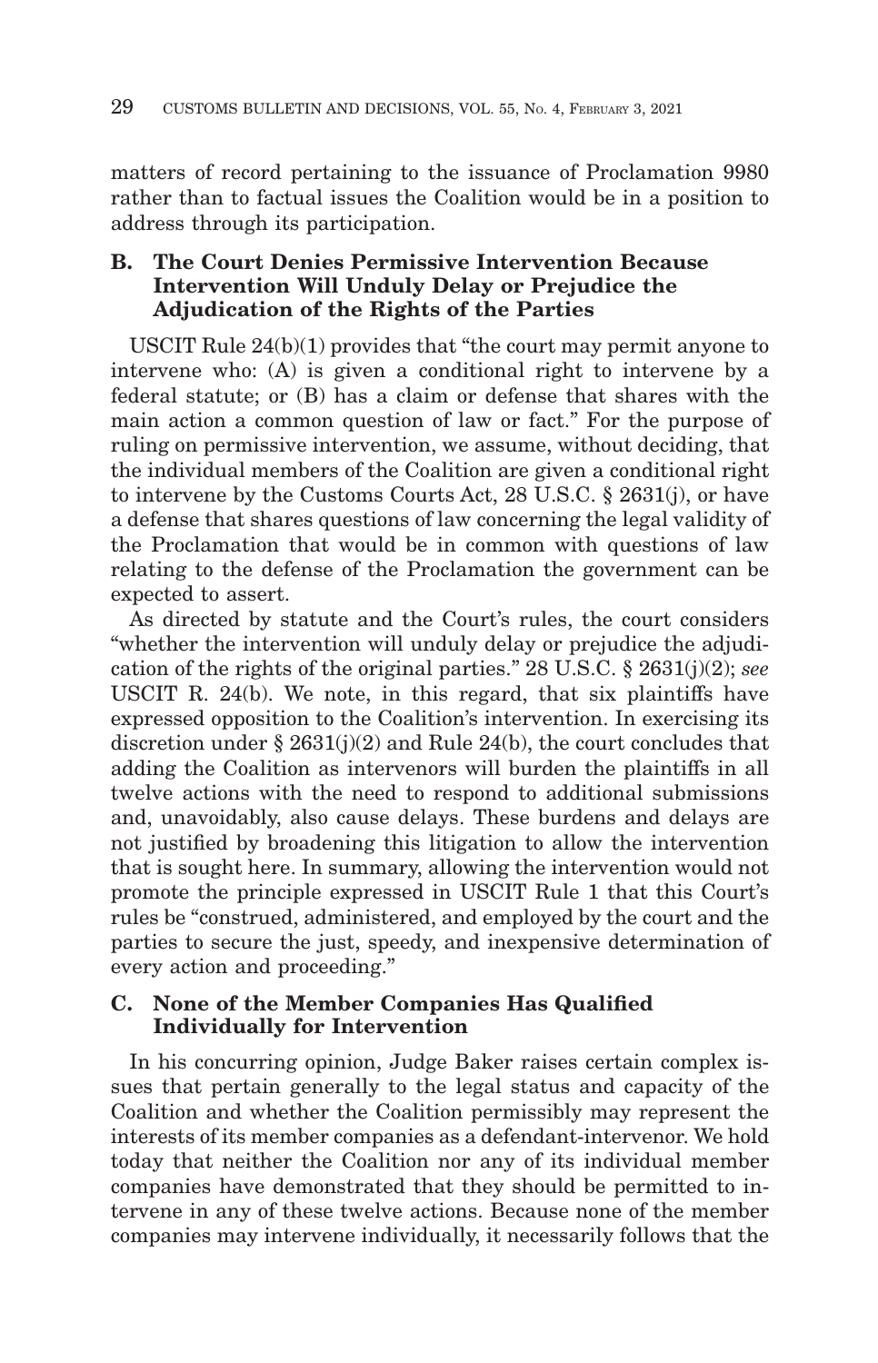matters of record pertaining to the issuance of Proclamation 9980 rather than to factual issues the Coalition would be in a position to address through its participation.

### B. The Court Denies Permissive Intervention Because Intervention Will Unduly Delay or Prejudice the Adjudication of the Rights of the Parties

USCIT Rule 24(b)(1) provides that "the court may permit anyone to intervene who: (A) is given a conditional right to intervene by a federal statute; or (B) has a claim or defense that shares with the main action a common question of law or fact." For the purpose of ruling on permissive intervention, we assume, without deciding, that the individual members of the Coalition are given a conditional right to intervene by the Customs Courts Act, 28 U.S.C. § 2631(j), or have a defense that shares questions of law concerning the legal validity of the Proclamation that would be in common with questions of law relating to the defense of the Proclamation the government can be expected to assert.

As directed by statute and the Court's rules, the court considers "whether the intervention will unduly delay or prejudice the adjudication of the rights of the original parties." 28 U.S.C. § 2631(j)(2); *see* USCIT R. 24(b). We note, in this regard, that six plaintiffs have expressed opposition to the Coalition's intervention. In exercising its discretion under § 2631(j)(2) and Rule 24(b), the court concludes that adding the Coalition as intervenors will burden the plaintiffs in all twelve actions with the need to respond to additional submissions and, unavoidably, also cause delays. These burdens and delays are not justified by broadening this litigation to allow the intervention that is sought here. In summary, allowing the intervention would not promote the principle expressed in USCIT Rule 1 that this Court's rules be "construed, administered, and employed by the court and the parties to secure the just, speedy, and inexpensive determination of every action and proceeding."

### C. None of the Member Companies Has Qualified Individually for Intervention

In his concurring opinion, Judge Baker raises certain complex issues that pertain generally to the legal status and capacity of the Coalition and whether the Coalition permissibly may represent the interests of its member companies as a defendant-intervenor. We hold today that neither the Coalition nor any of its individual member companies have demonstrated that they should be permitted to intervene in any of these twelve actions. Because none of the member companies may intervene individually, it necessarily follows that the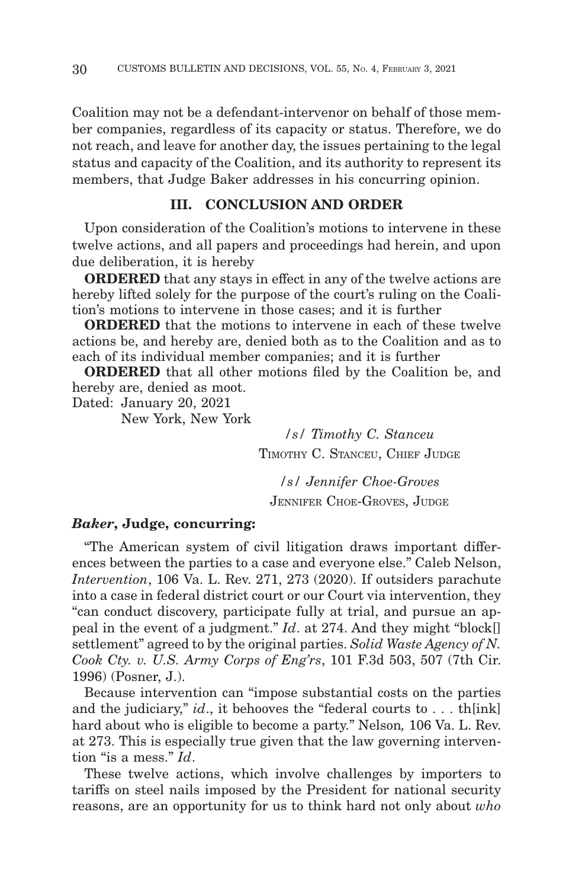Coalition may not be a defendant-intervenor on behalf of those member companies, regardless of its capacity or status. Therefore, we do not reach, and leave for another day, the issues pertaining to the legal status and capacity of the Coalition, and its authority to represent its members, that Judge Baker addresses in his concurring opinion.

## III. CONCLUSION AND ORDER

Upon consideration of the Coalition's motions to intervene in these twelve actions, and all papers and proceedings had herein, and upon due deliberation, it is hereby

**ORDERED** that any stays in effect in any of the twelve actions are hereby lifted solely for the purpose of the court's ruling on the Coalition's motions to intervene in those cases; and it is further

**ORDERED** that the motions to intervene in each of these twelve actions be, and hereby are, denied both as to the Coalition and as to each of its individual member companies; and it is further

**ORDERED** that all other motions filed by the Coalition be, and hereby are, denied as moot.

Dated: January 20, 2021
New York, New York

/s/ *Timothy C. Stanceu*
TIMOTHY C. STANCEU, CHIEF JUDGE

/s/ *Jennifer Choe-Groves*
JENNIFER CHOE-GROVES, JUDGE

***Baker*, Judge, concurring:**

"The American system of civil litigation draws important differences between the parties to a case and everyone else." Caleb Nelson, *Intervention*, 106 Va. L. Rev. 271, 273 (2020). If outsiders parachute into a case in federal district court or our Court via intervention, they "can conduct discovery, participate fully at trial, and pursue an appeal in the event of a judgment." *Id*. at 274. And they might "block[] settlement" agreed to by the original parties. *Solid Waste Agency of N. Cook Cty. v. U.S. Army Corps of Eng'rs*, 101 F.3d 503, 507 (7th Cir. 1996) (Posner, J.).

Because intervention can "impose substantial costs on the parties and the judiciary," *id*., it behooves the "federal courts to . . . th[ink] hard about who is eligible to become a party." Nelson*,* 106 Va. L. Rev. at 273. This is especially true given that the law governing intervention "is a mess." *Id*.

These twelve actions, which involve challenges by importers to tariffs on steel nails imposed by the President for national security reasons, are an opportunity for us to think hard not only about *who*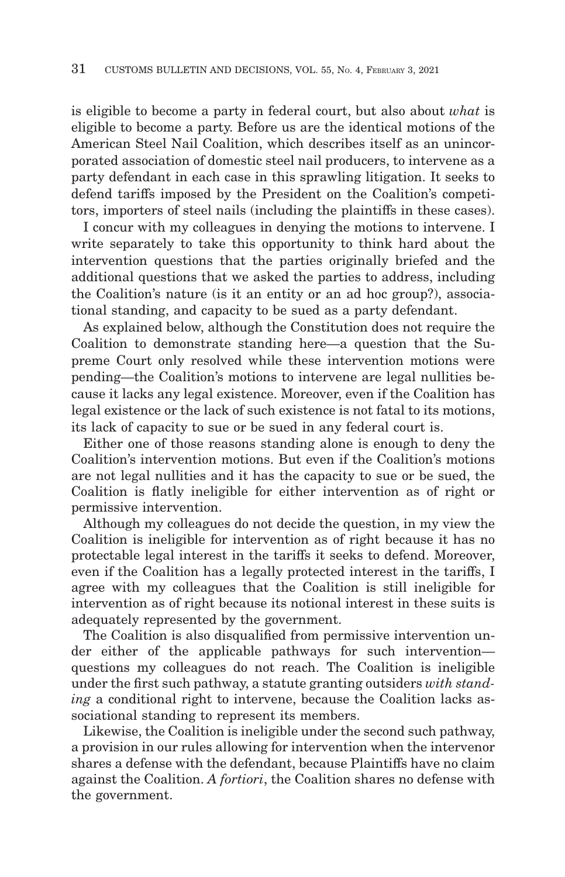is eligible to become a party in federal court, but also about *what* is eligible to become a party. Before us are the identical motions of the American Steel Nail Coalition, which describes itself as an unincorporated association of domestic steel nail producers, to intervene as a party defendant in each case in this sprawling litigation. It seeks to defend tariffs imposed by the President on the Coalition's competitors, importers of steel nails (including the plaintiffs in these cases).

I concur with my colleagues in denying the motions to intervene. I write separately to take this opportunity to think hard about the intervention questions that the parties originally briefed and the additional questions that we asked the parties to address, including the Coalition's nature (is it an entity or an ad hoc group?), associational standing, and capacity to be sued as a party defendant.

As explained below, although the Constitution does not require the Coalition to demonstrate standing here—a question that the Supreme Court only resolved while these intervention motions were pending—the Coalition's motions to intervene are legal nullities because it lacks any legal existence. Moreover, even if the Coalition has legal existence or the lack of such existence is not fatal to its motions, its lack of capacity to sue or be sued in any federal court is.

Either one of those reasons standing alone is enough to deny the Coalition's intervention motions. But even if the Coalition's motions are not legal nullities and it has the capacity to sue or be sued, the Coalition is flatly ineligible for either intervention as of right or permissive intervention.

Although my colleagues do not decide the question, in my view the Coalition is ineligible for intervention as of right because it has no protectable legal interest in the tariffs it seeks to defend. Moreover, even if the Coalition has a legally protected interest in the tariffs, I agree with my colleagues that the Coalition is still ineligible for intervention as of right because its notional interest in these suits is adequately represented by the government.

The Coalition is also disqualified from permissive intervention under either of the applicable pathways for such intervention—questions my colleagues do not reach. The Coalition is ineligible under the first such pathway, a statute granting outsiders *with standing* a conditional right to intervene, because the Coalition lacks associational standing to represent its members.

Likewise, the Coalition is ineligible under the second such pathway, a provision in our rules allowing for intervention when the intervenor shares a defense with the defendant, because Plaintiffs have no claim against the Coalition. *A fortiori*, the Coalition shares no defense with the government.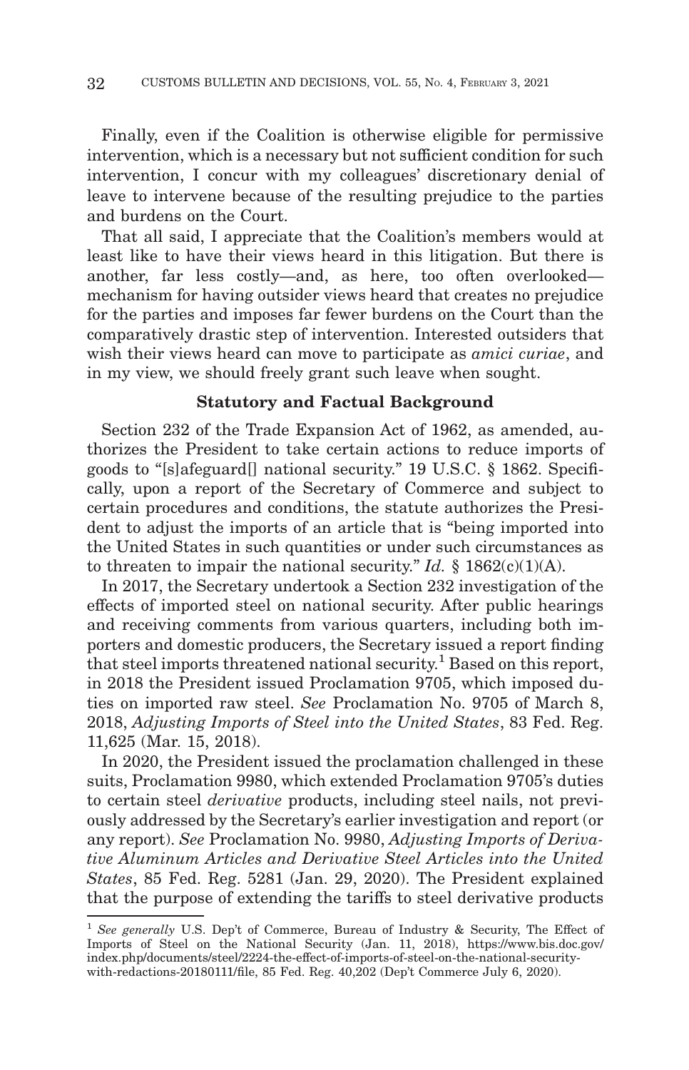Finally, even if the Coalition is otherwise eligible for permissive intervention, which is a necessary but not sufficient condition for such intervention, I concur with my colleagues' discretionary denial of leave to intervene because of the resulting prejudice to the parties and burdens on the Court.

That all said, I appreciate that the Coalition's members would at least like to have their views heard in this litigation. But there is another, far less costly—and, as here, too often overlooked—mechanism for having outsider views heard that creates no prejudice for the parties and imposes far fewer burdens on the Court than the comparatively drastic step of intervention. Interested outsiders that wish their views heard can move to participate as *amici curiae*, and in my view, we should freely grant such leave when sought.

**Statutory and Factual Background**

Section 232 of the Trade Expansion Act of 1962, as amended, authorizes the President to take certain actions to reduce imports of goods to "[s]afeguard[] national security." 19 U.S.C. § 1862. Specifically, upon a report of the Secretary of Commerce and subject to certain procedures and conditions, the statute authorizes the President to adjust the imports of an article that is "being imported into the United States in such quantities or under such circumstances as to threaten to impair the national security." *Id.* § 1862(c)(1)(A).

In 2017, the Secretary undertook a Section 232 investigation of the effects of imported steel on national security. After public hearings and receiving comments from various quarters, including both importers and domestic producers, the Secretary issued a report finding that steel imports threatened national security.[1] Based on this report, in 2018 the President issued Proclamation 9705, which imposed duties on imported raw steel. *See* Proclamation No. 9705 of March 8, 2018, *Adjusting Imports of Steel into the United States*, 83 Fed. Reg. 11,625 (Mar. 15, 2018).

In 2020, the President issued the proclamation challenged in these suits, Proclamation 9980, which extended Proclamation 9705's duties to certain steel *derivative* products, including steel nails, not previously addressed by the Secretary's earlier investigation and report (or any report). *See* Proclamation No. 9980, *Adjusting Imports of Derivative Aluminum Articles and Derivative Steel Articles into the United States*, 85 Fed. Reg. 5281 (Jan. 29, 2020). The President explained that the purpose of extending the tariffs to steel derivative products

[1] *See generally* U.S. Dep't of Commerce, Bureau of Industry & Security, The Effect of Imports of Steel on the National Security (Jan. 11, 2018), https://www.bis.doc.gov/index.php/documents/steel/2224-the-effect-of-imports-of-steel-on-the-national-security-with-redactions-20180111/file, 85 Fed. Reg. 40,202 (Dep't Commerce July 6, 2020).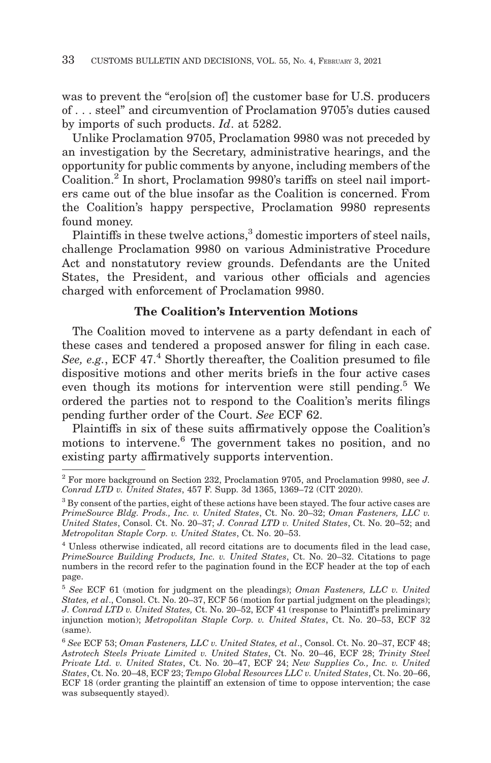was to prevent the "ero[sion of] the customer base for U.S. producers of . . . steel" and circumvention of Proclamation 9705's duties caused by imports of such products. *Id*. at 5282.

Unlike Proclamation 9705, Proclamation 9980 was not preceded by an investigation by the Secretary, administrative hearings, and the opportunity for public comments by anyone, including members of the Coalition.[2] In short, Proclamation 9980's tariffs on steel nail importers came out of the blue insofar as the Coalition is concerned. From the Coalition's happy perspective, Proclamation 9980 represents found money.

Plaintiffs in these twelve actions,[3] domestic importers of steel nails, challenge Proclamation 9980 on various Administrative Procedure Act and nonstatutory review grounds. Defendants are the United States, the President, and various other officials and agencies charged with enforcement of Proclamation 9980.

### The Coalition's Intervention Motions

The Coalition moved to intervene as a party defendant in each of these cases and tendered a proposed answer for filing in each case. *See, e.g.*, ECF 47.[4] Shortly thereafter, the Coalition presumed to file dispositive motions and other merits briefs in the four active cases even though its motions for intervention were still pending.[5] We ordered the parties not to respond to the Coalition's merits filings pending further order of the Court. *See* ECF 62.

Plaintiffs in six of these suits affirmatively oppose the Coalition's motions to intervene.[6] The government takes no position, and no existing party affirmatively supports intervention.

---

[2] For more background on Section 232, Proclamation 9705, and Proclamation 9980, see *J. Conrad LTD v. United States*, 457 F. Supp. 3d 1365, 1369–72 (CIT 2020).

[3] By consent of the parties, eight of these actions have been stayed. The four active cases are *PrimeSource Bldg. Prods., Inc. v. United States*, Ct. No. 20–32; *Oman Fasteners, LLC v. United States*, Consol. Ct. No. 20–37; *J. Conrad LTD v. United States*, Ct. No. 20–52; and *Metropolitan Staple Corp. v. United States*, Ct. No. 20–53.

[4] Unless otherwise indicated, all record citations are to documents filed in the lead case, *PrimeSource Building Products, Inc. v. United States*, Ct. No. 20–32. Citations to page numbers in the record refer to the pagination found in the ECF header at the top of each page.

[5] *See* ECF 61 (motion for judgment on the pleadings); *Oman Fasteners, LLC v. United States, et al*., Consol. Ct. No. 20–37, ECF 56 (motion for partial judgment on the pleadings); *J. Conrad LTD v. United States,* Ct. No. 20–52, ECF 41 (response to Plaintiff's preliminary injunction motion); *Metropolitan Staple Corp. v. United States*, Ct. No. 20–53, ECF 32 (same).

[6] *See* ECF 53; *Oman Fasteners, LLC v. United States, et al*., Consol. Ct. No. 20–37, ECF 48; *Astrotech Steels Private Limited v. United States*, Ct. No. 20–46, ECF 28; *Trinity Steel Private Ltd. v. United States*, Ct. No. 20–47, ECF 24; *New Supplies Co., Inc. v. United States*, Ct. No. 20–48, ECF 23; *Tempo Global Resources LLC v. United States*, Ct. No. 20–66, ECF 18 (order granting the plaintiff an extension of time to oppose intervention; the case was subsequently stayed).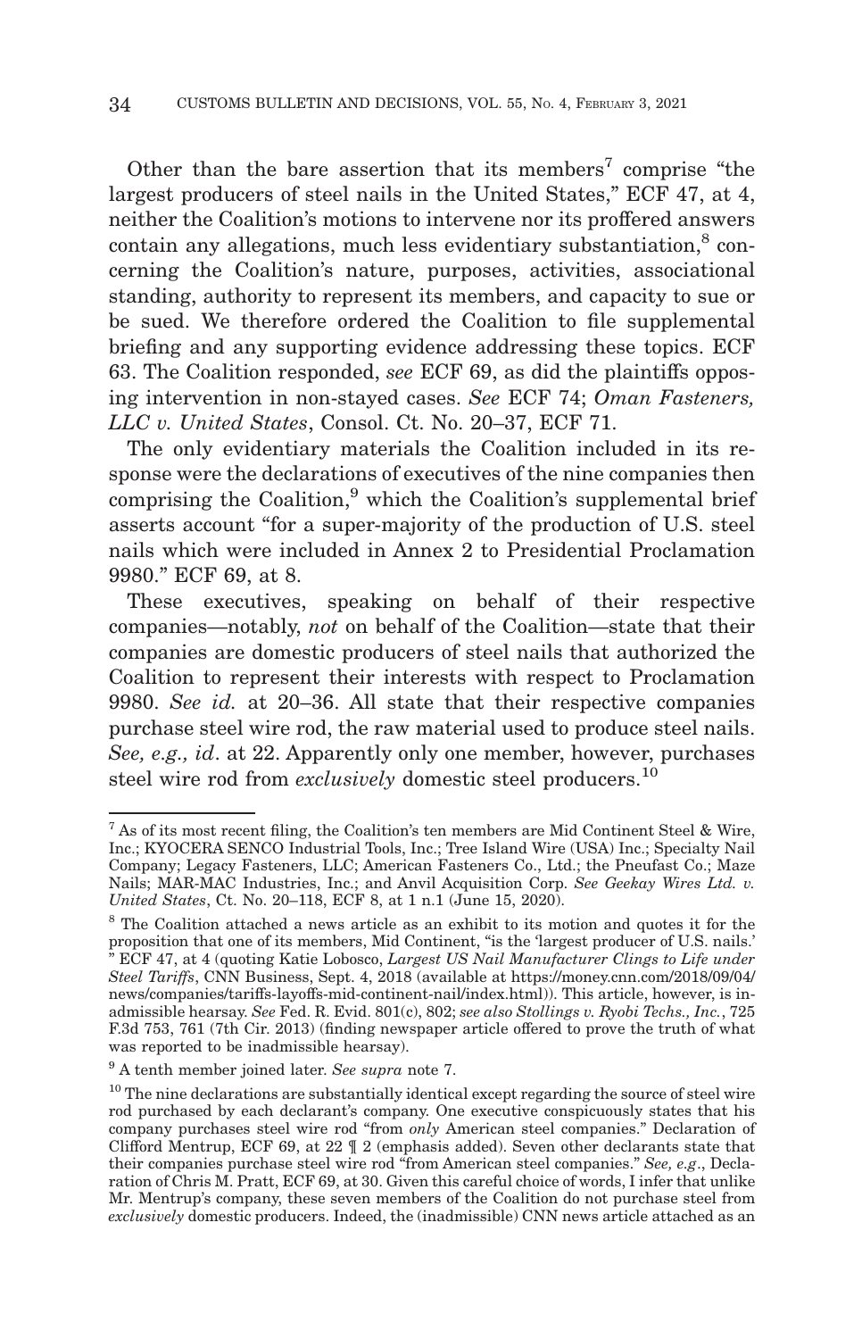Other than the bare assertion that its members[7] comprise "the largest producers of steel nails in the United States," ECF 47, at 4, neither the Coalition's motions to intervene nor its proffered answers contain any allegations, much less evidentiary substantiation,[8] concerning the Coalition's nature, purposes, activities, associational standing, authority to represent its members, and capacity to sue or be sued. We therefore ordered the Coalition to file supplemental briefing and any supporting evidence addressing these topics. ECF 63. The Coalition responded, *see* ECF 69, as did the plaintiffs opposing intervention in non-stayed cases. *See* ECF 74; *Oman Fasteners, LLC v. United States*, Consol. Ct. No. 20–37, ECF 71.

The only evidentiary materials the Coalition included in its response were the declarations of executives of the nine companies then comprising the Coalition,[9] which the Coalition's supplemental brief asserts account "for a super-majority of the production of U.S. steel nails which were included in Annex 2 to Presidential Proclamation 9980." ECF 69, at 8.

These executives, speaking on behalf of their respective companies—notably, *not* on behalf of the Coalition—state that their companies are domestic producers of steel nails that authorized the Coalition to represent their interests with respect to Proclamation 9980. *See id.* at 20–36. All state that their respective companies purchase steel wire rod, the raw material used to produce steel nails. *See, e.g., id*. at 22. Apparently only one member, however, purchases steel wire rod from *exclusively* domestic steel producers.[10]

---

[7] As of its most recent filing, the Coalition's ten members are Mid Continent Steel & Wire, Inc.; KYOCERA SENCO Industrial Tools, Inc.; Tree Island Wire (USA) Inc.; Specialty Nail Company; Legacy Fasteners, LLC; American Fasteners Co., Ltd.; the Pneufast Co.; Maze Nails; MAR-MAC Industries, Inc.; and Anvil Acquisition Corp. *See Geekay Wires Ltd. v. United States*, Ct. No. 20–118, ECF 8, at 1 n.1 (June 15, 2020).

[8] The Coalition attached a news article as an exhibit to its motion and quotes it for the proposition that one of its members, Mid Continent, "is the 'largest producer of U.S. nails.' " ECF 47, at 4 (quoting Katie Lobosco, *Largest US Nail Manufacturer Clings to Life under Steel Tariffs*, CNN Business, Sept. 4, 2018 (available at https://money.cnn.com/2018/09/04/news/companies/tariffs-layoffs-mid-continent-nail/index.html)). This article, however, is inadmissible hearsay. *See* Fed. R. Evid. 801(c), 802; *see also Stollings v. Ryobi Techs., Inc.*, 725 F.3d 753, 761 (7th Cir. 2013) (finding newspaper article offered to prove the truth of what was reported to be inadmissible hearsay).

[9] A tenth member joined later. *See supra* note 7.

[10] The nine declarations are substantially identical except regarding the source of steel wire rod purchased by each declarant's company. One executive conspicuously states that his company purchases steel wire rod "from *only* American steel companies." Declaration of Clifford Mentrup, ECF 69, at 22 ¶ 2 (emphasis added). Seven other declarants state that their companies purchase steel wire rod "from American steel companies." *See, e.g*., Declaration of Chris M. Pratt, ECF 69, at 30. Given this careful choice of words, I infer that unlike Mr. Mentrup's company, these seven members of the Coalition do not purchase steel from *exclusively* domestic producers. Indeed, the (inadmissible) CNN news article attached as an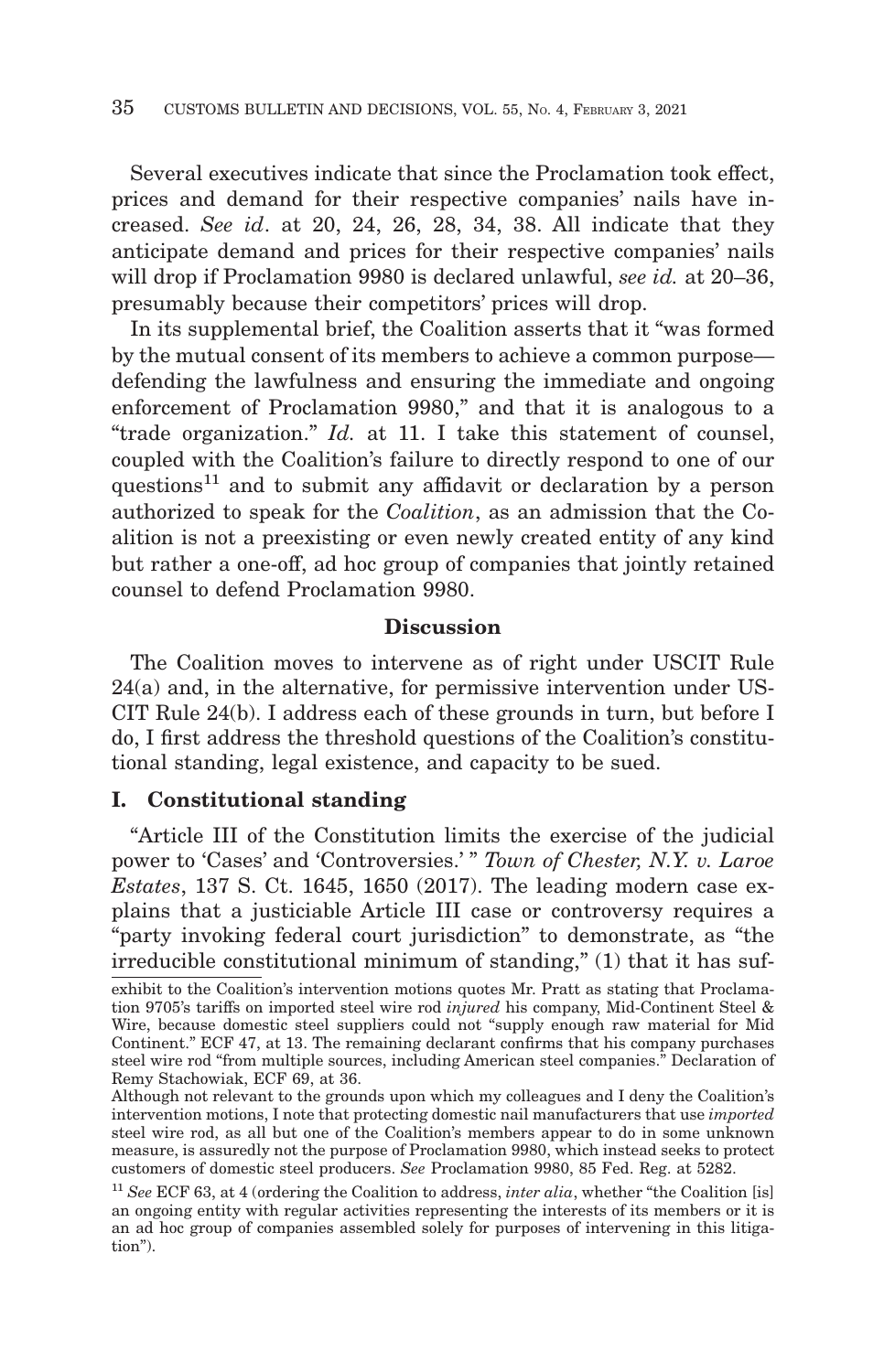Several executives indicate that since the Proclamation took effect, prices and demand for their respective companies' nails have increased. *See id*. at 20, 24, 26, 28, 34, 38. All indicate that they anticipate demand and prices for their respective companies' nails will drop if Proclamation 9980 is declared unlawful, *see id.* at 20–36, presumably because their competitors' prices will drop.

In its supplemental brief, the Coalition asserts that it "was formed by the mutual consent of its members to achieve a common purpose—defending the lawfulness and ensuring the immediate and ongoing enforcement of Proclamation 9980," and that it is analogous to a "trade organization." *Id.* at 11. I take this statement of counsel, coupled with the Coalition's failure to directly respond to one of our questions[11] and to submit any affidavit or declaration by a person authorized to speak for the *Coalition*, as an admission that the Coalition is not a preexisting or even newly created entity of any kind but rather a one-off, ad hoc group of companies that jointly retained counsel to defend Proclamation 9980.

## Discussion

The Coalition moves to intervene as of right under USCIT Rule 24(a) and, in the alternative, for permissive intervention under USCIT Rule 24(b). I address each of these grounds in turn, but before I do, I first address the threshold questions of the Coalition's constitutional standing, legal existence, and capacity to be sued.

### I. Constitutional standing

"Article III of the Constitution limits the exercise of the judicial power to 'Cases' and 'Controversies.' " *Town of Chester, N.Y. v. Laroe Estates*, 137 S. Ct. 1645, 1650 (2017). The leading modern case explains that a justiciable Article III case or controversy requires a "party invoking federal court jurisdiction" to demonstrate, as "the irreducible constitutional minimum of standing," (1) that it has suf-

---

exhibit to the Coalition's intervention motions quotes Mr. Pratt as stating that Proclamation 9705's tariffs on imported steel wire rod *injured* his company, Mid-Continent Steel & Wire, because domestic steel suppliers could not "supply enough raw material for Mid Continent." ECF 47, at 13. The remaining declarant confirms that his company purchases steel wire rod "from multiple sources, including American steel companies." Declaration of Remy Stachowiak, ECF 69, at 36.

Although not relevant to the grounds upon which my colleagues and I deny the Coalition's intervention motions, I note that protecting domestic nail manufacturers that use *imported* steel wire rod, as all but one of the Coalition's members appear to do in some unknown measure, is assuredly not the purpose of Proclamation 9980, which instead seeks to protect customers of domestic steel producers. *See* Proclamation 9980, 85 Fed. Reg. at 5282.

[11] *See* ECF 63, at 4 (ordering the Coalition to address, *inter alia*, whether "the Coalition [is] an ongoing entity with regular activities representing the interests of its members or it is an ad hoc group of companies assembled solely for purposes of intervening in this litigation").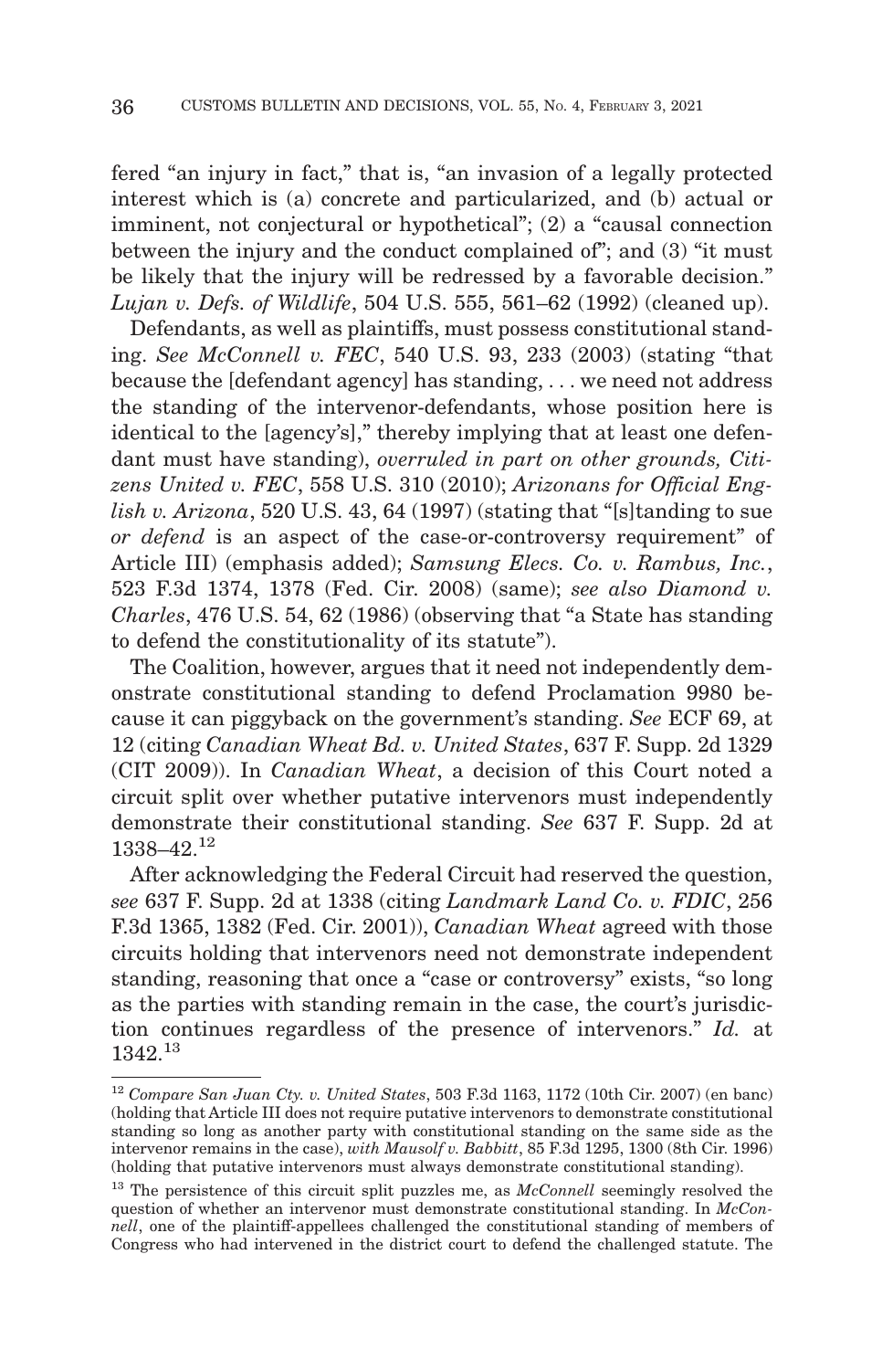fered "an injury in fact," that is, "an invasion of a legally protected interest which is (a) concrete and particularized, and (b) actual or imminent, not conjectural or hypothetical"; (2) a "causal connection between the injury and the conduct complained of"; and (3) "it must be likely that the injury will be redressed by a favorable decision." *Lujan v. Defs. of Wildlife*, 504 U.S. 555, 561–62 (1992) (cleaned up).

Defendants, as well as plaintiffs, must possess constitutional standing. *See McConnell v. FEC*, 540 U.S. 93, 233 (2003) (stating "that because the [defendant agency] has standing, . . . we need not address the standing of the intervenor-defendants, whose position here is identical to the [agency's]," thereby implying that at least one defendant must have standing), *overruled in part on other grounds, Citizens United v. FEC*, 558 U.S. 310 (2010); *Arizonans for Official English v. Arizona*, 520 U.S. 43, 64 (1997) (stating that "[s]tanding to sue *or defend* is an aspect of the case-or-controversy requirement" of Article III) (emphasis added); *Samsung Elecs. Co. v. Rambus, Inc.*, 523 F.3d 1374, 1378 (Fed. Cir. 2008) (same); *see also Diamond v. Charles*, 476 U.S. 54, 62 (1986) (observing that "a State has standing to defend the constitutionality of its statute").

The Coalition, however, argues that it need not independently demonstrate constitutional standing to defend Proclamation 9980 because it can piggyback on the government's standing. *See* ECF 69, at 12 (citing *Canadian Wheat Bd. v. United States*, 637 F. Supp. 2d 1329 (CIT 2009)). In *Canadian Wheat*, a decision of this Court noted a circuit split over whether putative intervenors must independently demonstrate their constitutional standing. *See* 637 F. Supp. 2d at 1338–42.[12]

After acknowledging the Federal Circuit had reserved the question, *see* 637 F. Supp. 2d at 1338 (citing *Landmark Land Co. v. FDIC*, 256 F.3d 1365, 1382 (Fed. Cir. 2001)), *Canadian Wheat* agreed with those circuits holding that intervenors need not demonstrate independent standing, reasoning that once a "case or controversy" exists, "so long as the parties with standing remain in the case, the court's jurisdiction continues regardless of the presence of intervenors." *Id.* at 1342.[13]

---

[12] *Compare San Juan Cty. v. United States*, 503 F.3d 1163, 1172 (10th Cir. 2007) (en banc) (holding that Article III does not require putative intervenors to demonstrate constitutional standing so long as another party with constitutional standing on the same side as the intervenor remains in the case), *with Mausolf v. Babbitt*, 85 F.3d 1295, 1300 (8th Cir. 1996) (holding that putative intervenors must always demonstrate constitutional standing).

[13] The persistence of this circuit split puzzles me, as *McConnell* seemingly resolved the question of whether an intervenor must demonstrate constitutional standing. In *McConnell*, one of the plaintiff-appellees challenged the constitutional standing of members of Congress who had intervened in the district court to defend the challenged statute. The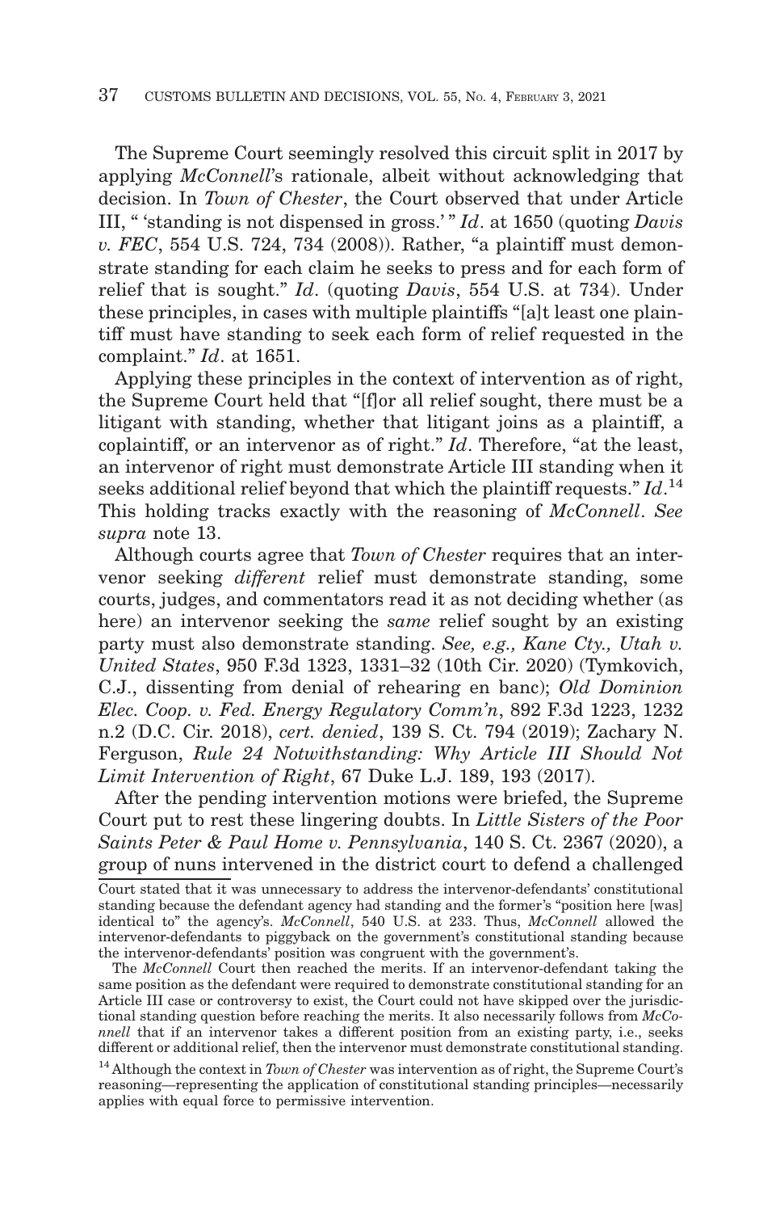The Supreme Court seemingly resolved this circuit split in 2017 by applying *McConnell*'s rationale, albeit without acknowledging that decision. In *Town of Chester*, the Court observed that under Article III, " 'standing is not dispensed in gross.' " *Id*. at 1650 (quoting *Davis v. FEC*, 554 U.S. 724, 734 (2008)). Rather, "a plaintiff must demonstrate standing for each claim he seeks to press and for each form of relief that is sought." *Id*. (quoting *Davis*, 554 U.S. at 734). Under these principles, in cases with multiple plaintiffs "[a]t least one plaintiff must have standing to seek each form of relief requested in the complaint." *Id*. at 1651.

Applying these principles in the context of intervention as of right, the Supreme Court held that "[f]or all relief sought, there must be a litigant with standing, whether that litigant joins as a plaintiff, a coplaintiff, or an intervenor as of right." *Id*. Therefore, "at the least, an intervenor of right must demonstrate Article III standing when it seeks additional relief beyond that which the plaintiff requests." *Id*.[14] This holding tracks exactly with the reasoning of *McConnell*. *See supra* note 13.

Although courts agree that *Town of Chester* requires that an intervenor seeking *different* relief must demonstrate standing, some courts, judges, and commentators read it as not deciding whether (as here) an intervenor seeking the *same* relief sought by an existing party must also demonstrate standing. *See, e.g., Kane Cty., Utah v. United States*, 950 F.3d 1323, 1331–32 (10th Cir. 2020) (Tymkovich, C.J., dissenting from denial of rehearing en banc); *Old Dominion Elec. Coop. v. Fed. Energy Regulatory Comm'n*, 892 F.3d 1223, 1232 n.2 (D.C. Cir. 2018), *cert. denied*, 139 S. Ct. 794 (2019); Zachary N. Ferguson, *Rule 24 Notwithstanding: Why Article III Should Not Limit Intervention of Right*, 67 Duke L.J. 189, 193 (2017).

After the pending intervention motions were briefed, the Supreme Court put to rest these lingering doubts. In *Little Sisters of the Poor Saints Peter & Paul Home v. Pennsylvania*, 140 S. Ct. 2367 (2020), a group of nuns intervened in the district court to defend a challenged

---

Court stated that it was unnecessary to address the intervenor-defendants' constitutional standing because the defendant agency had standing and the former's "position here [was] identical to" the agency's. *McConnell*, 540 U.S. at 233. Thus, *McConnell* allowed the intervenor-defendants to piggyback on the government's constitutional standing because the intervenor-defendants' position was congruent with the government's.

The *McConnell* Court then reached the merits. If an intervenor-defendant taking the same position as the defendant were required to demonstrate constitutional standing for an Article III case or controversy to exist, the Court could not have skipped over the jurisdictional standing question before reaching the merits. It also necessarily follows from *McConnell* that if an intervenor takes a different position from an existing party, i.e., seeks different or additional relief, then the intervenor must demonstrate constitutional standing.

[14] Although the context in *Town of Chester* was intervention as of right, the Supreme Court's reasoning—representing the application of constitutional standing principles—necessarily applies with equal force to permissive intervention.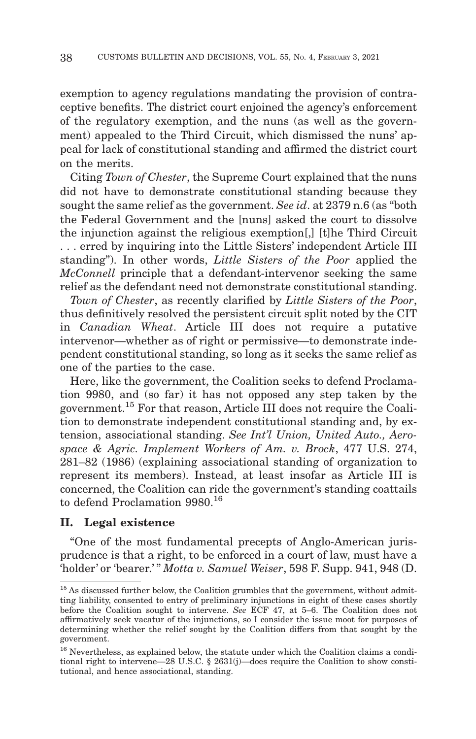exemption to agency regulations mandating the provision of contraceptive benefits. The district court enjoined the agency's enforcement of the regulatory exemption, and the nuns (as well as the government) appealed to the Third Circuit, which dismissed the nuns' appeal for lack of constitutional standing and affirmed the district court on the merits.

Citing *Town of Chester*, the Supreme Court explained that the nuns did not have to demonstrate constitutional standing because they sought the same relief as the government. *See id*. at 2379 n.6 (as "both the Federal Government and the [nuns] asked the court to dissolve the injunction against the religious exemption[,] [t]he Third Circuit . . . erred by inquiring into the Little Sisters' independent Article III standing"). In other words, *Little Sisters of the Poor* applied the *McConnell* principle that a defendant-intervenor seeking the same relief as the defendant need not demonstrate constitutional standing.

*Town of Chester*, as recently clarified by *Little Sisters of the Poor*, thus definitively resolved the persistent circuit split noted by the CIT in *Canadian Wheat*. Article III does not require a putative intervenor—whether as of right or permissive—to demonstrate independent constitutional standing, so long as it seeks the same relief as one of the parties to the case.

Here, like the government, the Coalition seeks to defend Proclamation 9980, and (so far) it has not opposed any step taken by the government.[15] For that reason, Article III does not require the Coalition to demonstrate independent constitutional standing and, by extension, associational standing. *See Int'l Union, United Auto., Aerospace & Agric. Implement Workers of Am. v. Brock*, 477 U.S. 274, 281–82 (1986) (explaining associational standing of organization to represent its members). Instead, at least insofar as Article III is concerned, the Coalition can ride the government's standing coattails to defend Proclamation 9980.[16]

## II. Legal existence

"One of the most fundamental precepts of Anglo-American jurisprudence is that a right, to be enforced in a court of law, must have a 'holder' or 'bearer.' " *Motta v. Samuel Weiser*, 598 F. Supp. 941, 948 (D.

---

[15] As discussed further below, the Coalition grumbles that the government, without admitting liability, consented to entry of preliminary injunctions in eight of these cases shortly before the Coalition sought to intervene. *See* ECF 47, at 5–6. The Coalition does not affirmatively seek vacatur of the injunctions, so I consider the issue moot for purposes of determining whether the relief sought by the Coalition differs from that sought by the government.

[16] Nevertheless, as explained below, the statute under which the Coalition claims a conditional right to intervene—28 U.S.C. § 2631(j)—does require the Coalition to show constitutional, and hence associational, standing.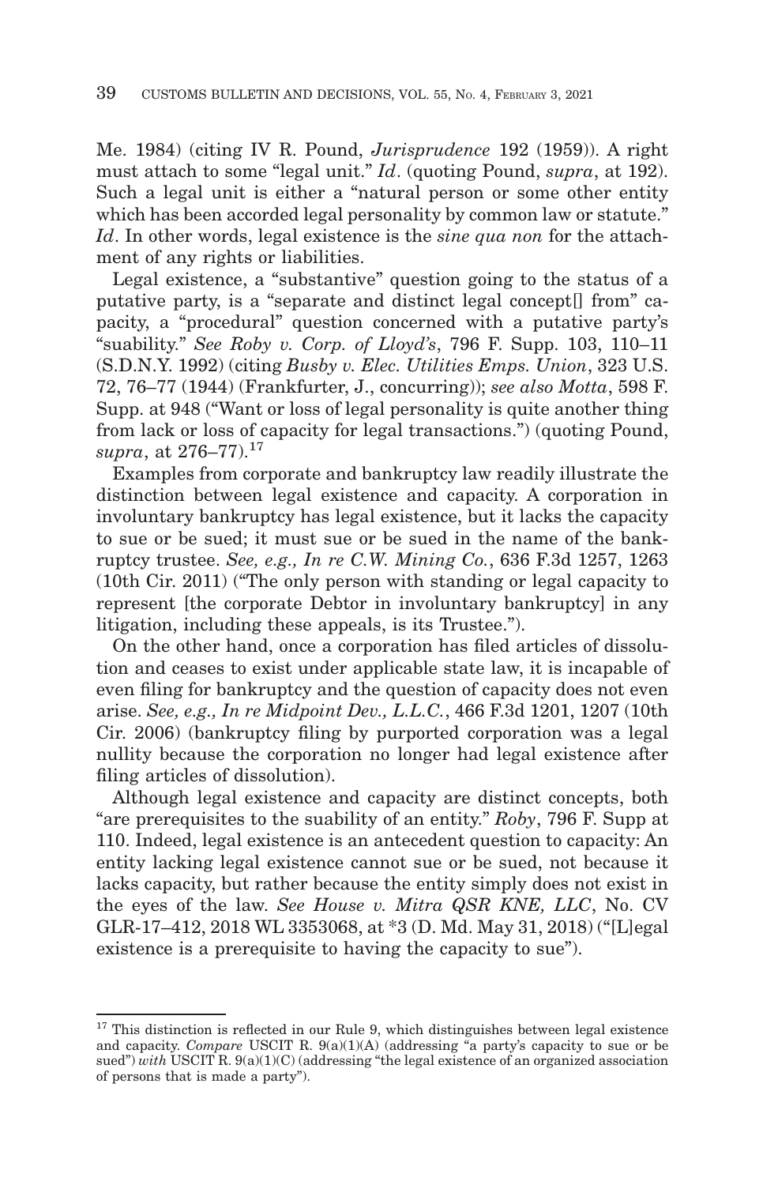Me. 1984) (citing IV R. Pound, *Jurisprudence* 192 (1959)). A right must attach to some "legal unit." *Id*. (quoting Pound, *supra*, at 192). Such a legal unit is either a "natural person or some other entity which has been accorded legal personality by common law or statute." *Id*. In other words, legal existence is the *sine qua non* for the attachment of any rights or liabilities.

Legal existence, a "substantive" question going to the status of a putative party, is a "separate and distinct legal concept[] from" capacity, a "procedural" question concerned with a putative party's "suability." *See Roby v. Corp. of Lloyd's*, 796 F. Supp. 103, 110–11 (S.D.N.Y. 1992) (citing *Busby v. Elec. Utilities Emps. Union*, 323 U.S. 72, 76–77 (1944) (Frankfurter, J., concurring)); *see also Motta*, 598 F. Supp. at 948 ("Want or loss of legal personality is quite another thing from lack or loss of capacity for legal transactions.") (quoting Pound, *supra*, at 276–77).[17]

Examples from corporate and bankruptcy law readily illustrate the distinction between legal existence and capacity. A corporation in involuntary bankruptcy has legal existence, but it lacks the capacity to sue or be sued; it must sue or be sued in the name of the bankruptcy trustee. *See, e.g., In re C.W. Mining Co.*, 636 F.3d 1257, 1263 (10th Cir. 2011) ("The only person with standing or legal capacity to represent [the corporate Debtor in involuntary bankruptcy] in any litigation, including these appeals, is its Trustee.").

On the other hand, once a corporation has filed articles of dissolution and ceases to exist under applicable state law, it is incapable of even filing for bankruptcy and the question of capacity does not even arise. *See, e.g., In re Midpoint Dev., L.L.C.*, 466 F.3d 1201, 1207 (10th Cir. 2006) (bankruptcy filing by purported corporation was a legal nullity because the corporation no longer had legal existence after filing articles of dissolution).

Although legal existence and capacity are distinct concepts, both "are prerequisites to the suability of an entity." *Roby*, 796 F. Supp at 110. Indeed, legal existence is an antecedent question to capacity: An entity lacking legal existence cannot sue or be sued, not because it lacks capacity, but rather because the entity simply does not exist in the eyes of the law. *See House v. Mitra QSR KNE, LLC*, No. CV GLR-17–412, 2018 WL 3353068, at *3 (D. Md. May 31, 2018) ("[L]egal existence is a prerequisite to having the capacity to sue").

---

[17] This distinction is reflected in our Rule 9, which distinguishes between legal existence and capacity. *Compare* USCIT R. 9(a)(1)(A) (addressing "a party's capacity to sue or be sued") *with* USCIT R. 9(a)(1)(C) (addressing "the legal existence of an organized association of persons that is made a party").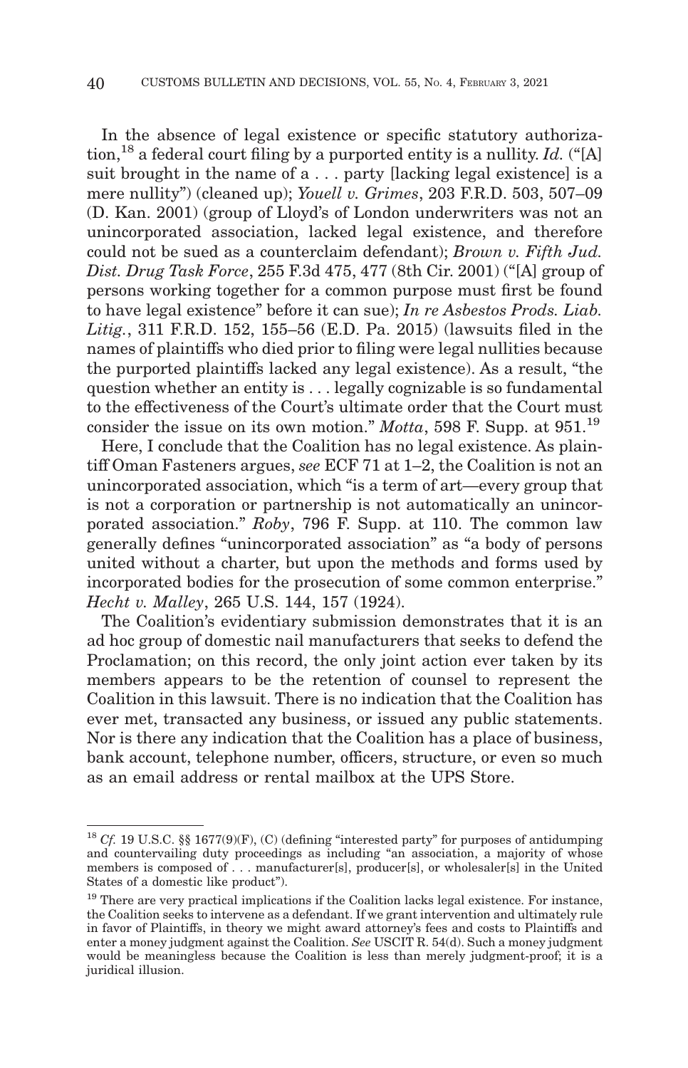In the absence of legal existence or specific statutory authorization,[18] a federal court filing by a purported entity is a nullity. *Id.* ("[A] suit brought in the name of a . . . party [lacking legal existence] is a mere nullity") (cleaned up); *Youell v. Grimes*, 203 F.R.D. 503, 507–09 (D. Kan. 2001) (group of Lloyd's of London underwriters was not an unincorporated association, lacked legal existence, and therefore could not be sued as a counterclaim defendant); *Brown v. Fifth Jud. Dist. Drug Task Force*, 255 F.3d 475, 477 (8th Cir. 2001) ("[A] group of persons working together for a common purpose must first be found to have legal existence" before it can sue); *In re Asbestos Prods. Liab. Litig.*, 311 F.R.D. 152, 155–56 (E.D. Pa. 2015) (lawsuits filed in the names of plaintiffs who died prior to filing were legal nullities because the purported plaintiffs lacked any legal existence). As a result, "the question whether an entity is . . . legally cognizable is so fundamental to the effectiveness of the Court's ultimate order that the Court must consider the issue on its own motion." *Motta*, 598 F. Supp. at 951.[19]

Here, I conclude that the Coalition has no legal existence. As plaintiff Oman Fasteners argues, *see* ECF 71 at 1–2, the Coalition is not an unincorporated association, which "is a term of art—every group that is not a corporation or partnership is not automatically an unincorporated association." *Roby*, 796 F. Supp. at 110. The common law generally defines "unincorporated association" as "a body of persons united without a charter, but upon the methods and forms used by incorporated bodies for the prosecution of some common enterprise." *Hecht v. Malley*, 265 U.S. 144, 157 (1924).

The Coalition's evidentiary submission demonstrates that it is an ad hoc group of domestic nail manufacturers that seeks to defend the Proclamation; on this record, the only joint action ever taken by its members appears to be the retention of counsel to represent the Coalition in this lawsuit. There is no indication that the Coalition has ever met, transacted any business, or issued any public statements. Nor is there any indication that the Coalition has a place of business, bank account, telephone number, officers, structure, or even so much as an email address or rental mailbox at the UPS Store.

---

[18] *Cf.* 19 U.S.C. §§ 1677(9)(F), (C) (defining "interested party" for purposes of antidumping and countervailing duty proceedings as including "an association, a majority of whose members is composed of . . . manufacturer[s], producer[s], or wholesaler[s] in the United States of a domestic like product").

[19] There are very practical implications if the Coalition lacks legal existence. For instance, the Coalition seeks to intervene as a defendant. If we grant intervention and ultimately rule in favor of Plaintiffs, in theory we might award attorney's fees and costs to Plaintiffs and enter a money judgment against the Coalition. *See* USCIT R. 54(d). Such a money judgment would be meaningless because the Coalition is less than merely judgment-proof; it is a juridical illusion.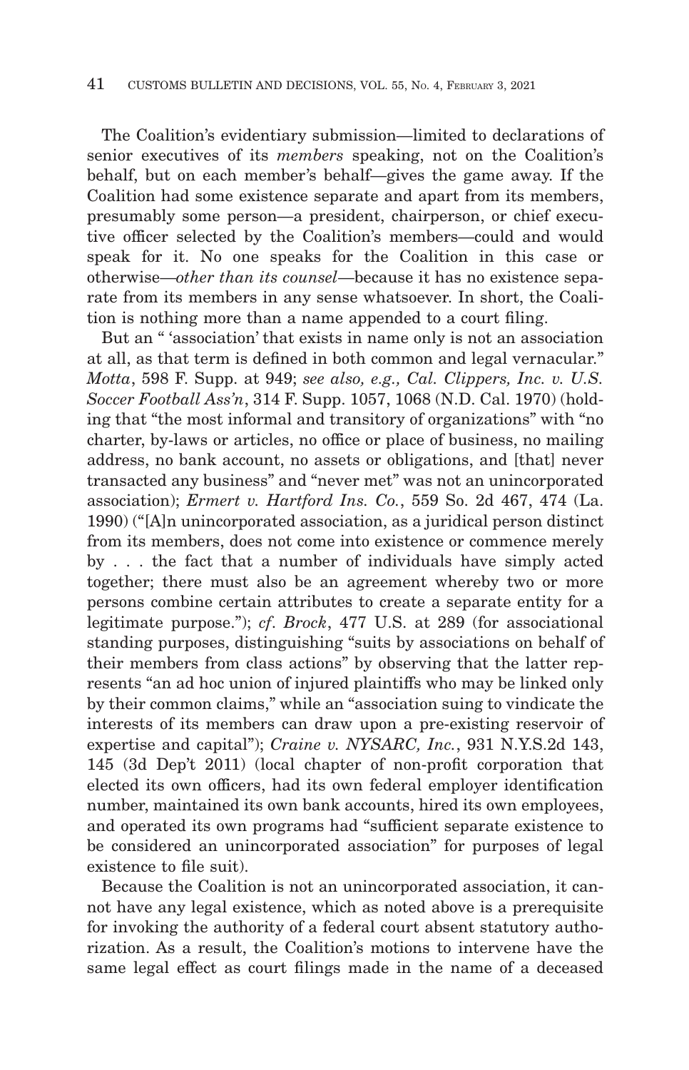The Coalition's evidentiary submission—limited to declarations of senior executives of its *members* speaking, not on the Coalition's behalf, but on each member's behalf—gives the game away. If the Coalition had some existence separate and apart from its members, presumably some person—a president, chairperson, or chief executive officer selected by the Coalition's members—could and would speak for it. No one speaks for the Coalition in this case or otherwise—*other than its counsel*—because it has no existence separate from its members in any sense whatsoever. In short, the Coalition is nothing more than a name appended to a court filing.

But an " 'association' that exists in name only is not an association at all, as that term is defined in both common and legal vernacular." *Motta*, 598 F. Supp. at 949; *see also, e.g., Cal. Clippers, Inc. v. U.S. Soccer Football Ass'n*, 314 F. Supp. 1057, 1068 (N.D. Cal. 1970) (holding that "the most informal and transitory of organizations" with "no charter, by-laws or articles, no office or place of business, no mailing address, no bank account, no assets or obligations, and [that] never transacted any business" and "never met" was not an unincorporated association); *Ermert v. Hartford Ins. Co.*, 559 So. 2d 467, 474 (La. 1990) ("[A]n unincorporated association, as a juridical person distinct from its members, does not come into existence or commence merely by . . . the fact that a number of individuals have simply acted together; there must also be an agreement whereby two or more persons combine certain attributes to create a separate entity for a legitimate purpose."); *cf. Brock*, 477 U.S. at 289 (for associational standing purposes, distinguishing "suits by associations on behalf of their members from class actions" by observing that the latter represents "an ad hoc union of injured plaintiffs who may be linked only by their common claims," while an "association suing to vindicate the interests of its members can draw upon a pre-existing reservoir of expertise and capital"); *Craine v. NYSARC, Inc.*, 931 N.Y.S.2d 143, 145 (3d Dep't 2011) (local chapter of non-profit corporation that elected its own officers, had its own federal employer identification number, maintained its own bank accounts, hired its own employees, and operated its own programs had "sufficient separate existence to be considered an unincorporated association" for purposes of legal existence to file suit).

Because the Coalition is not an unincorporated association, it cannot have any legal existence, which as noted above is a prerequisite for invoking the authority of a federal court absent statutory authorization. As a result, the Coalition's motions to intervene have the same legal effect as court filings made in the name of a deceased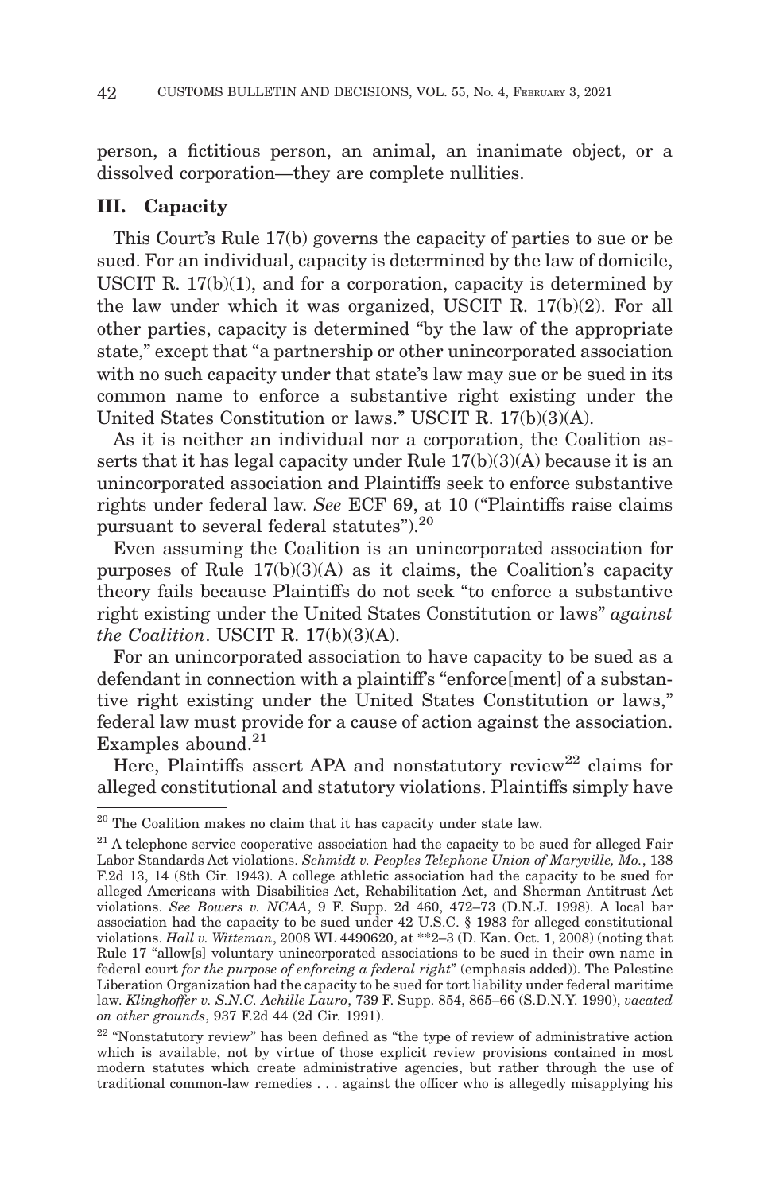person, a fictitious person, an animal, an inanimate object, or a dissolved corporation—they are complete nullities.

## III. Capacity

This Court's Rule 17(b) governs the capacity of parties to sue or be sued. For an individual, capacity is determined by the law of domicile, USCIT R. 17(b)(1), and for a corporation, capacity is determined by the law under which it was organized, USCIT R. 17(b)(2). For all other parties, capacity is determined "by the law of the appropriate state," except that "a partnership or other unincorporated association with no such capacity under that state's law may sue or be sued in its common name to enforce a substantive right existing under the United States Constitution or laws." USCIT R. 17(b)(3)(A).

As it is neither an individual nor a corporation, the Coalition asserts that it has legal capacity under Rule 17(b)(3)(A) because it is an unincorporated association and Plaintiffs seek to enforce substantive rights under federal law. *See* ECF 69, at 10 ("Plaintiffs raise claims pursuant to several federal statutes").[20]

Even assuming the Coalition is an unincorporated association for purposes of Rule 17(b)(3)(A) as it claims, the Coalition's capacity theory fails because Plaintiffs do not seek "to enforce a substantive right existing under the United States Constitution or laws" *against the Coalition*. USCIT R. 17(b)(3)(A).

For an unincorporated association to have capacity to be sued as a defendant in connection with a plaintiff's "enforce[ment] of a substantive right existing under the United States Constitution or laws," federal law must provide for a cause of action against the association. Examples abound.[21]

Here, Plaintiffs assert APA and nonstatutory review[22] claims for alleged constitutional and statutory violations. Plaintiffs simply have

---

[20] The Coalition makes no claim that it has capacity under state law.

[21] A telephone service cooperative association had the capacity to be sued for alleged Fair Labor Standards Act violations. *Schmidt v. Peoples Telephone Union of Maryville, Mo.*, 138 F.2d 13, 14 (8th Cir. 1943). A college athletic association had the capacity to be sued for alleged Americans with Disabilities Act, Rehabilitation Act, and Sherman Antitrust Act violations. *See Bowers v. NCAA*, 9 F. Supp. 2d 460, 472–73 (D.N.J. 1998). A local bar association had the capacity to be sued under 42 U.S.C. § 1983 for alleged constitutional violations. *Hall v. Witteman*, 2008 WL 4490620, at **2–3 (D. Kan. Oct. 1, 2008) (noting that Rule 17 "allow[s] voluntary unincorporated associations to be sued in their own name in federal court *for the purpose of enforcing a federal right*" (emphasis added)). The Palestine Liberation Organization had the capacity to be sued for tort liability under federal maritime law. *Klinghoffer v. S.N.C. Achille Lauro*, 739 F. Supp. 854, 865–66 (S.D.N.Y. 1990), *vacated on other grounds*, 937 F.2d 44 (2d Cir. 1991).

[22] "Nonstatutory review" has been defined as "the type of review of administrative action which is available, not by virtue of those explicit review provisions contained in most modern statutes which create administrative agencies, but rather through the use of traditional common-law remedies . . . against the officer who is allegedly misapplying his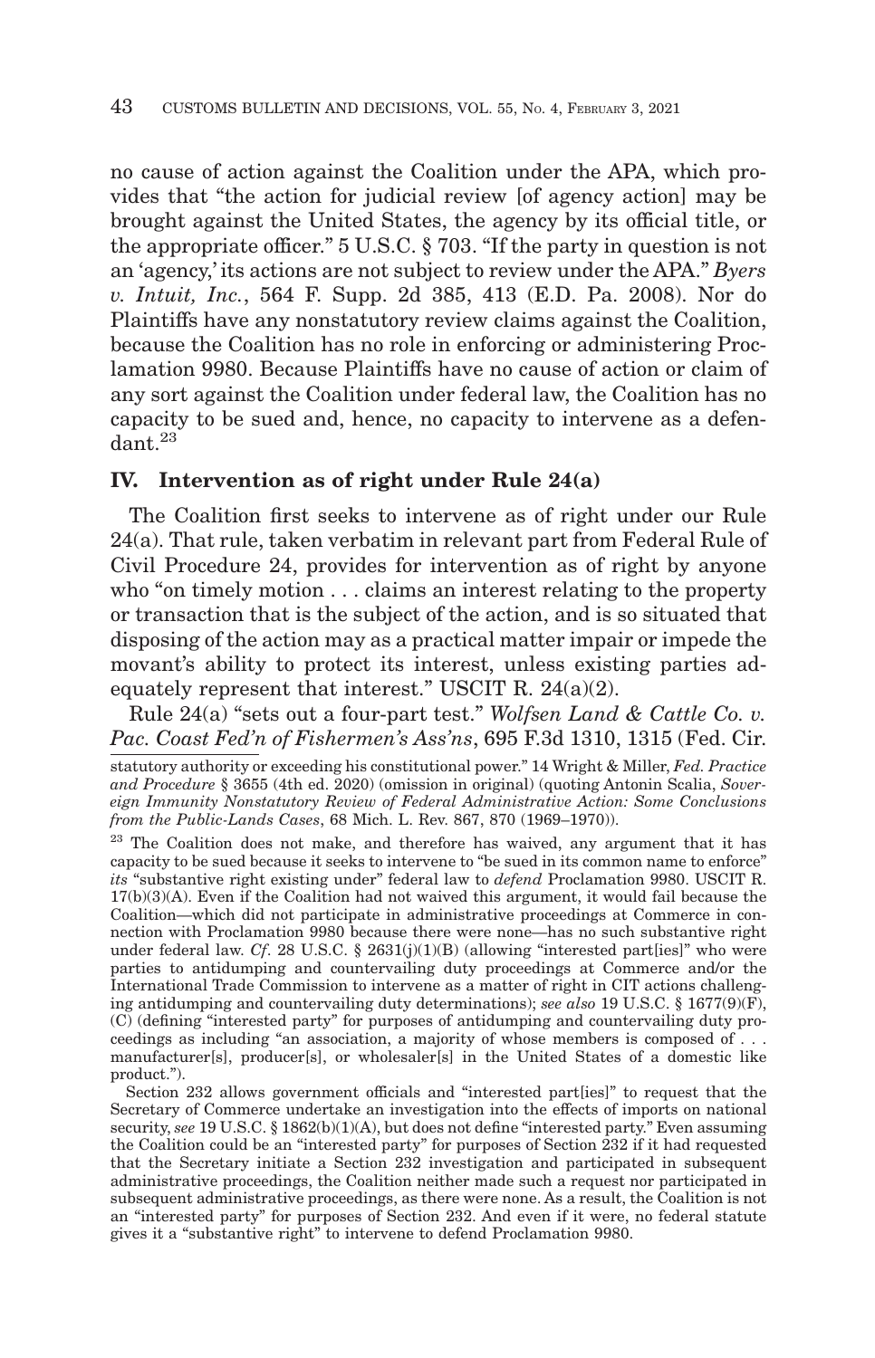no cause of action against the Coalition under the APA, which provides that "the action for judicial review [of agency action] may be brought against the United States, the agency by its official title, or the appropriate officer." 5 U.S.C. § 703. "If the party in question is not an 'agency,' its actions are not subject to review under the APA." *Byers v. Intuit, Inc.*, 564 F. Supp. 2d 385, 413 (E.D. Pa. 2008). Nor do Plaintiffs have any nonstatutory review claims against the Coalition, because the Coalition has no role in enforcing or administering Proclamation 9980. Because Plaintiffs have no cause of action or claim of any sort against the Coalition under federal law, the Coalition has no capacity to be sued and, hence, no capacity to intervene as a defendant.[23]

## IV. Intervention as of right under Rule 24(a)

The Coalition first seeks to intervene as of right under our Rule 24(a). That rule, taken verbatim in relevant part from Federal Rule of Civil Procedure 24, provides for intervention as of right by anyone who "on timely motion . . . claims an interest relating to the property or transaction that is the subject of the action, and is so situated that disposing of the action may as a practical matter impair or impede the movant's ability to protect its interest, unless existing parties adequately represent that interest." USCIT R. 24(a)(2).

Rule 24(a) "sets out a four-part test." *Wolfsen Land & Cattle Co. v. Pac. Coast Fed'n of Fishermen's Ass'ns*, 695 F.3d 1310, 1315 (Fed. Cir.

---

statutory authority or exceeding his constitutional power." 14 Wright & Miller, *Fed. Practice and Procedure* § 3655 (4th ed. 2020) (omission in original) (quoting Antonin Scalia, *Sovereign Immunity Nonstatutory Review of Federal Administrative Action: Some Conclusions from the Public-Lands Cases*, 68 Mich. L. Rev. 867, 870 (1969–1970)).

[23] The Coalition does not make, and therefore has waived, any argument that it has capacity to be sued because it seeks to intervene to "be sued in its common name to enforce" *its* "substantive right existing under" federal law to *defend* Proclamation 9980. USCIT R. 17(b)(3)(A). Even if the Coalition had not waived this argument, it would fail because the Coalition—which did not participate in administrative proceedings at Commerce in connection with Proclamation 9980 because there were none—has no such substantive right under federal law. *Cf.* 28 U.S.C. § 2631(j)(1)(B) (allowing "interested part[ies]" who were parties to antidumping and countervailing duty proceedings at Commerce and/or the International Trade Commission to intervene as a matter of right in CIT actions challenging antidumping and countervailing duty determinations); *see also* 19 U.S.C. § 1677(9)(F), (C) (defining "interested party" for purposes of antidumping and countervailing duty proceedings as including "an association, a majority of whose members is composed of . . . manufacturer[s], producer[s], or wholesaler[s] in the United States of a domestic like product.").

Section 232 allows government officials and "interested part[ies]" to request that the Secretary of Commerce undertake an investigation into the effects of imports on national security, *see* 19 U.S.C. § 1862(b)(1)(A), but does not define "interested party." Even assuming the Coalition could be an "interested party" for purposes of Section 232 if it had requested that the Secretary initiate a Section 232 investigation and participated in subsequent administrative proceedings, the Coalition neither made such a request nor participated in subsequent administrative proceedings, as there were none. As a result, the Coalition is not an "interested party" for purposes of Section 232. And even if it were, no federal statute gives it a "substantive right" to intervene to defend Proclamation 9980.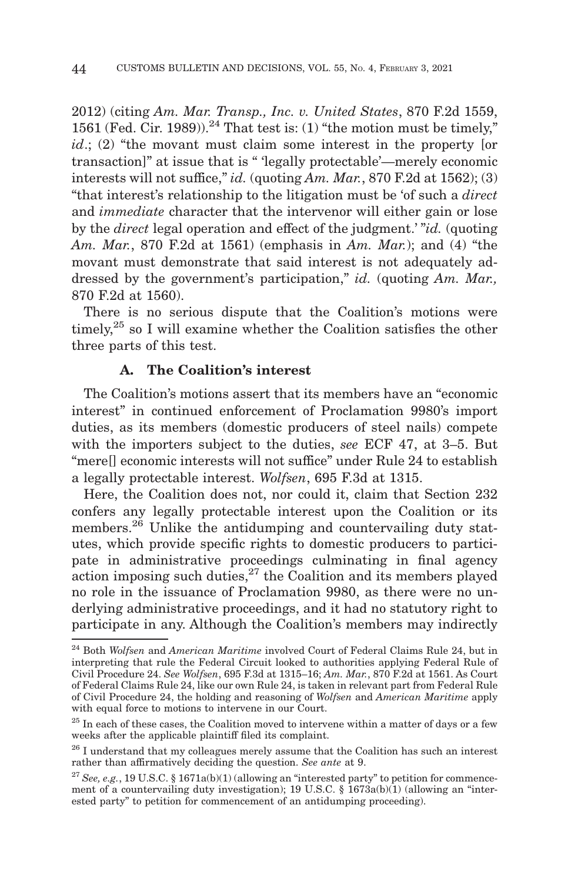2012) (citing *Am. Mar. Transp., Inc. v. United States*, 870 F.2d 1559, 1561 (Fed. Cir. 1989)).[24] That test is: (1) "the motion must be timely," *id*.; (2) "the movant must claim some interest in the property [or transaction]" at issue that is " 'legally protectable'—merely economic interests will not suffice," *id.* (quoting *Am. Mar.*, 870 F.2d at 1562); (3) "that interest's relationship to the litigation must be 'of such a *direct* and *immediate* character that the intervenor will either gain or lose by the *direct* legal operation and effect of the judgment.' "*id.* (quoting *Am. Mar.*, 870 F.2d at 1561) (emphasis in *Am. Mar.*); and (4) "the movant must demonstrate that said interest is not adequately addressed by the government's participation," *id.* (quoting *Am. Mar.,* 870 F.2d at 1560).

There is no serious dispute that the Coalition's motions were timely,[25] so I will examine whether the Coalition satisfies the other three parts of this test.

### A. The Coalition's interest

The Coalition's motions assert that its members have an "economic interest" in continued enforcement of Proclamation 9980's import duties, as its members (domestic producers of steel nails) compete with the importers subject to the duties, *see* ECF 47, at 3–5. But "mere[] economic interests will not suffice" under Rule 24 to establish a legally protectable interest. *Wolfsen*, 695 F.3d at 1315.

Here, the Coalition does not, nor could it, claim that Section 232 confers any legally protectable interest upon the Coalition or its members.[26] Unlike the antidumping and countervailing duty statutes, which provide specific rights to domestic producers to participate in administrative proceedings culminating in final agency action imposing such duties,[27] the Coalition and its members played no role in the issuance of Proclamation 9980, as there were no underlying administrative proceedings, and it had no statutory right to participate in any. Although the Coalition's members may indirectly

---

[24] Both *Wolfsen* and *American Maritime* involved Court of Federal Claims Rule 24, but in interpreting that rule the Federal Circuit looked to authorities applying Federal Rule of Civil Procedure 24. *See Wolfsen*, 695 F.3d at 1315–16; *Am. Mar.*, 870 F.2d at 1561. As Court of Federal Claims Rule 24, like our own Rule 24, is taken in relevant part from Federal Rule of Civil Procedure 24, the holding and reasoning of *Wolfsen* and *American Maritime* apply with equal force to motions to intervene in our Court.

[25] In each of these cases, the Coalition moved to intervene within a matter of days or a few weeks after the applicable plaintiff filed its complaint.

[26] I understand that my colleagues merely assume that the Coalition has such an interest rather than affirmatively deciding the question. *See ante* at 9.

[27] *See, e.g.*, 19 U.S.C. § 1671a(b)(1) (allowing an "interested party" to petition for commencement of a countervailing duty investigation); 19 U.S.C. § 1673a(b)(1) (allowing an "interested party" to petition for commencement of an antidumping proceeding).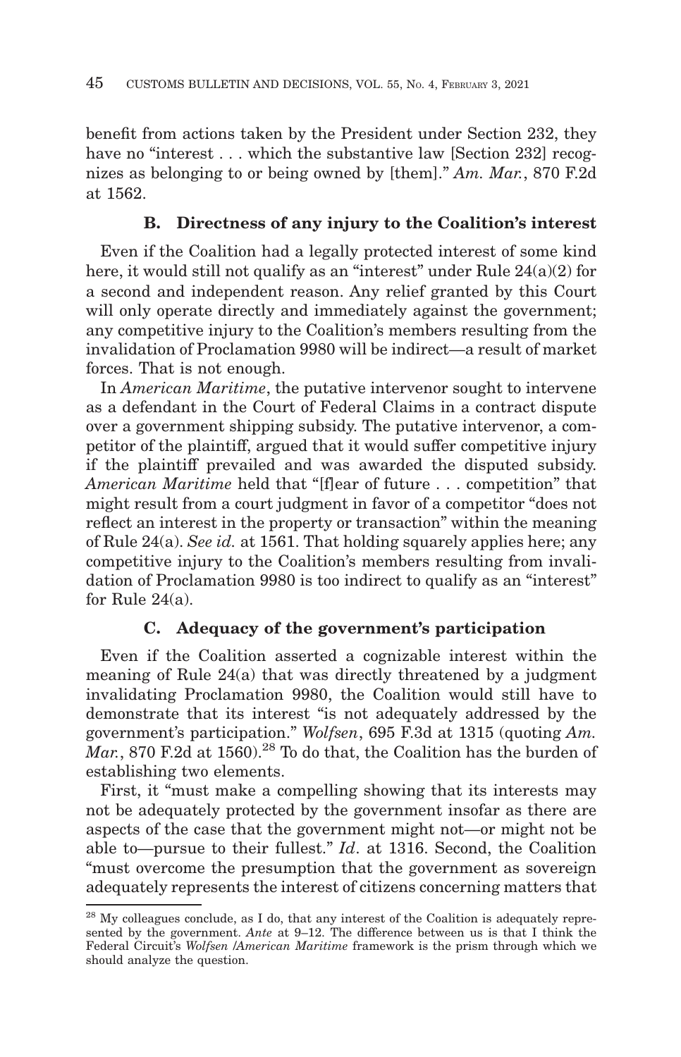benefit from actions taken by the President under Section 232, they have no "interest . . . which the substantive law [Section 232] recognizes as belonging to or being owned by [them]." *Am. Mar.*, 870 F.2d at 1562.

### B. Directness of any injury to the Coalition's interest

Even if the Coalition had a legally protected interest of some kind here, it would still not qualify as an "interest" under Rule 24(a)(2) for a second and independent reason. Any relief granted by this Court will only operate directly and immediately against the government; any competitive injury to the Coalition's members resulting from the invalidation of Proclamation 9980 will be indirect—a result of market forces. That is not enough.

In *American Maritime*, the putative intervenor sought to intervene as a defendant in the Court of Federal Claims in a contract dispute over a government shipping subsidy. The putative intervenor, a competitor of the plaintiff, argued that it would suffer competitive injury if the plaintiff prevailed and was awarded the disputed subsidy. *American Maritime* held that "[f]ear of future . . . competition" that might result from a court judgment in favor of a competitor "does not reflect an interest in the property or transaction" within the meaning of Rule 24(a). *See id.* at 1561. That holding squarely applies here; any competitive injury to the Coalition's members resulting from invalidation of Proclamation 9980 is too indirect to qualify as an "interest" for Rule 24(a).

### C. Adequacy of the government's participation

Even if the Coalition asserted a cognizable interest within the meaning of Rule 24(a) that was directly threatened by a judgment invalidating Proclamation 9980, the Coalition would still have to demonstrate that its interest "is not adequately addressed by the government's participation." *Wolfsen*, 695 F.3d at 1315 (quoting *Am. Mar.*, 870 F.2d at 1560).[28] To do that, the Coalition has the burden of establishing two elements.

First, it "must make a compelling showing that its interests may not be adequately protected by the government insofar as there are aspects of the case that the government might not—or might not be able to—pursue to their fullest." *Id*. at 1316. Second, the Coalition "must overcome the presumption that the government as sovereign adequately represents the interest of citizens concerning matters that

---

[28] My colleagues conclude, as I do, that any interest of the Coalition is adequately represented by the government. *Ante* at 9–12. The difference between us is that I think the Federal Circuit's *Wolfsen /American Maritime* framework is the prism through which we should analyze the question.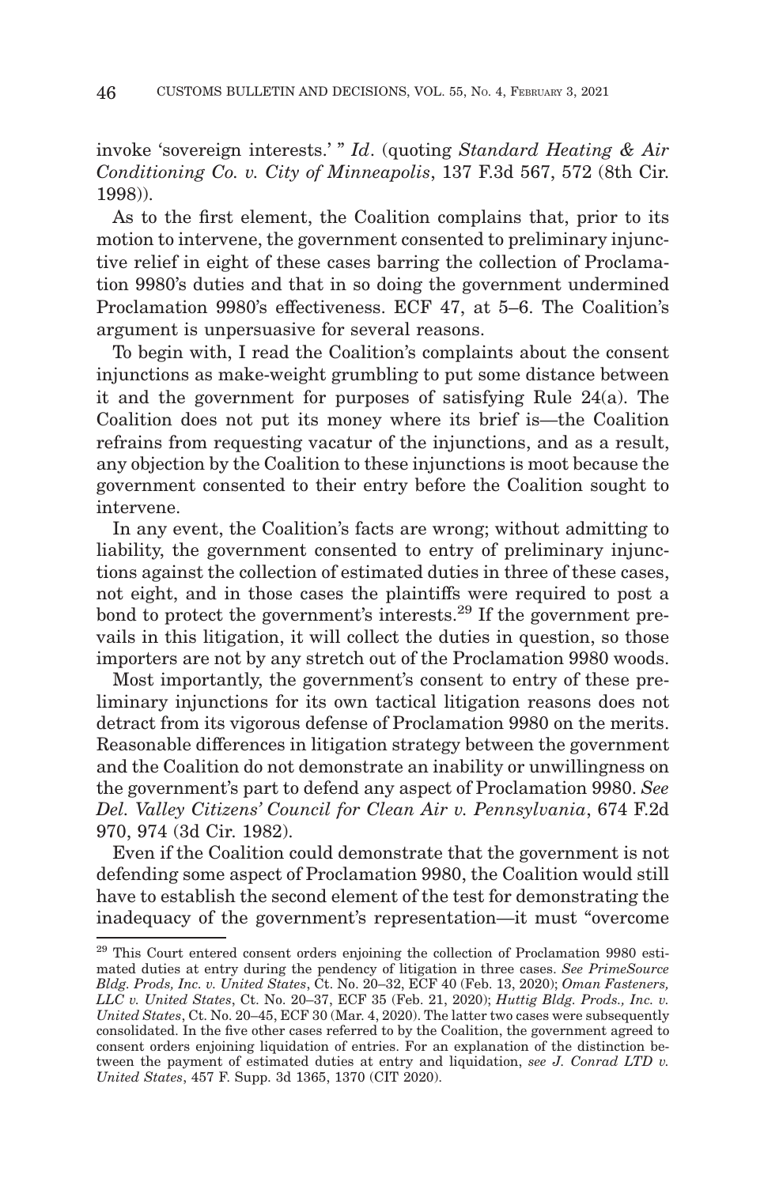invoke 'sovereign interests.' " *Id*. (quoting *Standard Heating & Air Conditioning Co. v. City of Minneapolis*, 137 F.3d 567, 572 (8th Cir. 1998)).

As to the first element, the Coalition complains that, prior to its motion to intervene, the government consented to preliminary injunctive relief in eight of these cases barring the collection of Proclamation 9980's duties and that in so doing the government undermined Proclamation 9980's effectiveness. ECF 47, at 5–6. The Coalition's argument is unpersuasive for several reasons.

To begin with, I read the Coalition's complaints about the consent injunctions as make-weight grumbling to put some distance between it and the government for purposes of satisfying Rule 24(a). The Coalition does not put its money where its brief is—the Coalition refrains from requesting vacatur of the injunctions, and as a result, any objection by the Coalition to these injunctions is moot because the government consented to their entry before the Coalition sought to intervene.

In any event, the Coalition's facts are wrong; without admitting to liability, the government consented to entry of preliminary injunctions against the collection of estimated duties in three of these cases, not eight, and in those cases the plaintiffs were required to post a bond to protect the government's interests.[29] If the government prevails in this litigation, it will collect the duties in question, so those importers are not by any stretch out of the Proclamation 9980 woods.

Most importantly, the government's consent to entry of these preliminary injunctions for its own tactical litigation reasons does not detract from its vigorous defense of Proclamation 9980 on the merits. Reasonable differences in litigation strategy between the government and the Coalition do not demonstrate an inability or unwillingness on the government's part to defend any aspect of Proclamation 9980. *See Del. Valley Citizens' Council for Clean Air v. Pennsylvania*, 674 F.2d 970, 974 (3d Cir. 1982).

Even if the Coalition could demonstrate that the government is not defending some aspect of Proclamation 9980, the Coalition would still have to establish the second element of the test for demonstrating the inadequacy of the government's representation—it must "overcome

---

[29] This Court entered consent orders enjoining the collection of Proclamation 9980 estimated duties at entry during the pendency of litigation in three cases. *See PrimeSource Bldg. Prods, Inc. v. United States*, Ct. No. 20–32, ECF 40 (Feb. 13, 2020); *Oman Fasteners, LLC v. United States*, Ct. No. 20–37, ECF 35 (Feb. 21, 2020); *Huttig Bldg. Prods., Inc. v. United States*, Ct. No. 20–45, ECF 30 (Mar. 4, 2020). The latter two cases were subsequently consolidated. In the five other cases referred to by the Coalition, the government agreed to consent orders enjoining liquidation of entries. For an explanation of the distinction between the payment of estimated duties at entry and liquidation, *see J. Conrad LTD v. United States*, 457 F. Supp. 3d 1365, 1370 (CIT 2020).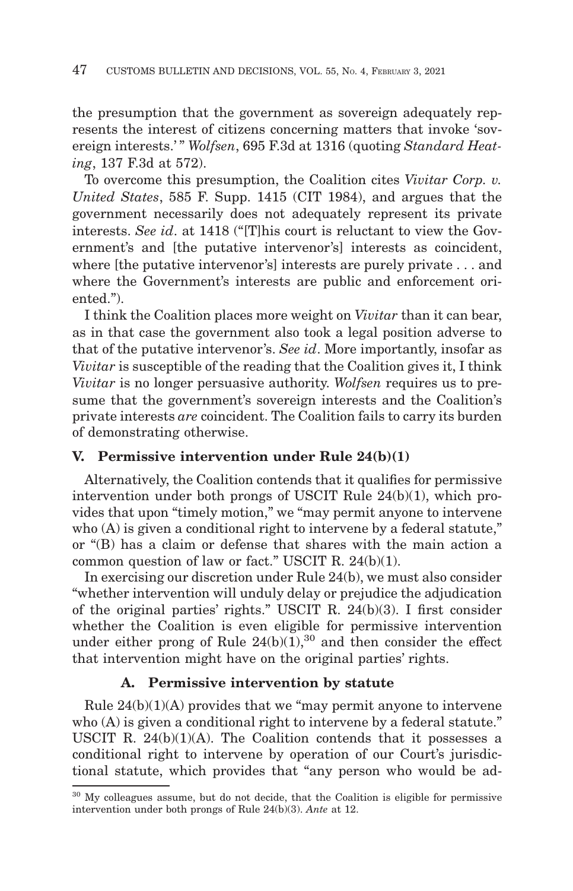the presumption that the government as sovereign adequately represents the interest of citizens concerning matters that invoke 'sovereign interests.'" *Wolfsen*, 695 F.3d at 1316 (quoting *Standard Heating*, 137 F.3d at 572).

To overcome this presumption, the Coalition cites *Vivitar Corp. v. United States*, 585 F. Supp. 1415 (CIT 1984), and argues that the government necessarily does not adequately represent its private interests. *See id*. at 1418 ("[T]his court is reluctant to view the Government's and [the putative intervenor's] interests as coincident, where [the putative intervenor's] interests are purely private . . . and where the Government's interests are public and enforcement oriented.").

I think the Coalition places more weight on *Vivitar* than it can bear, as in that case the government also took a legal position adverse to that of the putative intervenor's. *See id*. More importantly, insofar as *Vivitar* is susceptible of the reading that the Coalition gives it, I think *Vivitar* is no longer persuasive authority. *Wolfsen* requires us to presume that the government's sovereign interests and the Coalition's private interests *are* coincident. The Coalition fails to carry its burden of demonstrating otherwise.

## V. Permissive intervention under Rule 24(b)(1)

Alternatively, the Coalition contends that it qualifies for permissive intervention under both prongs of USCIT Rule 24(b)(1), which provides that upon "timely motion," we "may permit anyone to intervene who (A) is given a conditional right to intervene by a federal statute," or "(B) has a claim or defense that shares with the main action a common question of law or fact." USCIT R. 24(b)(1).

In exercising our discretion under Rule 24(b), we must also consider "whether intervention will unduly delay or prejudice the adjudication of the original parties' rights." USCIT R. 24(b)(3). I first consider whether the Coalition is even eligible for permissive intervention under either prong of Rule 24(b)(1),[30] and then consider the effect that intervention might have on the original parties' rights.

### A. Permissive intervention by statute

Rule 24(b)(1)(A) provides that we "may permit anyone to intervene who (A) is given a conditional right to intervene by a federal statute." USCIT R. 24(b)(1)(A). The Coalition contends that it possesses a conditional right to intervene by operation of our Court's jurisdictional statute, which provides that "any person who would be ad-

---

[30] My colleagues assume, but do not decide, that the Coalition is eligible for permissive intervention under both prongs of Rule 24(b)(3). *Ante* at 12.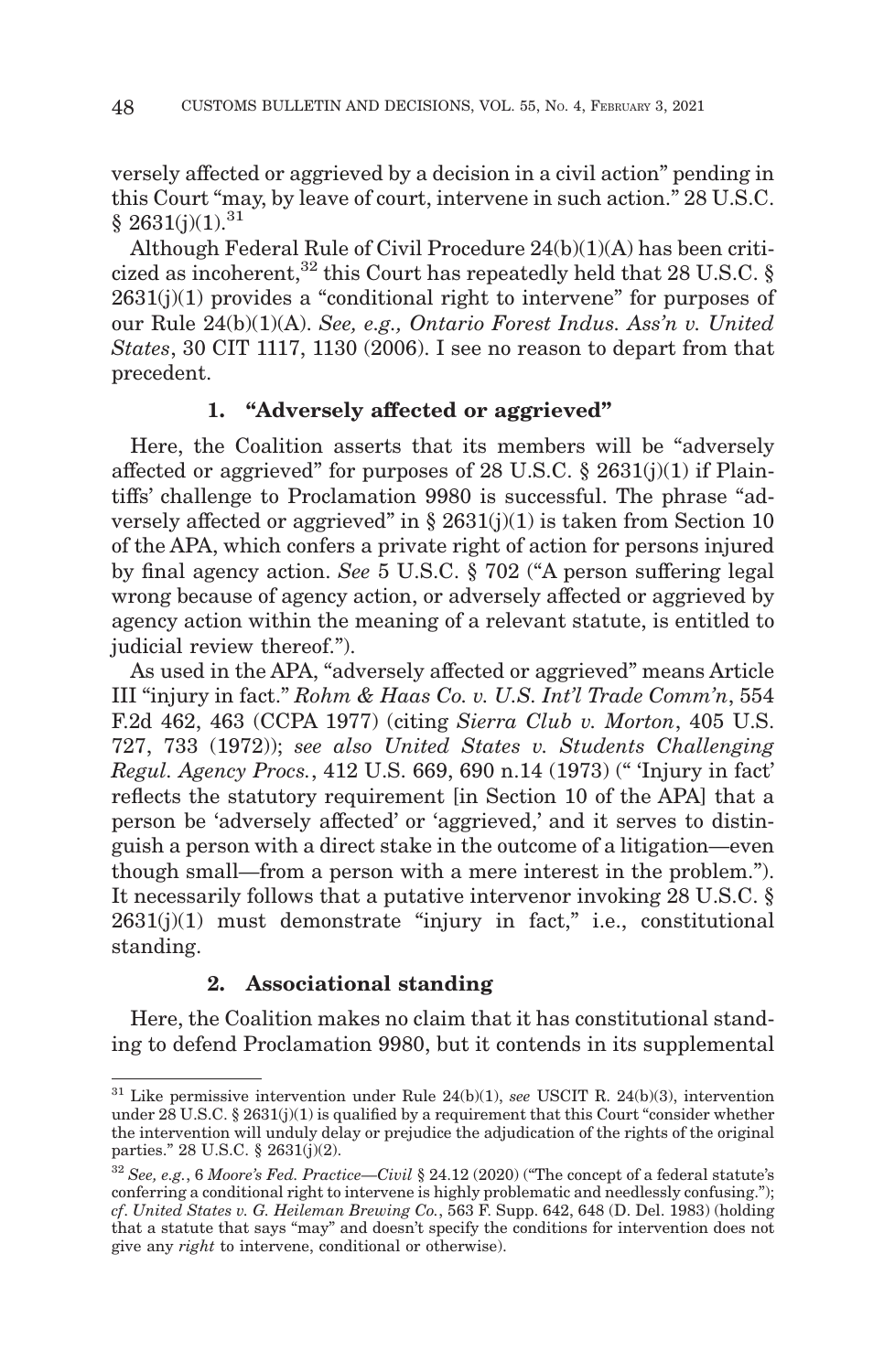versely affected or aggrieved by a decision in a civil action" pending in this Court "may, by leave of court, intervene in such action." 28 U.S.C. § 2631(j)(1).[31]

Although Federal Rule of Civil Procedure 24(b)(1)(A) has been criticized as incoherent,[32] this Court has repeatedly held that 28 U.S.C. § 2631(j)(1) provides a "conditional right to intervene" for purposes of our Rule 24(b)(1)(A). *See, e.g., Ontario Forest Indus. Ass'n v. United States*, 30 CIT 1117, 1130 (2006). I see no reason to depart from that precedent.

### 1. "Adversely affected or aggrieved"

Here, the Coalition asserts that its members will be "adversely affected or aggrieved" for purposes of 28 U.S.C. § 2631(j)(1) if Plaintiffs' challenge to Proclamation 9980 is successful. The phrase "adversely affected or aggrieved" in § 2631(j)(1) is taken from Section 10 of the APA, which confers a private right of action for persons injured by final agency action. *See* 5 U.S.C. § 702 ("A person suffering legal wrong because of agency action, or adversely affected or aggrieved by agency action within the meaning of a relevant statute, is entitled to judicial review thereof.").

As used in the APA, "adversely affected or aggrieved" means Article III "injury in fact." *Rohm & Haas Co. v. U.S. Int'l Trade Comm'n*, 554 F.2d 462, 463 (CCPA 1977) (citing *Sierra Club v. Morton*, 405 U.S. 727, 733 (1972)); *see also United States v. Students Challenging Regul. Agency Procs.*, 412 U.S. 669, 690 n.14 (1973) (" 'Injury in fact' reflects the statutory requirement [in Section 10 of the APA] that a person be 'adversely affected' or 'aggrieved,' and it serves to distinguish a person with a direct stake in the outcome of a litigation—even though small—from a person with a mere interest in the problem."). It necessarily follows that a putative intervenor invoking 28 U.S.C. § 2631(j)(1) must demonstrate "injury in fact," i.e., constitutional standing.

### 2. Associational standing

Here, the Coalition makes no claim that it has constitutional standing to defend Proclamation 9980, but it contends in its supplemental

---

[31] Like permissive intervention under Rule 24(b)(1), *see* USCIT R. 24(b)(3), intervention under 28 U.S.C. § 2631(j)(1) is qualified by a requirement that this Court "consider whether the intervention will unduly delay or prejudice the adjudication of the rights of the original parties." 28 U.S.C. § 2631(j)(2).

[32] *See, e.g.*, 6 *Moore's Fed. Practice—Civil* § 24.12 (2020) ("The concept of a federal statute's conferring a conditional right to intervene is highly problematic and needlessly confusing."); *cf. United States v. G. Heileman Brewing Co.*, 563 F. Supp. 642, 648 (D. Del. 1983) (holding that a statute that says "may" and doesn't specify the conditions for intervention does not give any *right* to intervene, conditional or otherwise).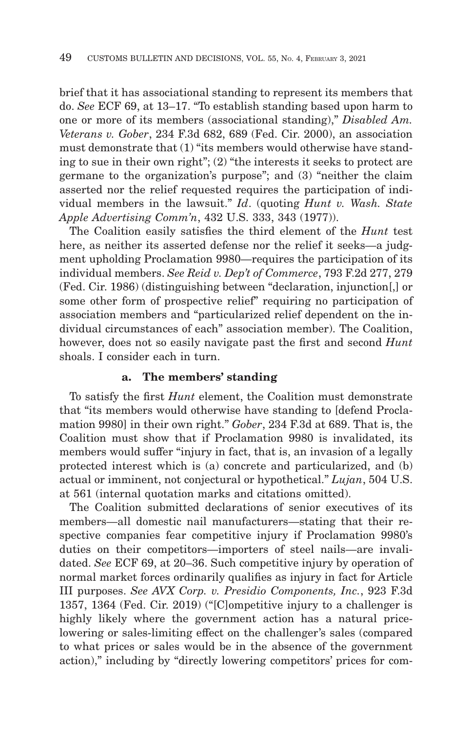brief that it has associational standing to represent its members that do. *See* ECF 69, at 13–17. "To establish standing based upon harm to one or more of its members (associational standing)," *Disabled Am. Veterans v. Gober*, 234 F.3d 682, 689 (Fed. Cir. 2000), an association must demonstrate that (1) "its members would otherwise have standing to sue in their own right"; (2) "the interests it seeks to protect are germane to the organization's purpose"; and (3) "neither the claim asserted nor the relief requested requires the participation of individual members in the lawsuit." *Id*. (quoting *Hunt v. Wash. State Apple Advertising Comm'n*, 432 U.S. 333, 343 (1977)).

The Coalition easily satisfies the third element of the *Hunt* test here, as neither its asserted defense nor the relief it seeks—a judgment upholding Proclamation 9980—requires the participation of its individual members. *See Reid v. Dep't of Commerce*, 793 F.2d 277, 279 (Fed. Cir. 1986) (distinguishing between "declaration, injunction[,] or some other form of prospective relief" requiring no participation of association members and "particularized relief dependent on the individual circumstances of each" association member). The Coalition, however, does not so easily navigate past the first and second *Hunt* shoals. I consider each in turn.

#### a. The members' standing

To satisfy the first *Hunt* element, the Coalition must demonstrate that "its members would otherwise have standing to [defend Proclamation 9980] in their own right." *Gober*, 234 F.3d at 689. That is, the Coalition must show that if Proclamation 9980 is invalidated, its members would suffer "injury in fact, that is, an invasion of a legally protected interest which is (a) concrete and particularized, and (b) actual or imminent, not conjectural or hypothetical." *Lujan*, 504 U.S. at 561 (internal quotation marks and citations omitted).

The Coalition submitted declarations of senior executives of its members—all domestic nail manufacturers—stating that their respective companies fear competitive injury if Proclamation 9980's duties on their competitors—importers of steel nails—are invalidated. *See* ECF 69, at 20–36. Such competitive injury by operation of normal market forces ordinarily qualifies as injury in fact for Article III purposes. *See AVX Corp. v. Presidio Components, Inc.*, 923 F.3d 1357, 1364 (Fed. Cir. 2019) ("[C]ompetitive injury to a challenger is highly likely where the government action has a natural price-lowering or sales-limiting effect on the challenger's sales (compared to what prices or sales would be in the absence of the government action)," including by "directly lowering competitors' prices for com-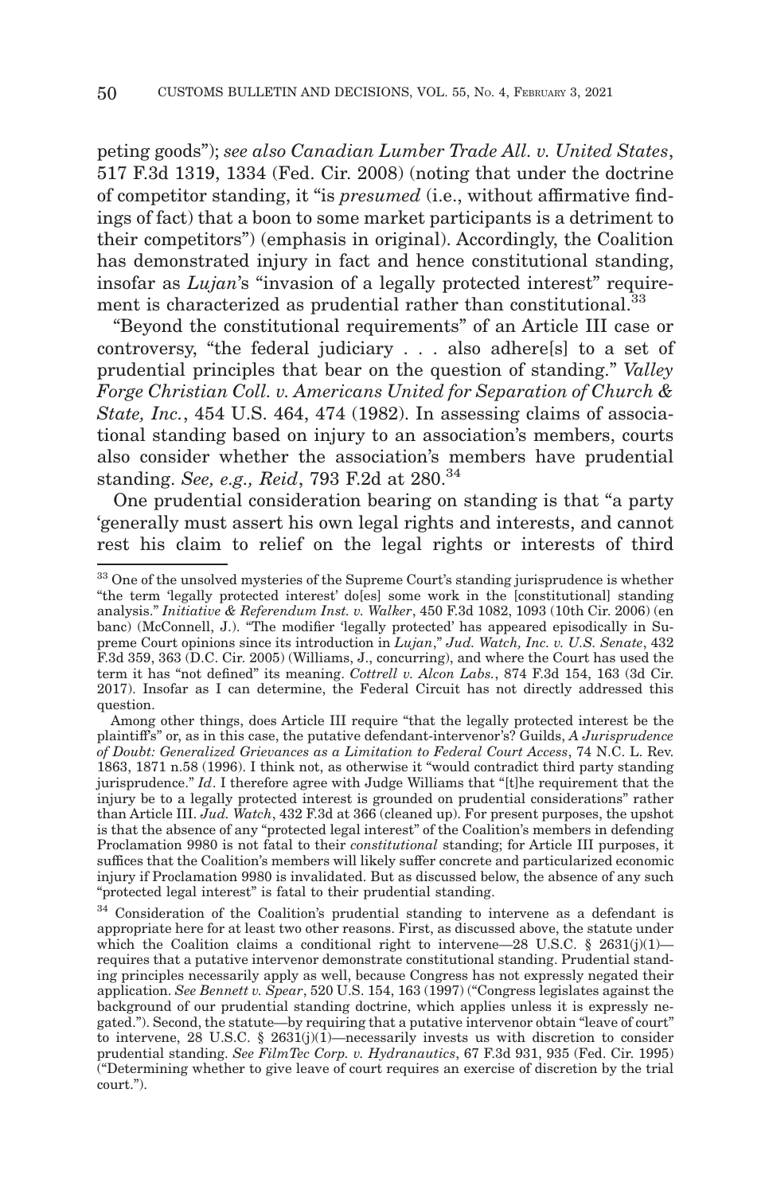peting goods"); *see also Canadian Lumber Trade All. v. United States*, 517 F.3d 1319, 1334 (Fed. Cir. 2008) (noting that under the doctrine of competitor standing, it "is *presumed* (i.e., without affirmative findings of fact) that a boon to some market participants is a detriment to their competitors") (emphasis in original). Accordingly, the Coalition has demonstrated injury in fact and hence constitutional standing, insofar as *Lujan*'s "invasion of a legally protected interest" requirement is characterized as prudential rather than constitutional.[33]

"Beyond the constitutional requirements" of an Article III case or controversy, "the federal judiciary . . . also adhere[s] to a set of prudential principles that bear on the question of standing." *Valley Forge Christian Coll. v. Americans United for Separation of Church & State, Inc.*, 454 U.S. 464, 474 (1982). In assessing claims of associational standing based on injury to an association's members, courts also consider whether the association's members have prudential standing. *See, e.g., Reid*, 793 F.2d at 280.[34]

One prudential consideration bearing on standing is that "a party 'generally must assert his own legal rights and interests, and cannot rest his claim to relief on the legal rights or interests of third

---

[33] One of the unsolved mysteries of the Supreme Court's standing jurisprudence is whether "the term 'legally protected interest' do[es] some work in the [constitutional] standing analysis." *Initiative & Referendum Inst. v. Walker*, 450 F.3d 1082, 1093 (10th Cir. 2006) (en banc) (McConnell, J.). "The modifier 'legally protected' has appeared episodically in Supreme Court opinions since its introduction in *Lujan*," *Jud. Watch, Inc. v. U.S. Senate*, 432 F.3d 359, 363 (D.C. Cir. 2005) (Williams, J., concurring), and where the Court has used the term it has "not defined" its meaning. *Cottrell v. Alcon Labs.*, 874 F.3d 154, 163 (3d Cir. 2017). Insofar as I can determine, the Federal Circuit has not directly addressed this question.

Among other things, does Article III require "that the legally protected interest be the plaintiff's" or, as in this case, the putative defendant-intervenor's? Guilds, *A Jurisprudence of Doubt: Generalized Grievances as a Limitation to Federal Court Access*, 74 N.C. L. Rev. 1863, 1871 n.58 (1996). I think not, as otherwise it "would contradict third party standing jurisprudence." *Id*. I therefore agree with Judge Williams that "[t]he requirement that the injury be to a legally protected interest is grounded on prudential considerations" rather than Article III. *Jud. Watch*, 432 F.3d at 366 (cleaned up). For present purposes, the upshot is that the absence of any "protected legal interest" of the Coalition's members in defending Proclamation 9980 is not fatal to their *constitutional* standing; for Article III purposes, it suffices that the Coalition's members will likely suffer concrete and particularized economic injury if Proclamation 9980 is invalidated. But as discussed below, the absence of any such "protected legal interest" is fatal to their prudential standing.

[34] Consideration of the Coalition's prudential standing to intervene as a defendant is appropriate here for at least two other reasons. First, as discussed above, the statute under which the Coalition claims a conditional right to intervene—28 U.S.C. § 2631(j)(1)—requires that a putative intervenor demonstrate constitutional standing. Prudential standing principles necessarily apply as well, because Congress has not expressly negated their application. *See Bennett v. Spear*, 520 U.S. 154, 163 (1997) ("Congress legislates against the background of our prudential standing doctrine, which applies unless it is expressly negated."). Second, the statute—by requiring that a putative intervenor obtain "leave of court" to intervene, 28 U.S.C. § 2631(j)(1)—necessarily invests us with discretion to consider prudential standing. *See FilmTec Corp. v. Hydranautics*, 67 F.3d 931, 935 (Fed. Cir. 1995) ("Determining whether to give leave of court requires an exercise of discretion by the trial court.").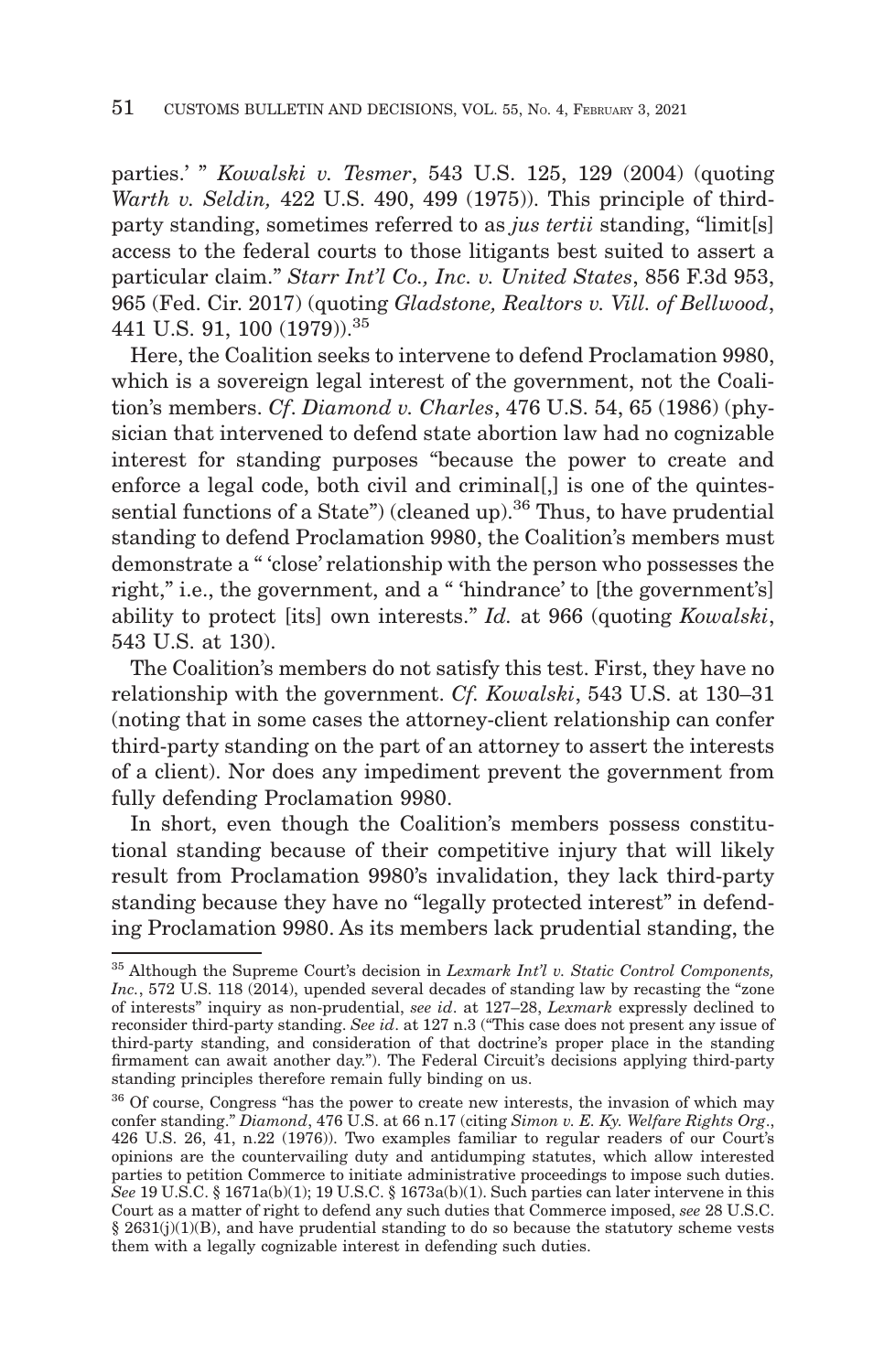parties.' " *Kowalski v. Tesmer*, 543 U.S. 125, 129 (2004) (quoting *Warth v. Seldin,* 422 U.S. 490, 499 (1975)). This principle of third-party standing, sometimes referred to as *jus tertii* standing, "limit[s] access to the federal courts to those litigants best suited to assert a particular claim." *Starr Int'l Co., Inc. v. United States*, 856 F.3d 953, 965 (Fed. Cir. 2017) (quoting *Gladstone, Realtors v. Vill. of Bellwood*, 441 U.S. 91, 100 (1979)).[35]

Here, the Coalition seeks to intervene to defend Proclamation 9980, which is a sovereign legal interest of the government, not the Coalition's members. *Cf*. *Diamond v. Charles*, 476 U.S. 54, 65 (1986) (physician that intervened to defend state abortion law had no cognizable interest for standing purposes "because the power to create and enforce a legal code, both civil and criminal[,] is one of the quintessential functions of a State") (cleaned up).[36] Thus, to have prudential standing to defend Proclamation 9980, the Coalition's members must demonstrate a " 'close' relationship with the person who possesses the right," i.e., the government, and a " 'hindrance' to [the government's] ability to protect [its] own interests." *Id.* at 966 (quoting *Kowalski*, 543 U.S. at 130).

The Coalition's members do not satisfy this test. First, they have no relationship with the government. *Cf. Kowalski*, 543 U.S. at 130–31 (noting that in some cases the attorney-client relationship can confer third-party standing on the part of an attorney to assert the interests of a client). Nor does any impediment prevent the government from fully defending Proclamation 9980.

In short, even though the Coalition's members possess constitutional standing because of their competitive injury that will likely result from Proclamation 9980's invalidation, they lack third-party standing because they have no "legally protected interest" in defending Proclamation 9980. As its members lack prudential standing, the

---

[35] Although the Supreme Court's decision in *Lexmark Int'l v. Static Control Components, Inc.*, 572 U.S. 118 (2014), upended several decades of standing law by recasting the "zone of interests" inquiry as non-prudential, *see id*. at 127–28, *Lexmark* expressly declined to reconsider third-party standing. *See id*. at 127 n.3 ("This case does not present any issue of third-party standing, and consideration of that doctrine's proper place in the standing firmament can await another day."). The Federal Circuit's decisions applying third-party standing principles therefore remain fully binding on us.

[36] Of course, Congress "has the power to create new interests, the invasion of which may confer standing." *Diamond*, 476 U.S. at 66 n.17 (citing *Simon v. E. Ky. Welfare Rights Org*., 426 U.S. 26, 41, n.22 (1976)). Two examples familiar to regular readers of our Court's opinions are the countervailing duty and antidumping statutes, which allow interested parties to petition Commerce to initiate administrative proceedings to impose such duties. *See* 19 U.S.C. § 1671a(b)(1); 19 U.S.C. § 1673a(b)(1). Such parties can later intervene in this Court as a matter of right to defend any such duties that Commerce imposed, *see* 28 U.S.C. § 2631(j)(1)(B), and have prudential standing to do so because the statutory scheme vests them with a legally cognizable interest in defending such duties.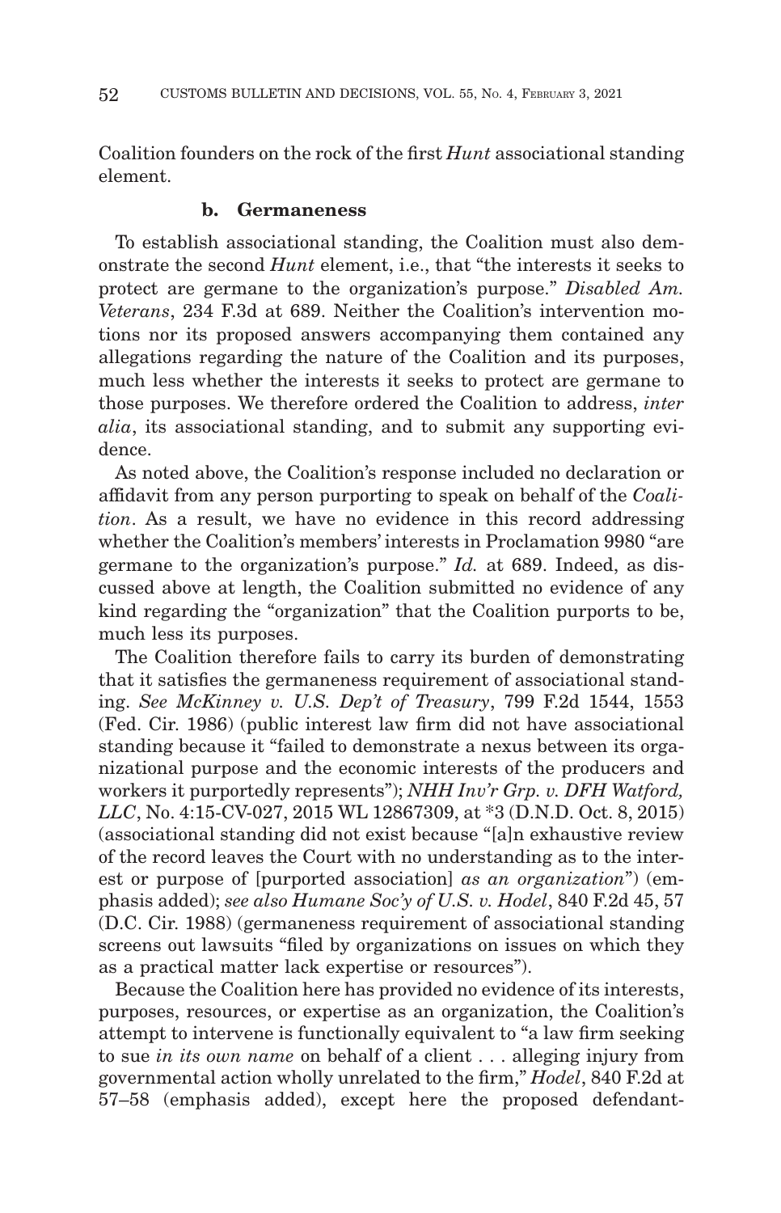Coalition founders on the rock of the first *Hunt* associational standing element.

**b. Germaneness**

To establish associational standing, the Coalition must also demonstrate the second *Hunt* element, i.e., that "the interests it seeks to protect are germane to the organization's purpose." *Disabled Am. Veterans*, 234 F.3d at 689. Neither the Coalition's intervention motions nor its proposed answers accompanying them contained any allegations regarding the nature of the Coalition and its purposes, much less whether the interests it seeks to protect are germane to those purposes. We therefore ordered the Coalition to address, *inter alia*, its associational standing, and to submit any supporting evidence.

As noted above, the Coalition's response included no declaration or affidavit from any person purporting to speak on behalf of the *Coalition*. As a result, we have no evidence in this record addressing whether the Coalition's members' interests in Proclamation 9980 "are germane to the organization's purpose." *Id.* at 689. Indeed, as discussed above at length, the Coalition submitted no evidence of any kind regarding the "organization" that the Coalition purports to be, much less its purposes.

The Coalition therefore fails to carry its burden of demonstrating that it satisfies the germaneness requirement of associational standing. *See McKinney v. U.S. Dep't of Treasury*, 799 F.2d 1544, 1553 (Fed. Cir. 1986) (public interest law firm did not have associational standing because it "failed to demonstrate a nexus between its organizational purpose and the economic interests of the producers and workers it purportedly represents"); *NHH Inv'r Grp. v. DFH Watford, LLC*, No. 4:15-CV-027, 2015 WL 12867309, at *3 (D.N.D. Oct. 8, 2015) (associational standing did not exist because "[a]n exhaustive review of the record leaves the Court with no understanding as to the interest or purpose of [purported association] *as an organization*") (emphasis added); *see also Humane Soc'y of U.S. v. Hodel*, 840 F.2d 45, 57 (D.C. Cir. 1988) (germaneness requirement of associational standing screens out lawsuits "filed by organizations on issues on which they as a practical matter lack expertise or resources").

Because the Coalition here has provided no evidence of its interests, purposes, resources, or expertise as an organization, the Coalition's attempt to intervene is functionally equivalent to "a law firm seeking to sue *in its own name* on behalf of a client . . . alleging injury from governmental action wholly unrelated to the firm," *Hodel*, 840 F.2d at 57–58 (emphasis added), except here the proposed defendant-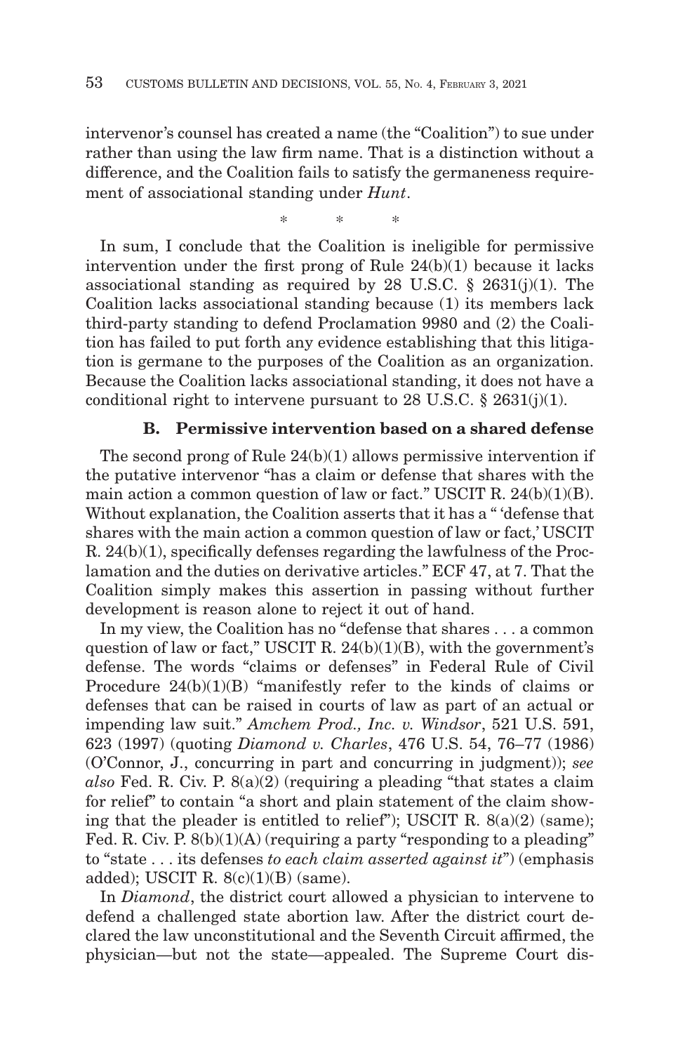intervenor's counsel has created a name (the "Coalition") to sue under rather than using the law firm name. That is a distinction without a difference, and the Coalition fails to satisfy the germaneness requirement of associational standing under *Hunt*.

\* \* \*

In sum, I conclude that the Coalition is ineligible for permissive intervention under the first prong of Rule 24(b)(1) because it lacks associational standing as required by 28 U.S.C. § 2631(j)(1). The Coalition lacks associational standing because (1) its members lack third-party standing to defend Proclamation 9980 and (2) the Coalition has failed to put forth any evidence establishing that this litigation is germane to the purposes of the Coalition as an organization. Because the Coalition lacks associational standing, it does not have a conditional right to intervene pursuant to 28 U.S.C. § 2631(j)(1).

### B. Permissive intervention based on a shared defense

The second prong of Rule 24(b)(1) allows permissive intervention if the putative intervenor "has a claim or defense that shares with the main action a common question of law or fact." USCIT R. 24(b)(1)(B). Without explanation, the Coalition asserts that it has a " 'defense that shares with the main action a common question of law or fact,' USCIT R. 24(b)(1), specifically defenses regarding the lawfulness of the Proclamation and the duties on derivative articles." ECF 47, at 7. That the Coalition simply makes this assertion in passing without further development is reason alone to reject it out of hand.

In my view, the Coalition has no "defense that shares . . . a common question of law or fact," USCIT R. 24(b)(1)(B), with the government's defense. The words "claims or defenses" in Federal Rule of Civil Procedure 24(b)(1)(B) "manifestly refer to the kinds of claims or defenses that can be raised in courts of law as part of an actual or impending law suit." *Amchem Prod., Inc. v. Windsor*, 521 U.S. 591, 623 (1997) (quoting *Diamond v. Charles*, 476 U.S. 54, 76–77 (1986) (O'Connor, J., concurring in part and concurring in judgment)); *see also* Fed. R. Civ. P. 8(a)(2) (requiring a pleading "that states a claim for relief" to contain "a short and plain statement of the claim showing that the pleader is entitled to relief"); USCIT R. 8(a)(2) (same); Fed. R. Civ. P. 8(b)(1)(A) (requiring a party "responding to a pleading" to "state . . . its defenses *to each claim asserted against it*") (emphasis added); USCIT R. 8(c)(1)(B) (same).

In *Diamond*, the district court allowed a physician to intervene to defend a challenged state abortion law. After the district court declared the law unconstitutional and the Seventh Circuit affirmed, the physician—but not the state—appealed. The Supreme Court dis-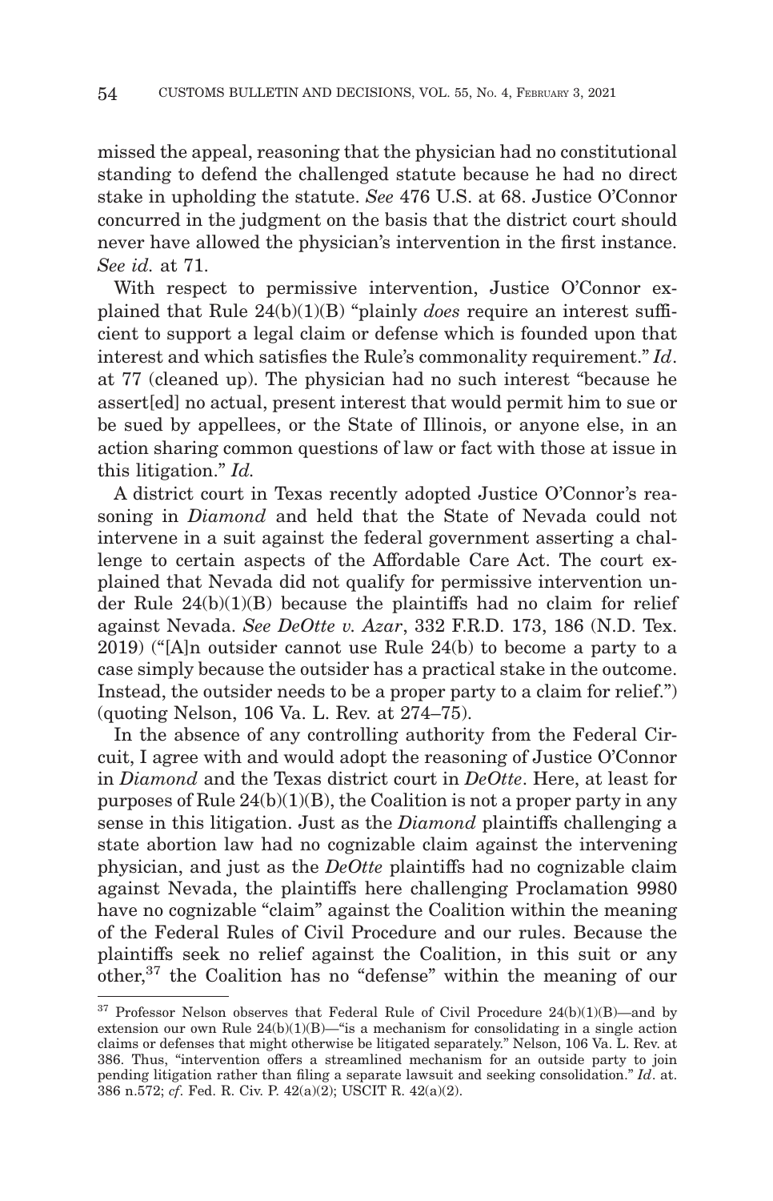missed the appeal, reasoning that the physician had no constitutional standing to defend the challenged statute because he had no direct stake in upholding the statute. *See* 476 U.S. at 68. Justice O'Connor concurred in the judgment on the basis that the district court should never have allowed the physician's intervention in the first instance. *See id.* at 71.

With respect to permissive intervention, Justice O'Connor explained that Rule 24(b)(1)(B) "plainly *does* require an interest sufficient to support a legal claim or defense which is founded upon that interest and which satisfies the Rule's commonality requirement." *Id*. at 77 (cleaned up). The physician had no such interest "because he assert[ed] no actual, present interest that would permit him to sue or be sued by appellees, or the State of Illinois, or anyone else, in an action sharing common questions of law or fact with those at issue in this litigation." *Id.*

A district court in Texas recently adopted Justice O'Connor's reasoning in *Diamond* and held that the State of Nevada could not intervene in a suit against the federal government asserting a challenge to certain aspects of the Affordable Care Act. The court explained that Nevada did not qualify for permissive intervention under Rule 24(b)(1)(B) because the plaintiffs had no claim for relief against Nevada. *See DeOtte v. Azar*, 332 F.R.D. 173, 186 (N.D. Tex. 2019) ("[A]n outsider cannot use Rule 24(b) to become a party to a case simply because the outsider has a practical stake in the outcome. Instead, the outsider needs to be a proper party to a claim for relief.") (quoting Nelson, 106 Va. L. Rev. at 274–75).

In the absence of any controlling authority from the Federal Circuit, I agree with and would adopt the reasoning of Justice O'Connor in *Diamond* and the Texas district court in *DeOtte*. Here, at least for purposes of Rule 24(b)(1)(B), the Coalition is not a proper party in any sense in this litigation. Just as the *Diamond* plaintiffs challenging a state abortion law had no cognizable claim against the intervening physician, and just as the *DeOtte* plaintiffs had no cognizable claim against Nevada, the plaintiffs here challenging Proclamation 9980 have no cognizable "claim" against the Coalition within the meaning of the Federal Rules of Civil Procedure and our rules. Because the plaintiffs seek no relief against the Coalition, in this suit or any other,[37] the Coalition has no "defense" within the meaning of our

[37] Professor Nelson observes that Federal Rule of Civil Procedure 24(b)(1)(B)—and by extension our own Rule 24(b)(1)(B)—"is a mechanism for consolidating in a single action claims or defenses that might otherwise be litigated separately." Nelson, 106 Va. L. Rev. at 386. Thus, "intervention offers a streamlined mechanism for an outside party to join pending litigation rather than filing a separate lawsuit and seeking consolidation." *Id*. at. 386 n.572; *cf*. Fed. R. Civ. P. 42(a)(2); USCIT R. 42(a)(2).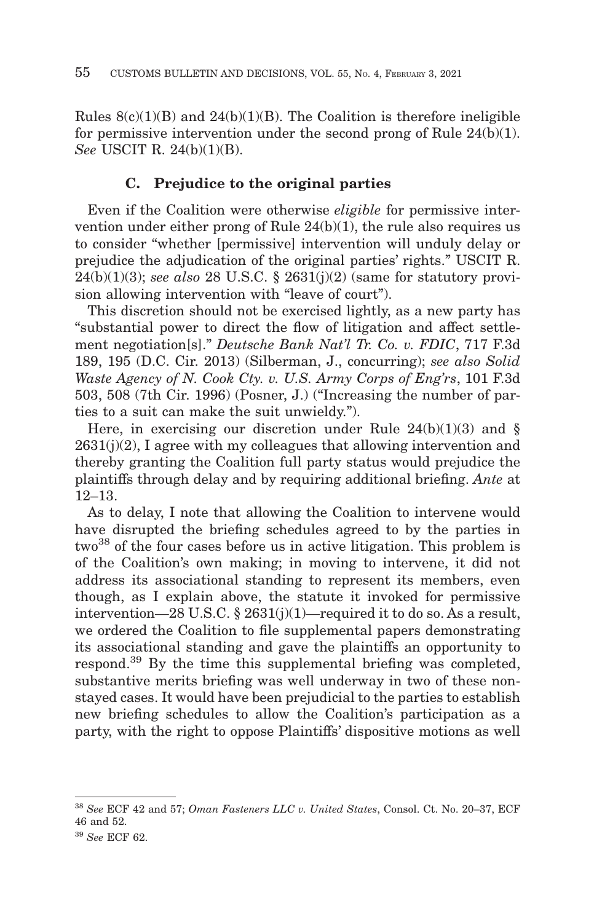Rules 8(c)(1)(B) and 24(b)(1)(B). The Coalition is therefore ineligible for permissive intervention under the second prong of Rule 24(b)(1). *See* USCIT R. 24(b)(1)(B).

### C. Prejudice to the original parties

Even if the Coalition were otherwise *eligible* for permissive intervention under either prong of Rule 24(b)(1), the rule also requires us to consider "whether [permissive] intervention will unduly delay or prejudice the adjudication of the original parties' rights." USCIT R. 24(b)(1)(3); *see also* 28 U.S.C. § 2631(j)(2) (same for statutory provision allowing intervention with "leave of court").

This discretion should not be exercised lightly, as a new party has "substantial power to direct the flow of litigation and affect settlement negotiation[s]." *Deutsche Bank Nat'l Tr. Co. v. FDIC*, 717 F.3d 189, 195 (D.C. Cir. 2013) (Silberman, J., concurring); *see also Solid Waste Agency of N. Cook Cty. v. U.S. Army Corps of Eng'rs*, 101 F.3d 503, 508 (7th Cir. 1996) (Posner, J.) ("Increasing the number of parties to a suit can make the suit unwieldy.").

Here, in exercising our discretion under Rule 24(b)(1)(3) and § 2631(j)(2), I agree with my colleagues that allowing intervention and thereby granting the Coalition full party status would prejudice the plaintiffs through delay and by requiring additional briefing. *Ante* at 12–13.

As to delay, I note that allowing the Coalition to intervene would have disrupted the briefing schedules agreed to by the parties in two[38] of the four cases before us in active litigation. This problem is of the Coalition's own making; in moving to intervene, it did not address its associational standing to represent its members, even though, as I explain above, the statute it invoked for permissive intervention—28 U.S.C. § 2631(j)(1)—required it to do so. As a result, we ordered the Coalition to file supplemental papers demonstrating its associational standing and gave the plaintiffs an opportunity to respond.[39] By the time this supplemental briefing was completed, substantive merits briefing was well underway in two of these non-stayed cases. It would have been prejudicial to the parties to establish new briefing schedules to allow the Coalition's participation as a party, with the right to oppose Plaintiffs' dispositive motions as well

---

[38] *See* ECF 42 and 57; *Oman Fasteners LLC v. United States*, Consol. Ct. No. 20–37, ECF 46 and 52.

[39] *See* ECF 62.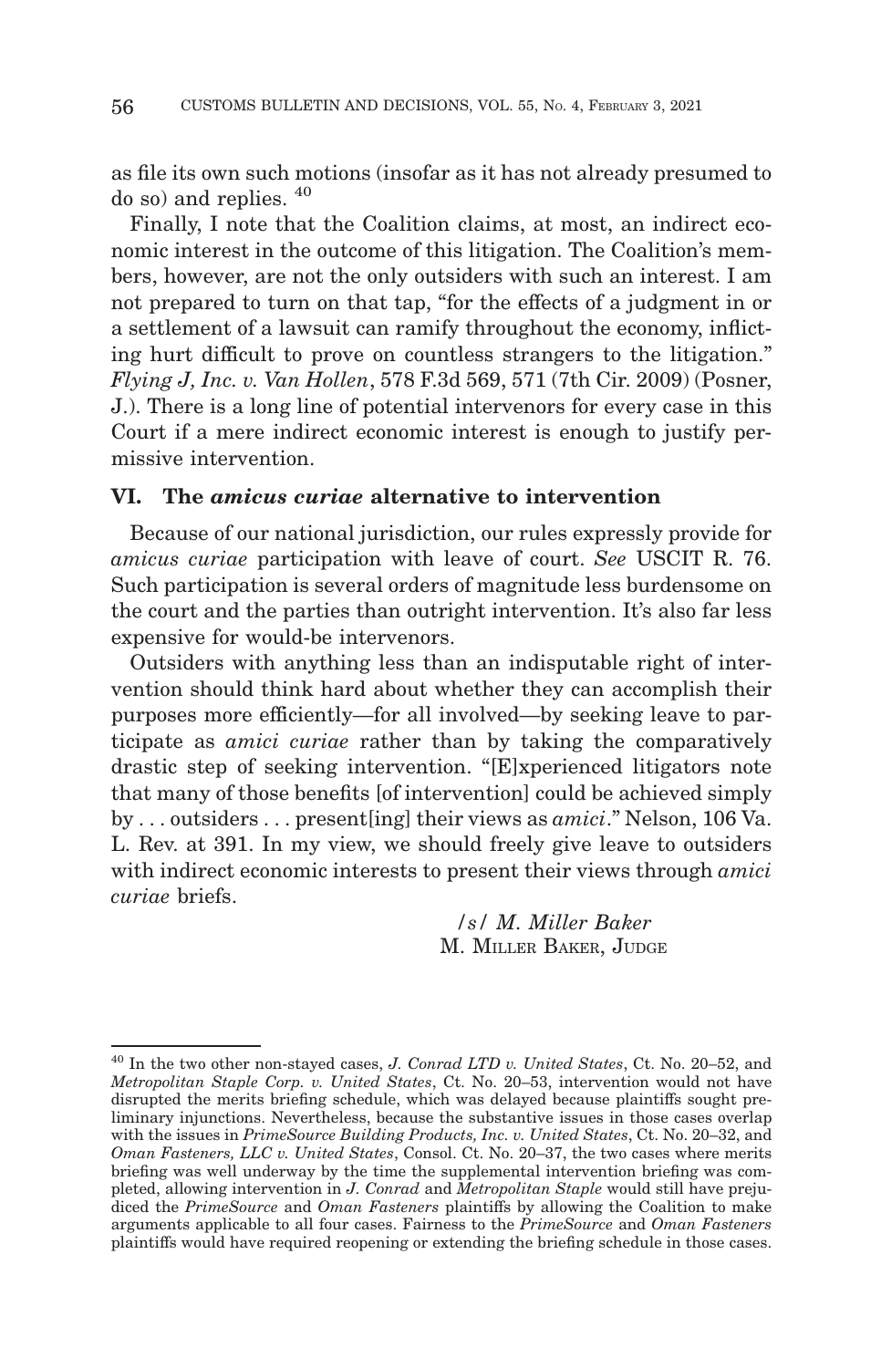as file its own such motions (insofar as it has not already presumed to do so) and replies. [40]

Finally, I note that the Coalition claims, at most, an indirect economic interest in the outcome of this litigation. The Coalition's members, however, are not the only outsiders with such an interest. I am not prepared to turn on that tap, "for the effects of a judgment in or a settlement of a lawsuit can ramify throughout the economy, inflicting hurt difficult to prove on countless strangers to the litigation." *Flying J, Inc. v. Van Hollen*, 578 F.3d 569, 571 (7th Cir. 2009) (Posner, J.). There is a long line of potential intervenors for every case in this Court if a mere indirect economic interest is enough to justify permissive intervention.

## VI. The *amicus curiae* alternative to intervention

Because of our national jurisdiction, our rules expressly provide for *amicus curiae* participation with leave of court. *See* USCIT R. 76. Such participation is several orders of magnitude less burdensome on the court and the parties than outright intervention. It's also far less expensive for would-be intervenors.

Outsiders with anything less than an indisputable right of intervention should think hard about whether they can accomplish their purposes more efficiently—for all involved—by seeking leave to participate as *amici curiae* rather than by taking the comparatively drastic step of seeking intervention. "[E]xperienced litigators note that many of those benefits [of intervention] could be achieved simply by . . . outsiders . . . present[ing] their views as *amici*." Nelson, 106 Va. L. Rev. at 391. In my view, we should freely give leave to outsiders with indirect economic interests to present their views through *amici curiae* briefs.

*/s/ M. Miller Baker*
M. MILLER BAKER, JUDGE

---

[40] In the two other non-stayed cases, *J. Conrad LTD v. United States*, Ct. No. 20–52, and *Metropolitan Staple Corp. v. United States*, Ct. No. 20–53, intervention would not have disrupted the merits briefing schedule, which was delayed because plaintiffs sought preliminary injunctions. Nevertheless, because the substantive issues in those cases overlap with the issues in *PrimeSource Building Products, Inc. v. United States*, Ct. No. 20–32, and *Oman Fasteners, LLC v. United States*, Consol. Ct. No. 20–37, the two cases where merits briefing was well underway by the time the supplemental intervention briefing was completed, allowing intervention in *J. Conrad* and *Metropolitan Staple* would still have prejudiced the *PrimeSource* and *Oman Fasteners* plaintiffs by allowing the Coalition to make arguments applicable to all four cases. Fairness to the *PrimeSource* and *Oman Fasteners* plaintiffs would have required reopening or extending the briefing schedule in those cases.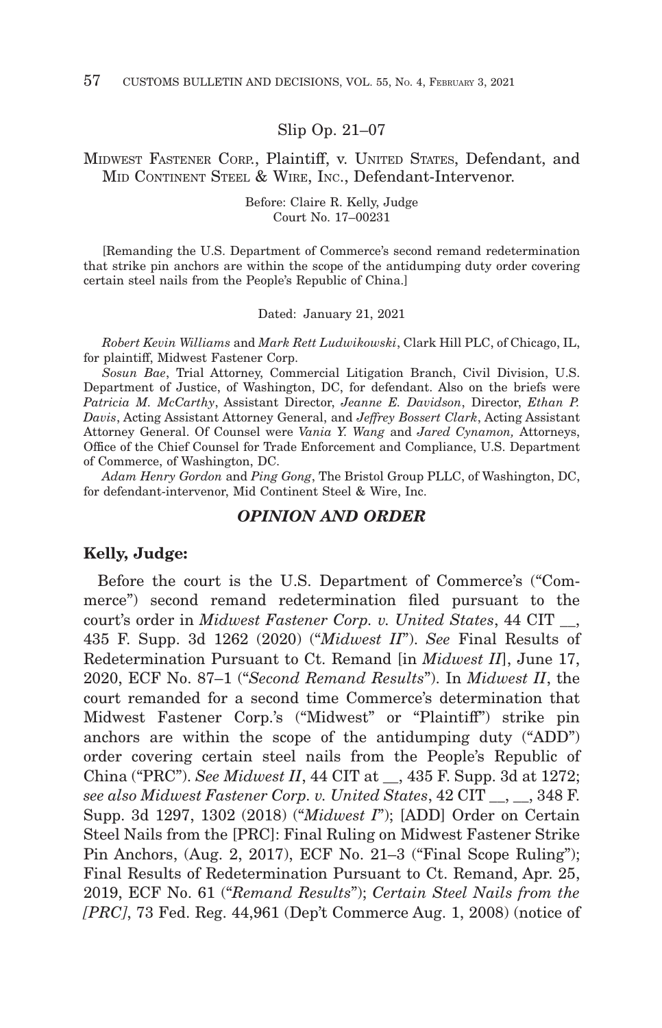Slip Op. 21–07

MIDWEST FASTENER CORP., Plaintiff, v. UNITED STATES, Defendant, and MID CONTINENT STEEL & WIRE, INC., Defendant-Intervenor.

Before: Claire R. Kelly, Judge
Court No. 17–00231

[Remanding the U.S. Department of Commerce's second remand redetermination that strike pin anchors are within the scope of the antidumping duty order covering certain steel nails from the People's Republic of China.]

Dated: January 21, 2021

*Robert Kevin Williams* and *Mark Rett Ludwikowski*, Clark Hill PLC, of Chicago, IL, for plaintiff, Midwest Fastener Corp.

*Sosun Bae*, Trial Attorney, Commercial Litigation Branch, Civil Division, U.S. Department of Justice, of Washington, DC, for defendant. Also on the briefs were *Patricia M. McCarthy*, Assistant Director, *Jeanne E. Davidson*, Director, *Ethan P. Davis*, Acting Assistant Attorney General, and *Jeffrey Bossert Clark*, Acting Assistant Attorney General. Of Counsel were *Vania Y. Wang* and *Jared Cynamon,* Attorneys, Office of the Chief Counsel for Trade Enforcement and Compliance, U.S. Department of Commerce, of Washington, DC.

*Adam Henry Gordon* and *Ping Gong*, The Bristol Group PLLC, of Washington, DC, for defendant-intervenor, Mid Continent Steel & Wire, Inc.

## *OPINION AND ORDER*

**Kelly, Judge:**

Before the court is the U.S. Department of Commerce's ("Commerce") second remand redetermination filed pursuant to the court's order in *Midwest Fastener Corp. v. United States*, 44 CIT __, 435 F. Supp. 3d 1262 (2020) ("*Midwest II*"). *See* Final Results of Redetermination Pursuant to Ct. Remand [in *Midwest II*], June 17, 2020, ECF No. 87–1 ("*Second Remand Results*"). In *Midwest II*, the court remanded for a second time Commerce's determination that Midwest Fastener Corp.'s ("Midwest" or "Plaintiff") strike pin anchors are within the scope of the antidumping duty ("ADD") order covering certain steel nails from the People's Republic of China ("PRC"). *See Midwest II*, 44 CIT at __, 435 F. Supp. 3d at 1272; *see also Midwest Fastener Corp. v. United States*, 42 CIT __, __, 348 F. Supp. 3d 1297, 1302 (2018) ("*Midwest I*"); [ADD] Order on Certain Steel Nails from the [PRC]: Final Ruling on Midwest Fastener Strike Pin Anchors, (Aug. 2, 2017), ECF No. 21–3 ("Final Scope Ruling"); Final Results of Redetermination Pursuant to Ct. Remand, Apr. 25, 2019, ECF No. 61 ("*Remand Results*"); *Certain Steel Nails from the [PRC]*, 73 Fed. Reg. 44,961 (Dep't Commerce Aug. 1, 2008) (notice of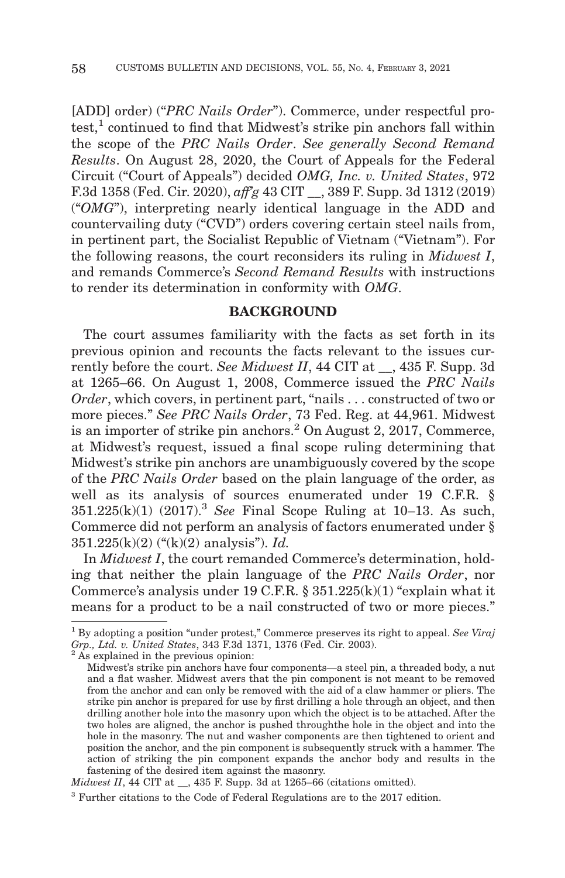[ADD] order) ("*PRC Nails Order*"). Commerce, under respectful protest,[1] continued to find that Midwest's strike pin anchors fall within the scope of the *PRC Nails Order*. *See generally Second Remand Results*. On August 28, 2020, the Court of Appeals for the Federal Circuit ("Court of Appeals") decided *OMG, Inc. v. United States*, 972 F.3d 1358 (Fed. Cir. 2020), *aff'g* 43 CIT __, 389 F. Supp. 3d 1312 (2019) ("*OMG*"), interpreting nearly identical language in the ADD and countervailing duty ("CVD") orders covering certain steel nails from, in pertinent part, the Socialist Republic of Vietnam ("Vietnam"). For the following reasons, the court reconsiders its ruling in *Midwest I*, and remands Commerce's *Second Remand Results* with instructions to render its determination in conformity with *OMG*.

## BACKGROUND

The court assumes familiarity with the facts as set forth in its previous opinion and recounts the facts relevant to the issues currently before the court. *See Midwest II*, 44 CIT at __, 435 F. Supp. 3d at 1265–66. On August 1, 2008, Commerce issued the *PRC Nails Order*, which covers, in pertinent part, "nails . . . constructed of two or more pieces." *See PRC Nails Order*, 73 Fed. Reg. at 44,961. Midwest is an importer of strike pin anchors.[2] On August 2, 2017, Commerce, at Midwest's request, issued a final scope ruling determining that Midwest's strike pin anchors are unambiguously covered by the scope of the *PRC Nails Order* based on the plain language of the order, as well as its analysis of sources enumerated under 19 C.F.R. § 351.225(k)(1) (2017).[3] *See* Final Scope Ruling at 10–13. As such, Commerce did not perform an analysis of factors enumerated under § 351.225(k)(2) ("(k)(2) analysis"). *Id.*

In *Midwest I*, the court remanded Commerce's determination, holding that neither the plain language of the *PRC Nails Order*, nor Commerce's analysis under 19 C.F.R. § 351.225(k)(1) "explain what it means for a product to be a nail constructed of two or more pieces."

---

[1] By adopting a position "under protest," Commerce preserves its right to appeal. *See Viraj Grp., Ltd. v. United States*, 343 F.3d 1371, 1376 (Fed. Cir. 2003).

[2] As explained in the previous opinion:

> Midwest's strike pin anchors have four components—a steel pin, a threaded body, a nut and a flat washer. Midwest avers that the pin component is not meant to be removed from the anchor and can only be removed with the aid of a claw hammer or pliers. The strike pin anchor is prepared for use by first drilling a hole through an object, and then drilling another hole into the masonry upon which the object is to be attached. After the two holes are aligned, the anchor is pushed throughthe hole in the object and into the hole in the masonry. The nut and washer components are then tightened to orient and position the anchor, and the pin component is subsequently struck with a hammer. The action of striking the pin component expands the anchor body and results in the fastening of the desired item against the masonry.

*Midwest II*, 44 CIT at __, 435 F. Supp. 3d at 1265–66 (citations omitted).

[3] Further citations to the Code of Federal Regulations are to the 2017 edition.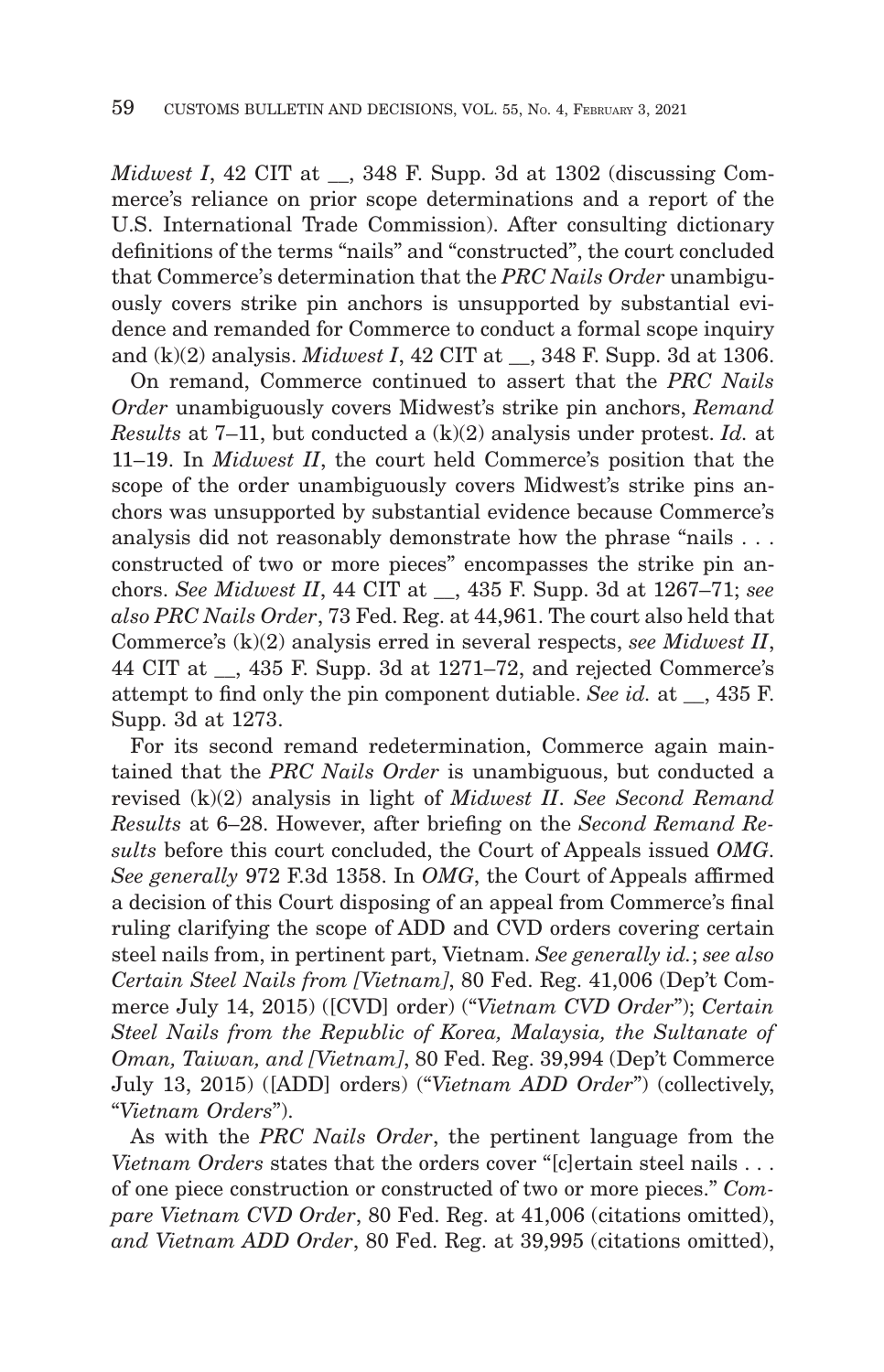*Midwest I*, 42 CIT at __, 348 F. Supp. 3d at 1302 (discussing Commerce's reliance on prior scope determinations and a report of the U.S. International Trade Commission). After consulting dictionary definitions of the terms "nails" and "constructed", the court concluded that Commerce's determination that the *PRC Nails Order* unambiguously covers strike pin anchors is unsupported by substantial evidence and remanded for Commerce to conduct a formal scope inquiry and (k)(2) analysis. *Midwest I*, 42 CIT at __, 348 F. Supp. 3d at 1306.

On remand, Commerce continued to assert that the *PRC Nails Order* unambiguously covers Midwest's strike pin anchors, *Remand Results* at 7–11, but conducted a (k)(2) analysis under protest. *Id.* at 11–19. In *Midwest II*, the court held Commerce's position that the scope of the order unambiguously covers Midwest's strike pins anchors was unsupported by substantial evidence because Commerce's analysis did not reasonably demonstrate how the phrase "nails . . . constructed of two or more pieces" encompasses the strike pin anchors. *See Midwest II*, 44 CIT at __, 435 F. Supp. 3d at 1267–71; *see also PRC Nails Order*, 73 Fed. Reg. at 44,961. The court also held that Commerce's (k)(2) analysis erred in several respects, *see Midwest II*, 44 CIT at __, 435 F. Supp. 3d at 1271–72, and rejected Commerce's attempt to find only the pin component dutiable. *See id.* at __, 435 F. Supp. 3d at 1273.

For its second remand redetermination, Commerce again maintained that the *PRC Nails Order* is unambiguous, but conducted a revised (k)(2) analysis in light of *Midwest II*. *See Second Remand Results* at 6–28. However, after briefing on the *Second Remand Results* before this court concluded, the Court of Appeals issued *OMG*. *See generally* 972 F.3d 1358. In *OMG*, the Court of Appeals affirmed a decision of this Court disposing of an appeal from Commerce's final ruling clarifying the scope of ADD and CVD orders covering certain steel nails from, in pertinent part, Vietnam. *See generally id.*; *see also Certain Steel Nails from [Vietnam]*, 80 Fed. Reg. 41,006 (Dep't Commerce July 14, 2015) ([CVD] order) ("*Vietnam CVD Order*"); *Certain Steel Nails from the Republic of Korea, Malaysia, the Sultanate of Oman, Taiwan, and [Vietnam]*, 80 Fed. Reg. 39,994 (Dep't Commerce July 13, 2015) ([ADD] orders) ("*Vietnam ADD Order*") (collectively, "*Vietnam Orders*").

As with the *PRC Nails Order*, the pertinent language from the *Vietnam Orders* states that the orders cover "[c]ertain steel nails . . . of one piece construction or constructed of two or more pieces." *Compare Vietnam CVD Order*, 80 Fed. Reg. at 41,006 (citations omitted), *and Vietnam ADD Order*, 80 Fed. Reg. at 39,995 (citations omitted),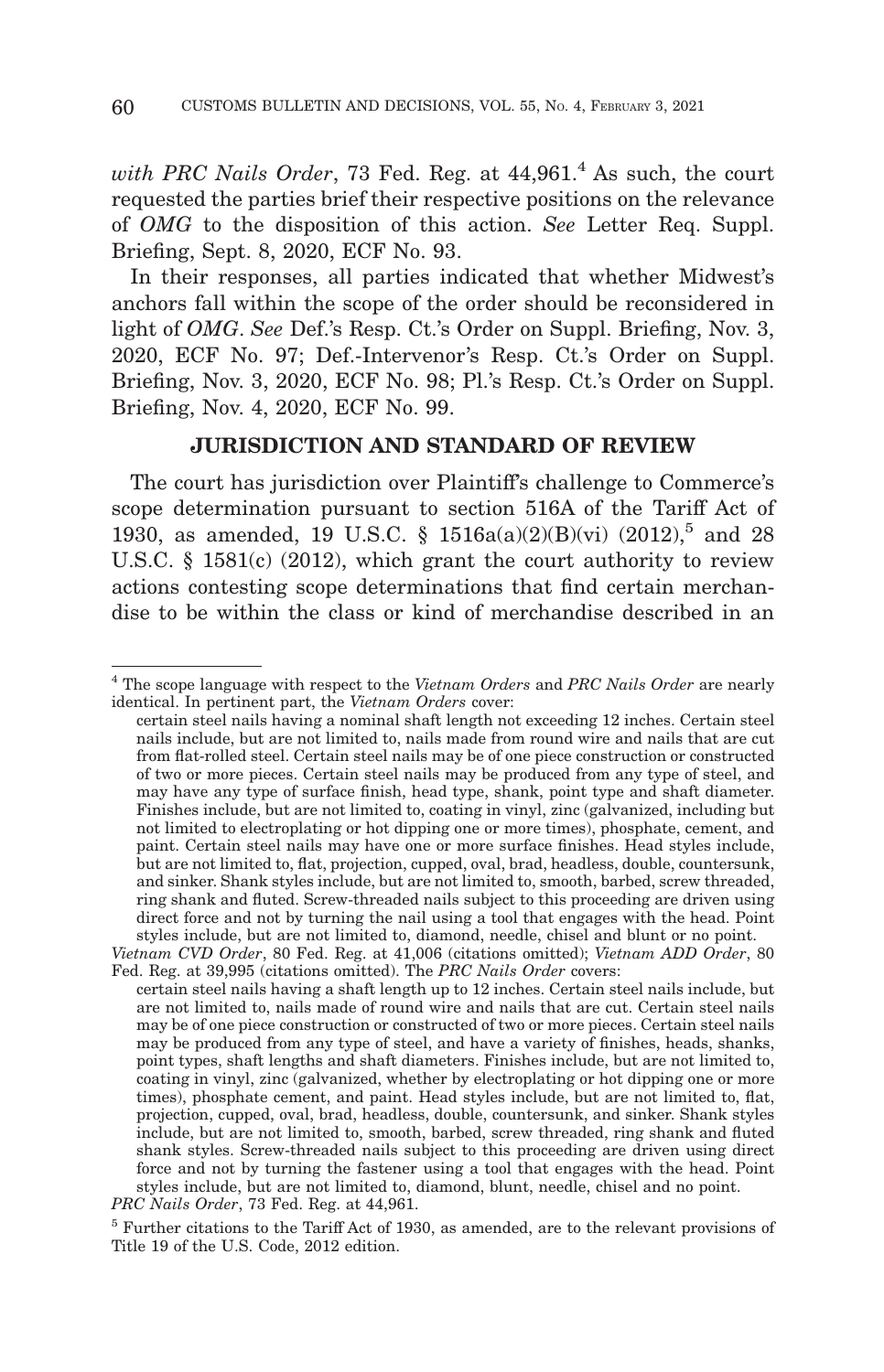*with PRC Nails Order*, 73 Fed. Reg. at 44,961.[4] As such, the court requested the parties brief their respective positions on the relevance of *OMG* to the disposition of this action. *See* Letter Req. Suppl. Briefing, Sept. 8, 2020, ECF No. 93.

In their responses, all parties indicated that whether Midwest's anchors fall within the scope of the order should be reconsidered in light of *OMG*. *See* Def.'s Resp. Ct.'s Order on Suppl. Briefing, Nov. 3, 2020, ECF No. 97; Def.-Intervenor's Resp. Ct.'s Order on Suppl. Briefing, Nov. 3, 2020, ECF No. 98; Pl.'s Resp. Ct.'s Order on Suppl. Briefing, Nov. 4, 2020, ECF No. 99.

## JURISDICTION AND STANDARD OF REVIEW

The court has jurisdiction over Plaintiff's challenge to Commerce's scope determination pursuant to section 516A of the Tariff Act of 1930, as amended, 19 U.S.C. § 1516a(a)(2)(B)(vi) (2012),[5] and 28 U.S.C. § 1581(c) (2012), which grant the court authority to review actions contesting scope determinations that find certain merchandise to be within the class or kind of merchandise described in an

---

[4] The scope language with respect to the *Vietnam Orders* and *PRC Nails Order* are nearly identical. In pertinent part, the *Vietnam Orders* cover:

> certain steel nails having a nominal shaft length not exceeding 12 inches. Certain steel nails include, but are not limited to, nails made from round wire and nails that are cut from flat-rolled steel. Certain steel nails may be of one piece construction or constructed of two or more pieces. Certain steel nails may be produced from any type of steel, and may have any type of surface finish, head type, shank, point type and shaft diameter. Finishes include, but are not limited to, coating in vinyl, zinc (galvanized, including but not limited to electroplating or hot dipping one or more times), phosphate, cement, and paint. Certain steel nails may have one or more surface finishes. Head styles include, but are not limited to, flat, projection, cupped, oval, brad, headless, double, countersunk, and sinker. Shank styles include, but are not limited to, smooth, barbed, screw threaded, ring shank and fluted. Screw-threaded nails subject to this proceeding are driven using direct force and not by turning the nail using a tool that engages with the head. Point styles include, but are not limited to, diamond, needle, chisel and blunt or no point.

*Vietnam CVD Order*, 80 Fed. Reg. at 41,006 (citations omitted); *Vietnam ADD Order*, 80 Fed. Reg. at 39,995 (citations omitted). The *PRC Nails Order* covers:

> certain steel nails having a shaft length up to 12 inches. Certain steel nails include, but are not limited to, nails made of round wire and nails that are cut. Certain steel nails may be of one piece construction or constructed of two or more pieces. Certain steel nails may be produced from any type of steel, and have a variety of finishes, heads, shanks, point types, shaft lengths and shaft diameters. Finishes include, but are not limited to, coating in vinyl, zinc (galvanized, whether by electroplating or hot dipping one or more times), phosphate cement, and paint. Head styles include, but are not limited to, flat, projection, cupped, oval, brad, headless, double, countersunk, and sinker. Shank styles include, but are not limited to, smooth, barbed, screw threaded, ring shank and fluted shank styles. Screw-threaded nails subject to this proceeding are driven using direct force and not by turning the fastener using a tool that engages with the head. Point styles include, but are not limited to, diamond, blunt, needle, chisel and no point.

*PRC Nails Order*, 73 Fed. Reg. at 44,961.

[5] Further citations to the Tariff Act of 1930, as amended, are to the relevant provisions of Title 19 of the U.S. Code, 2012 edition.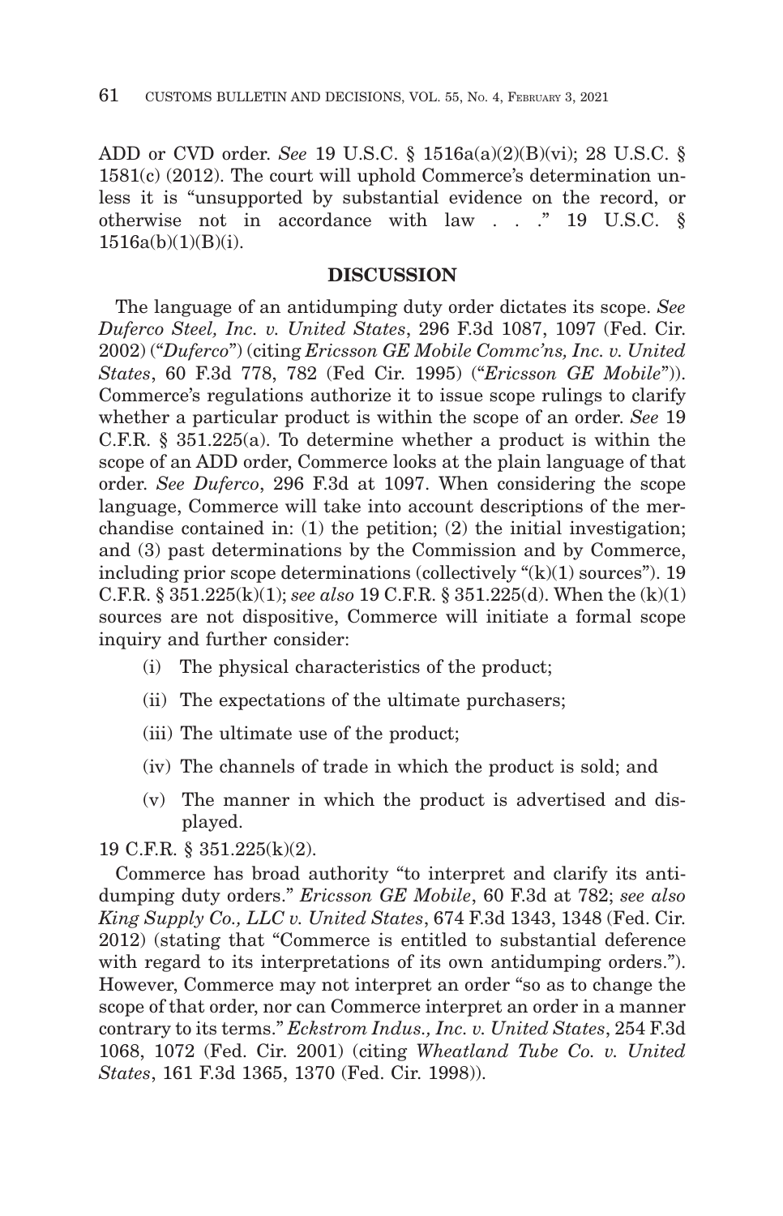ADD or CVD order. *See* 19 U.S.C. § 1516a(a)(2)(B)(vi); 28 U.S.C. § 1581(c) (2012). The court will uphold Commerce's determination unless it is "unsupported by substantial evidence on the record, or otherwise not in accordance with law . . ." 19 U.S.C. § 1516a(b)(1)(B)(i).

## DISCUSSION

The language of an antidumping duty order dictates its scope. *See Duferco Steel, Inc. v. United States*, 296 F.3d 1087, 1097 (Fed. Cir. 2002) ("*Duferco*") (citing *Ericsson GE Mobile Commc'ns, Inc. v. United States*, 60 F.3d 778, 782 (Fed Cir. 1995) ("*Ericsson GE Mobile*")). Commerce's regulations authorize it to issue scope rulings to clarify whether a particular product is within the scope of an order. *See* 19 C.F.R. § 351.225(a). To determine whether a product is within the scope of an ADD order, Commerce looks at the plain language of that order. *See Duferco*, 296 F.3d at 1097. When considering the scope language, Commerce will take into account descriptions of the merchandise contained in: (1) the petition; (2) the initial investigation; and (3) past determinations by the Commission and by Commerce, including prior scope determinations (collectively "(k)(1) sources"). 19 C.F.R. § 351.225(k)(1); *see also* 19 C.F.R. § 351.225(d). When the (k)(1) sources are not dispositive, Commerce will initiate a formal scope inquiry and further consider:

(i) The physical characteristics of the product;

(ii) The expectations of the ultimate purchasers;

(iii) The ultimate use of the product;

(iv) The channels of trade in which the product is sold; and

(v) The manner in which the product is advertised and displayed.

19 C.F.R. § 351.225(k)(2).

Commerce has broad authority "to interpret and clarify its antidumping duty orders." *Ericsson GE Mobile*, 60 F.3d at 782; *see also King Supply Co., LLC v. United States*, 674 F.3d 1343, 1348 (Fed. Cir. 2012) (stating that "Commerce is entitled to substantial deference with regard to its interpretations of its own antidumping orders."). However, Commerce may not interpret an order "so as to change the scope of that order, nor can Commerce interpret an order in a manner contrary to its terms." *Eckstrom Indus., Inc. v. United States*, 254 F.3d 1068, 1072 (Fed. Cir. 2001) (citing *Wheatland Tube Co. v. United States*, 161 F.3d 1365, 1370 (Fed. Cir. 1998)).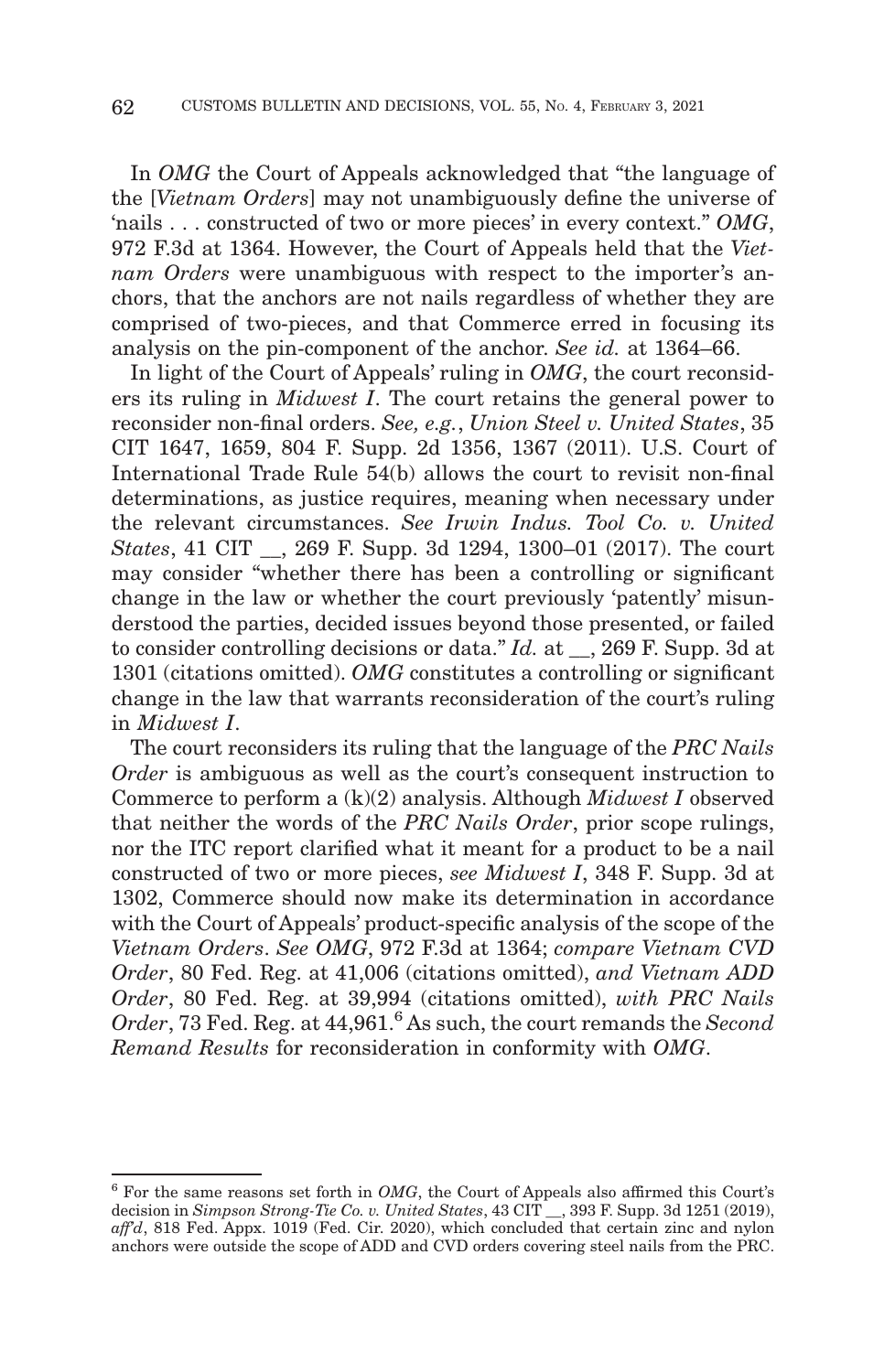In *OMG* the Court of Appeals acknowledged that "the language of the [*Vietnam Orders*] may not unambiguously define the universe of 'nails . . . constructed of two or more pieces' in every context." *OMG*, 972 F.3d at 1364. However, the Court of Appeals held that the *Vietnam Orders* were unambiguous with respect to the importer's anchors, that the anchors are not nails regardless of whether they are comprised of two-pieces, and that Commerce erred in focusing its analysis on the pin-component of the anchor. *See id.* at 1364–66.

In light of the Court of Appeals' ruling in *OMG*, the court reconsiders its ruling in *Midwest I*. The court retains the general power to reconsider non-final orders. *See, e.g.*, *Union Steel v. United States*, 35 CIT 1647, 1659, 804 F. Supp. 2d 1356, 1367 (2011). U.S. Court of International Trade Rule 54(b) allows the court to revisit non-final determinations, as justice requires, meaning when necessary under the relevant circumstances. *See Irwin Indus. Tool Co. v. United States*, 41 CIT __, 269 F. Supp. 3d 1294, 1300–01 (2017). The court may consider "whether there has been a controlling or significant change in the law or whether the court previously 'patently' misunderstood the parties, decided issues beyond those presented, or failed to consider controlling decisions or data." *Id.* at __, 269 F. Supp. 3d at 1301 (citations omitted). *OMG* constitutes a controlling or significant change in the law that warrants reconsideration of the court's ruling in *Midwest I*.

The court reconsiders its ruling that the language of the *PRC Nails Order* is ambiguous as well as the court's consequent instruction to Commerce to perform a (k)(2) analysis. Although *Midwest I* observed that neither the words of the *PRC Nails Order*, prior scope rulings, nor the ITC report clarified what it meant for a product to be a nail constructed of two or more pieces, *see Midwest I*, 348 F. Supp. 3d at 1302, Commerce should now make its determination in accordance with the Court of Appeals' product-specific analysis of the scope of the *Vietnam Orders*. *See OMG*, 972 F.3d at 1364; *compare Vietnam CVD Order*, 80 Fed. Reg. at 41,006 (citations omitted), *and Vietnam ADD Order*, 80 Fed. Reg. at 39,994 (citations omitted), *with PRC Nails Order*, 73 Fed. Reg. at 44,961.[6] As such, the court remands the *Second Remand Results* for reconsideration in conformity with *OMG*.

---

[6] For the same reasons set forth in *OMG*, the Court of Appeals also affirmed this Court's decision in *Simpson Strong-Tie Co. v. United States*, 43 CIT __, 393 F. Supp. 3d 1251 (2019), *aff'd*, 818 Fed. Appx. 1019 (Fed. Cir. 2020), which concluded that certain zinc and nylon anchors were outside the scope of ADD and CVD orders covering steel nails from the PRC.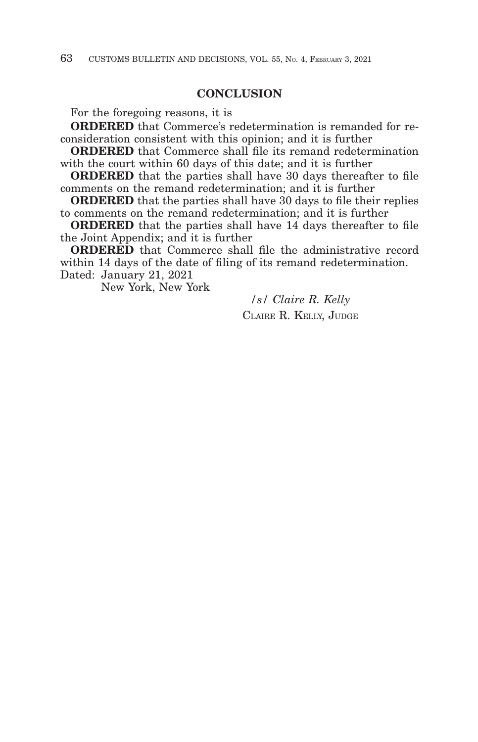## CONCLUSION

For the foregoing reasons, it is

**ORDERED** that Commerce's redetermination is remanded for reconsideration consistent with this opinion; and it is further

**ORDERED** that Commerce shall file its remand redetermination with the court within 60 days of this date; and it is further

**ORDERED** that the parties shall have 30 days thereafter to file comments on the remand redetermination; and it is further

**ORDERED** that the parties shall have 30 days to file their replies to comments on the remand redetermination; and it is further

**ORDERED** that the parties shall have 14 days thereafter to file the Joint Appendix; and it is further

**ORDERED** that Commerce shall file the administrative record within 14 days of the date of filing of its remand redetermination.

Dated: January 21, 2021
New York, New York

/s/ *Claire R. Kelly*
CLAIRE R. KELLY, JUDGE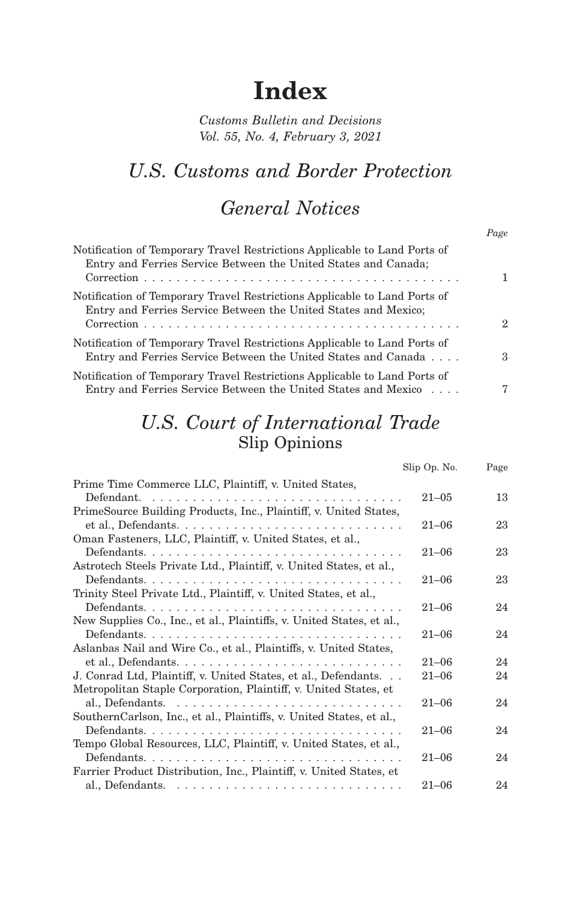# Index

*Customs Bulletin and Decisions*
*Vol. 55, No. 4, February 3, 2021*

## *U.S. Customs and Border Protection*

## *General Notices*

| | Page |
|---|---|
| Notification of Temporary Travel Restrictions Applicable to Land Ports of Entry and Ferries Service Between the United States and Canada; Correction | 1 |
| Notification of Temporary Travel Restrictions Applicable to Land Ports of Entry and Ferries Service Between the United States and Mexico; Correction | 2 |
| Notification of Temporary Travel Restrictions Applicable to Land Ports of Entry and Ferries Service Between the United States and Canada | 3 |
| Notification of Temporary Travel Restrictions Applicable to Land Ports of Entry and Ferries Service Between the United States and Mexico | 7 |

## *U.S. Court of International Trade*

### Slip Opinions

| | Slip Op. No. | Page |
|---|---|---|
| Prime Time Commerce LLC, Plaintiff, v. United States, Defendant. | 21–05 | 13 |
| PrimeSource Building Products, Inc., Plaintiff, v. United States, et al., Defendants. | 21–06 | 23 |
| Oman Fasteners, LLC, Plaintiff, v. United States, et al., Defendants. | 21–06 | 23 |
| Astrotech Steels Private Ltd., Plaintiff, v. United States, et al., Defendants. | 21–06 | 23 |
| Trinity Steel Private Ltd., Plaintiff, v. United States, et al., Defendants. | 21–06 | 24 |
| New Supplies Co., Inc., et al., Plaintiffs, v. United States, et al., Defendants. | 21–06 | 24 |
| Aslanbas Nail and Wire Co., et al., Plaintiffs, v. United States, et al., Defendants. | 21–06 | 24 |
| J. Conrad Ltd, Plaintiff, v. United States, et al., Defendants. | 21–06 | 24 |
| Metropolitan Staple Corporation, Plaintiff, v. United States, et al., Defendants. | 21–06 | 24 |
| SouthernCarlson, Inc., et al., Plaintiffs, v. United States, et al., Defendants. | 21–06 | 24 |
| Tempo Global Resources, LLC, Plaintiff, v. United States, et al., Defendants. | 21–06 | 24 |
| Farrier Product Distribution, Inc., Plaintiff, v. United States, et al., Defendants. | 21–06 | 24 |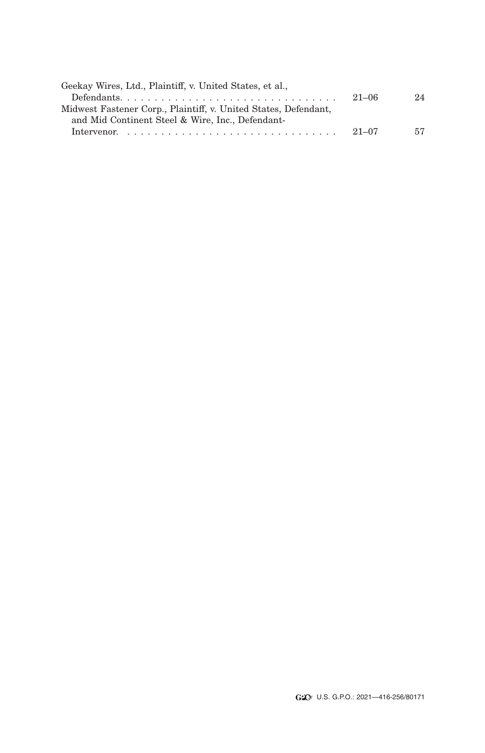| | | |
|---|---|---|
| Geekay Wires, Ltd., Plaintiff, v. United States, et al., Defendants. | 21–06 | 24 |
| Midwest Fastener Corp., Plaintiff, v. United States, Defendant, and Mid Continent Steel & Wire, Inc., Defendant-Intervenor. | 21–07 | 57 |

U.S. G.P.O.: 2021—416-256/80171